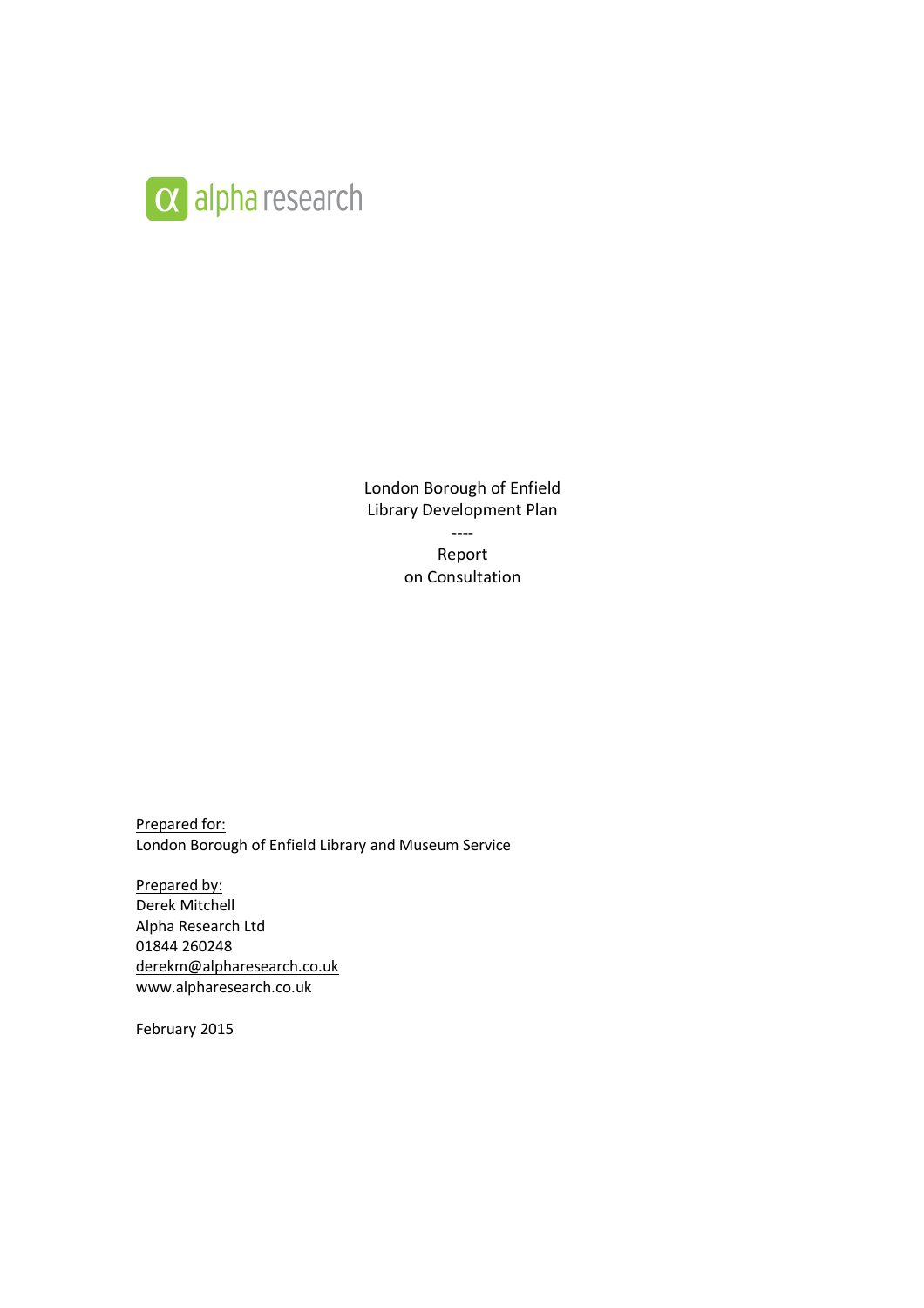α alpha research

London Borough of Enfield
Library Development Plan
----
Report
on Consultation

Prepared for:
London Borough of Enfield Library and Museum Service

Prepared by:
Derek Mitchell
Alpha Research Ltd
01844 260248
derekm@alpharesearch.co.uk
www.alpharesearch.co.uk

February 2015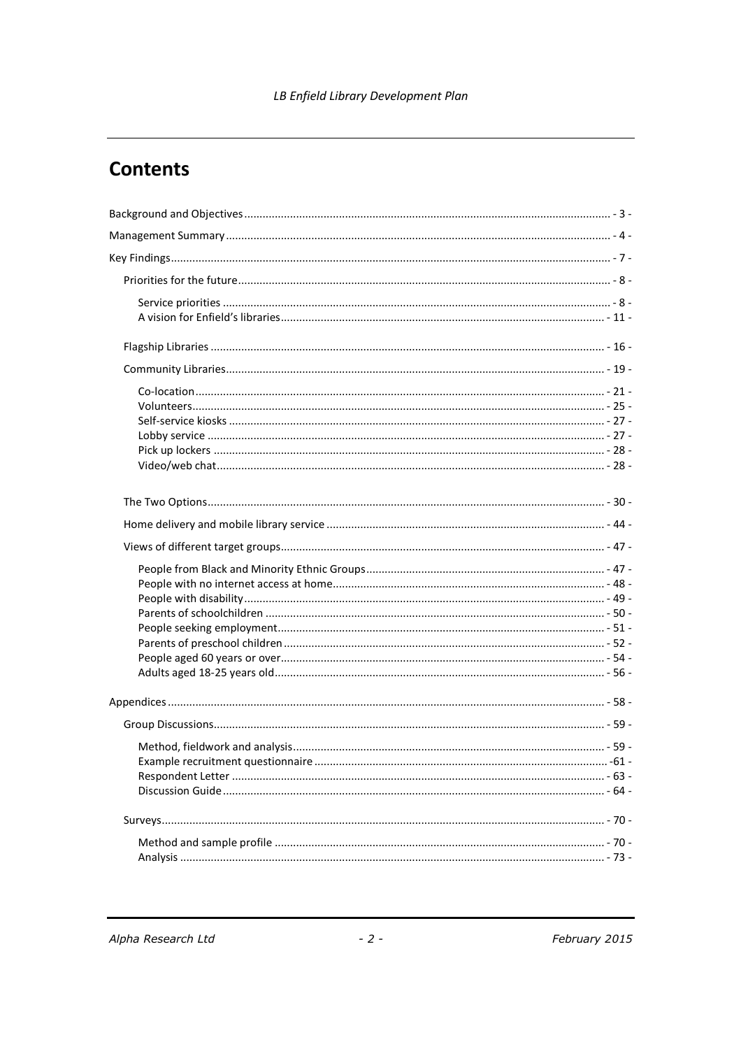# Contents

Background and Objectives ..... - 3 -

Management Summary ..... - 4 -

Key Findings ..... - 7 -

- Priorities for the future ..... - 8 -
  - Service priorities ..... - 8 -
  - A vision for Enfield's libraries ..... - 11 -
- Flagship Libraries ..... - 16 -
- Community Libraries ..... - 19 -
  - Co-location ..... - 21 -
  - Volunteers ..... - 25 -
  - Self-service kiosks ..... - 27 -
  - Lobby service ..... - 27 -
  - Pick up lockers ..... - 28 -
  - Video/web chat ..... - 28 -
- The Two Options ..... - 30 -
- Home delivery and mobile library service ..... - 44 -
- Views of different target groups ..... - 47 -
  - People from Black and Minority Ethnic Groups ..... - 47 -
  - People with no internet access at home ..... - 48 -
  - People with disability ..... - 49 -
  - Parents of schoolchildren ..... - 50 -
  - People seeking employment ..... - 51 -
  - Parents of preschool children ..... - 52 -
  - People aged 60 years or over ..... - 54 -
  - Adults aged 18-25 years old ..... - 56 -

Appendices ..... - 58 -

- Group Discussions ..... - 59 -
  - Method, fieldwork and analysis ..... - 59 -
  - Example recruitment questionnaire ..... -61 -
  - Respondent Letter ..... - 63 -
  - Discussion Guide ..... - 64 -
- Surveys ..... - 70 -
  - Method and sample profile ..... - 70 -
  - Analysis ..... - 73 -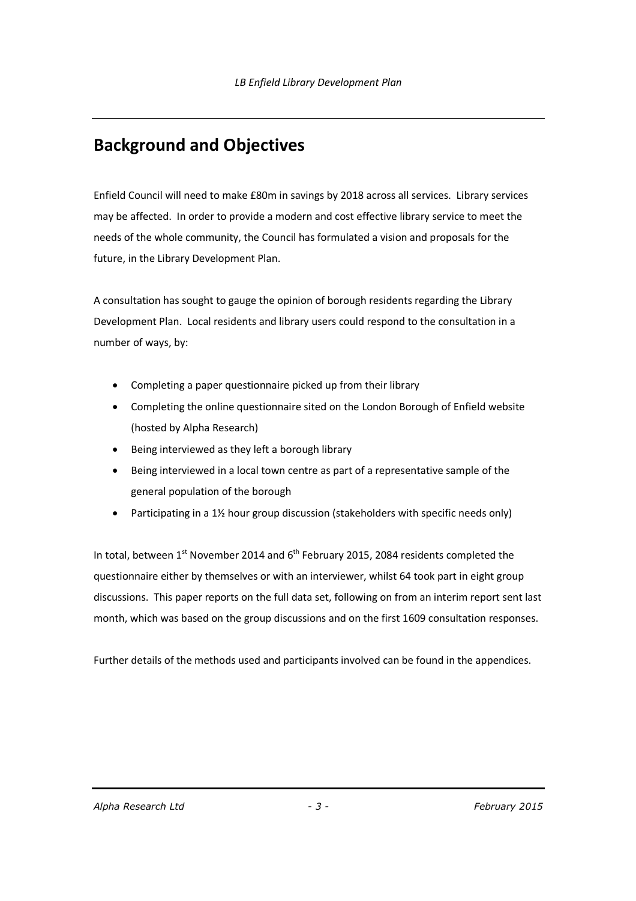## Background and Objectives

Enfield Council will need to make £80m in savings by 2018 across all services. Library services may be affected. In order to provide a modern and cost effective library service to meet the needs of the whole community, the Council has formulated a vision and proposals for the future, in the Library Development Plan.

A consultation has sought to gauge the opinion of borough residents regarding the Library Development Plan. Local residents and library users could respond to the consultation in a number of ways, by:

- Completing a paper questionnaire picked up from their library
- Completing the online questionnaire sited on the London Borough of Enfield website (hosted by Alpha Research)
- Being interviewed as they left a borough library
- Being interviewed in a local town centre as part of a representative sample of the general population of the borough
- Participating in a 1½ hour group discussion (stakeholders with specific needs only)

In total, between 1st November 2014 and 6th February 2015, 2084 residents completed the questionnaire either by themselves or with an interviewer, whilst 64 took part in eight group discussions. This paper reports on the full data set, following on from an interim report sent last month, which was based on the group discussions and on the first 1609 consultation responses.

Further details of the methods used and participants involved can be found in the appendices.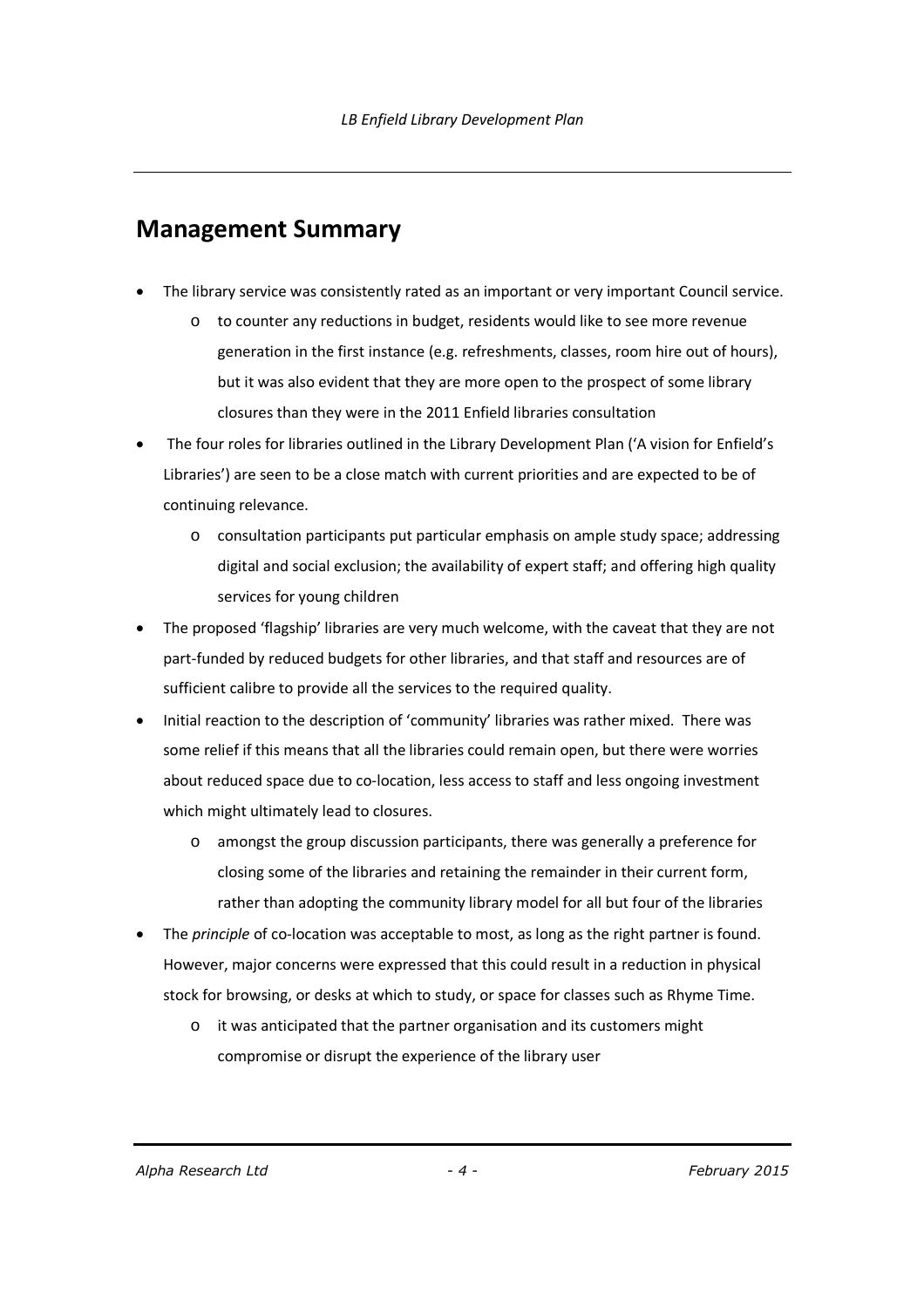## Management Summary

- The library service was consistently rated as an important or very important Council service.
    - to counter any reductions in budget, residents would like to see more revenue generation in the first instance (e.g. refreshments, classes, room hire out of hours), but it was also evident that they are more open to the prospect of some library closures than they were in the 2011 Enfield libraries consultation
- The four roles for libraries outlined in the Library Development Plan ('A vision for Enfield's Libraries') are seen to be a close match with current priorities and are expected to be of continuing relevance.
    - consultation participants put particular emphasis on ample study space; addressing digital and social exclusion; the availability of expert staff; and offering high quality services for young children
- The proposed 'flagship' libraries are very much welcome, with the caveat that they are not part-funded by reduced budgets for other libraries, and that staff and resources are of sufficient calibre to provide all the services to the required quality.
- Initial reaction to the description of 'community' libraries was rather mixed. There was some relief if this means that all the libraries could remain open, but there were worries about reduced space due to co-location, less access to staff and less ongoing investment which might ultimately lead to closures.
    - amongst the group discussion participants, there was generally a preference for closing some of the libraries and retaining the remainder in their current form, rather than adopting the community library model for all but four of the libraries
- The *principle* of co-location was acceptable to most, as long as the right partner is found. However, major concerns were expressed that this could result in a reduction in physical stock for browsing, or desks at which to study, or space for classes such as Rhyme Time.
    - it was anticipated that the partner organisation and its customers might compromise or disrupt the experience of the library user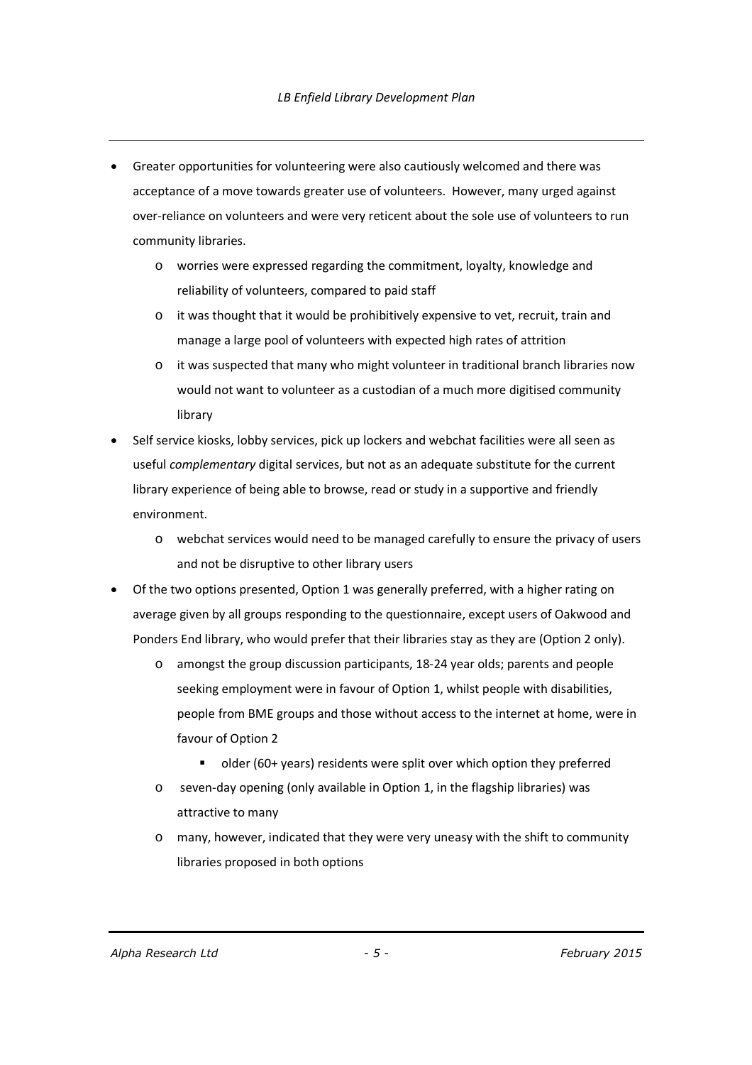- Greater opportunities for volunteering were also cautiously welcomed and there was acceptance of a move towards greater use of volunteers. However, many urged against over-reliance on volunteers and were very reticent about the sole use of volunteers to run community libraries.
  - worries were expressed regarding the commitment, loyalty, knowledge and reliability of volunteers, compared to paid staff
  - it was thought that it would be prohibitively expensive to vet, recruit, train and manage a large pool of volunteers with expected high rates of attrition
  - it was suspected that many who might volunteer in traditional branch libraries now would not want to volunteer as a custodian of a much more digitised community library
- Self service kiosks, lobby services, pick up lockers and webchat facilities were all seen as useful *complementary* digital services, but not as an adequate substitute for the current library experience of being able to browse, read or study in a supportive and friendly environment.
  - webchat services would need to be managed carefully to ensure the privacy of users and not be disruptive to other library users
- Of the two options presented, Option 1 was generally preferred, with a higher rating on average given by all groups responding to the questionnaire, except users of Oakwood and Ponders End library, who would prefer that their libraries stay as they are (Option 2 only).
  - amongst the group discussion participants, 18-24 year olds; parents and people seeking employment were in favour of Option 1, whilst people with disabilities, people from BME groups and those without access to the internet at home, were in favour of Option 2
    - older (60+ years) residents were split over which option they preferred
  - seven-day opening (only available in Option 1, in the flagship libraries) was attractive to many
  - many, however, indicated that they were very uneasy with the shift to community libraries proposed in both options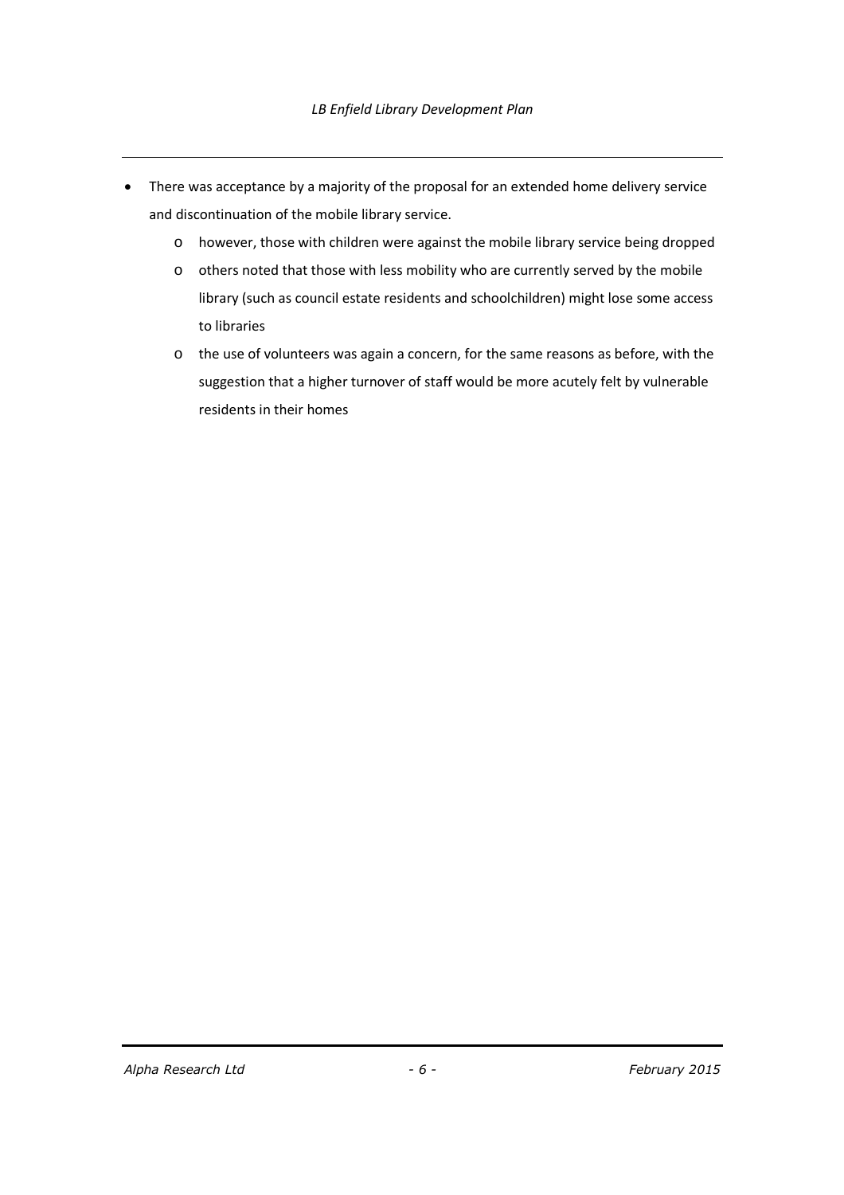- There was acceptance by a majority of the proposal for an extended home delivery service and discontinuation of the mobile library service.
    - however, those with children were against the mobile library service being dropped
    - others noted that those with less mobility who are currently served by the mobile library (such as council estate residents and schoolchildren) might lose some access to libraries
    - the use of volunteers was again a concern, for the same reasons as before, with the suggestion that a higher turnover of staff would be more acutely felt by vulnerable residents in their homes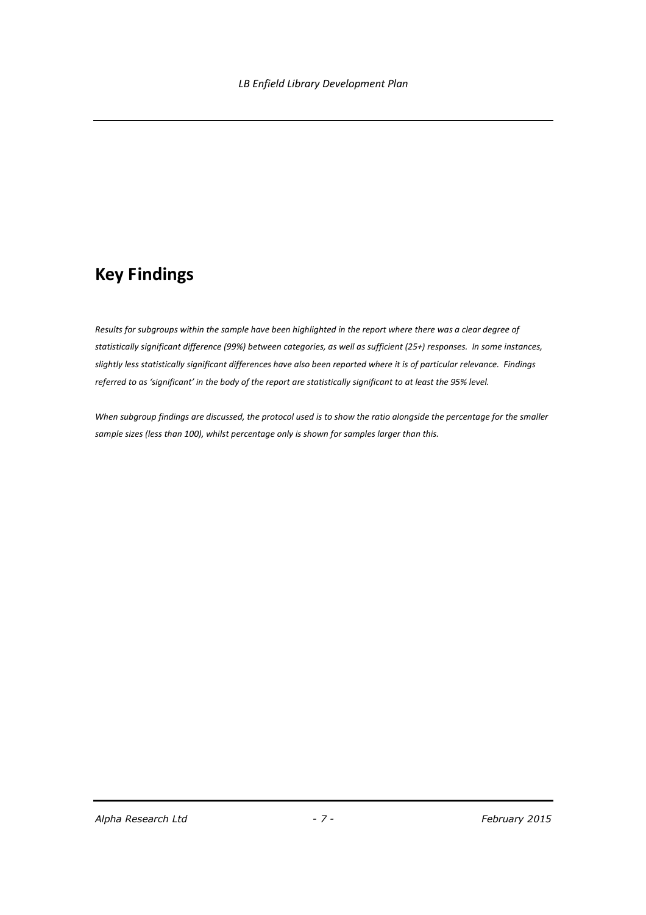# Key Findings

*Results for subgroups within the sample have been highlighted in the report where there was a clear degree of statistically significant difference (99%) between categories, as well as sufficient (25+) responses. In some instances, slightly less statistically significant differences have also been reported where it is of particular relevance. Findings referred to as 'significant' in the body of the report are statistically significant to at least the 95% level.*

*When subgroup findings are discussed, the protocol used is to show the ratio alongside the percentage for the smaller sample sizes (less than 100), whilst percentage only is shown for samples larger than this.*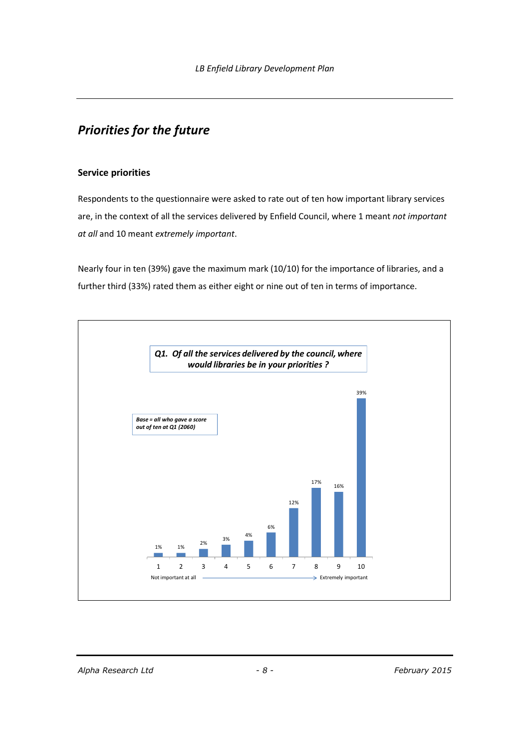## Priorities for the future

### Service priorities

Respondents to the questionnaire were asked to rate out of ten how important library services are, in the context of all the services delivered by Enfield Council, where 1 meant *not important at all* and 10 meant *extremely important*.

Nearly four in ten (39%) gave the maximum mark (10/10) for the importance of libraries, and a further third (33%) rated them as either eight or nine out of ten in terms of importance.

***Q1. Of all the services delivered by the council, where would libraries be in your priorities ?***

*Base = all who gave a score out of ten at Q1 (2060)*

1%
1%
2%
3%
4%
6%
12%
17%
16%
39%

1
2
3
4
5
6
7
8
9
10

Not important at all → Extremely important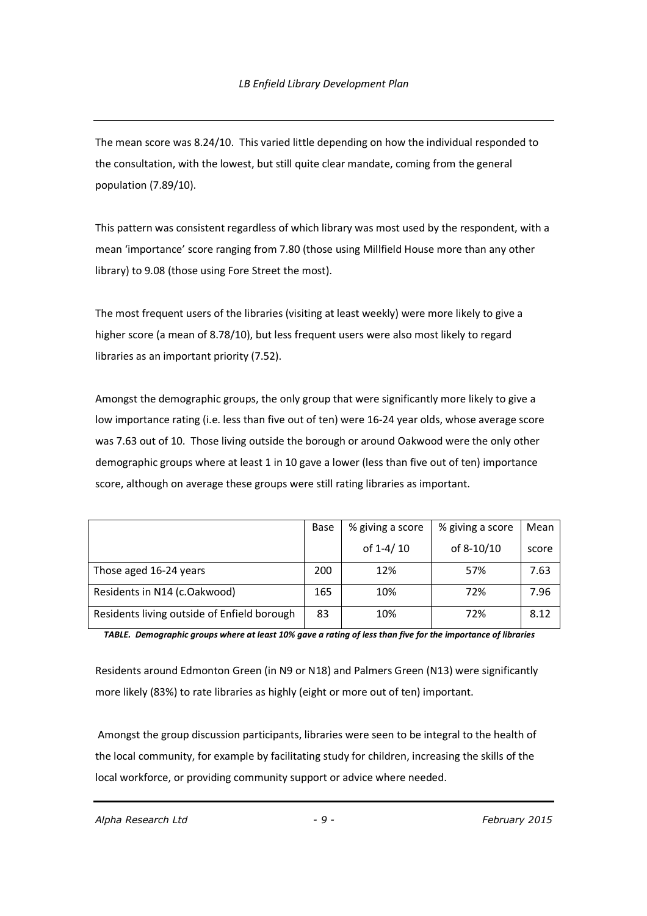The mean score was 8.24/10. This varied little depending on how the individual responded to the consultation, with the lowest, but still quite clear mandate, coming from the general population (7.89/10).

This pattern was consistent regardless of which library was most used by the respondent, with a mean 'importance' score ranging from 7.80 (those using Millfield House more than any other library) to 9.08 (those using Fore Street the most).

The most frequent users of the libraries (visiting at least weekly) were more likely to give a higher score (a mean of 8.78/10), but less frequent users were also most likely to regard libraries as an important priority (7.52).

Amongst the demographic groups, the only group that were significantly more likely to give a low importance rating (i.e. less than five out of ten) were 16-24 year olds, whose average score was 7.63 out of 10. Those living outside the borough or around Oakwood were the only other demographic groups where at least 1 in 10 gave a lower (less than five out of ten) importance score, although on average these groups were still rating libraries as important.

| | Base | % giving a score of 1-4/ 10 | % giving a score of 8-10/10 | Mean score |
|---|---|---|---|---|
| Those aged 16-24 years | 200 | 12% | 57% | 7.63 |
| Residents in N14 (c.Oakwood) | 165 | 10% | 72% | 7.96 |
| Residents living outside of Enfield borough | 83 | 10% | 72% | 8.12 |

***TABLE. Demographic groups where at least 10% gave a rating of less than five for the importance of libraries***

Residents around Edmonton Green (in N9 or N18) and Palmers Green (N13) were significantly more likely (83%) to rate libraries as highly (eight or more out of ten) important.

Amongst the group discussion participants, libraries were seen to be integral to the health of the local community, for example by facilitating study for children, increasing the skills of the local workforce, or providing community support or advice where needed.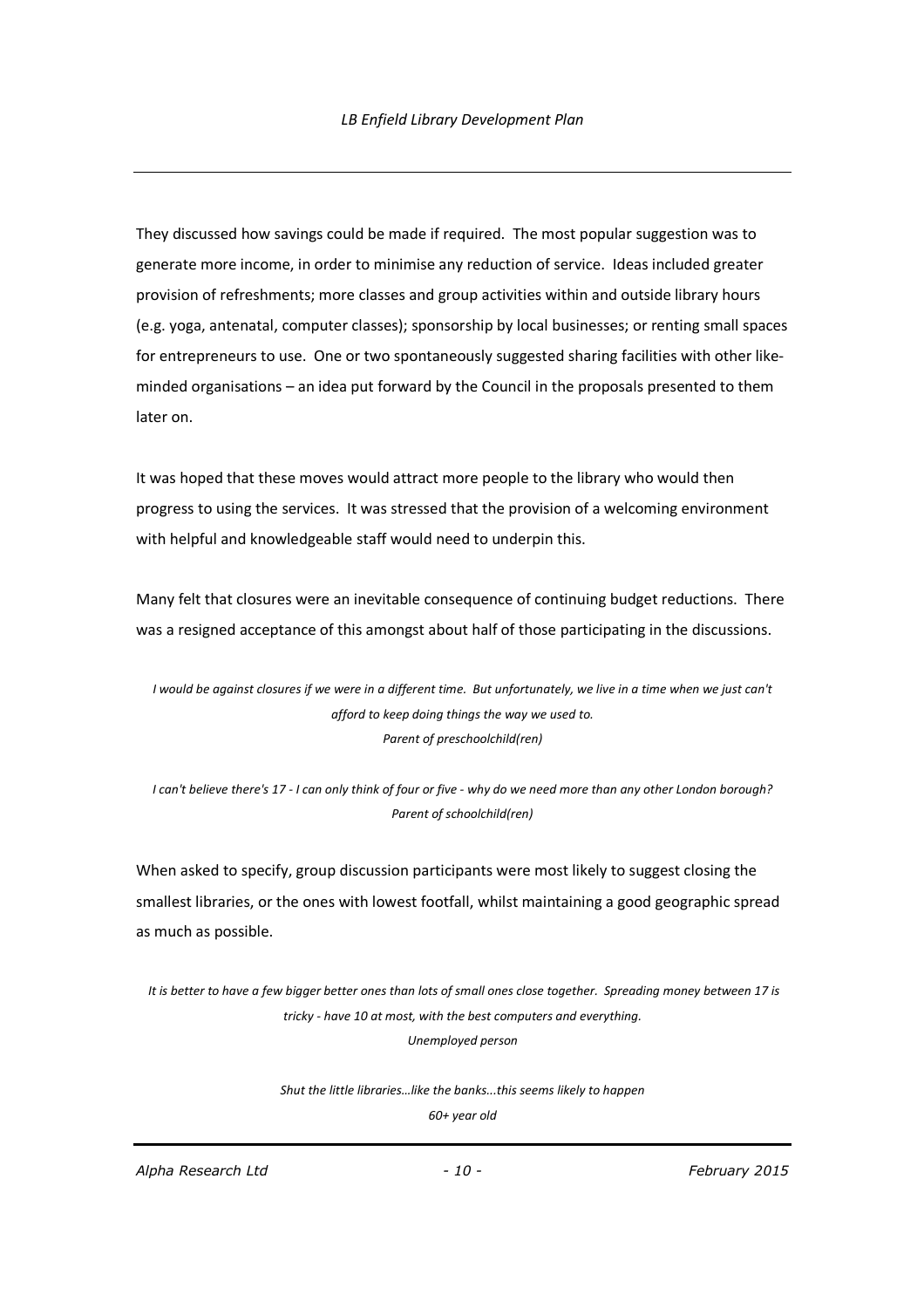They discussed how savings could be made if required. The most popular suggestion was to generate more income, in order to minimise any reduction of service. Ideas included greater provision of refreshments; more classes and group activities within and outside library hours (e.g. yoga, antenatal, computer classes); sponsorship by local businesses; or renting small spaces for entrepreneurs to use. One or two spontaneously suggested sharing facilities with other like-minded organisations – an idea put forward by the Council in the proposals presented to them later on.

It was hoped that these moves would attract more people to the library who would then progress to using the services. It was stressed that the provision of a welcoming environment with helpful and knowledgeable staff would need to underpin this.

Many felt that closures were an inevitable consequence of continuing budget reductions. There was a resigned acceptance of this amongst about half of those participating in the discussions.

*I would be against closures if we were in a different time. But unfortunately, we live in a time when we just can't afford to keep doing things the way we used to.*
*Parent of preschoolchild(ren)*

*I can't believe there's 17 - I can only think of four or five - why do we need more than any other London borough?*
*Parent of schoolchild(ren)*

When asked to specify, group discussion participants were most likely to suggest closing the smallest libraries, or the ones with lowest footfall, whilst maintaining a good geographic spread as much as possible.

*It is better to have a few bigger better ones than lots of small ones close together. Spreading money between 17 is tricky - have 10 at most, with the best computers and everything.*
*Unemployed person*

*Shut the little libraries…like the banks…this seems likely to happen*
*60+ year old*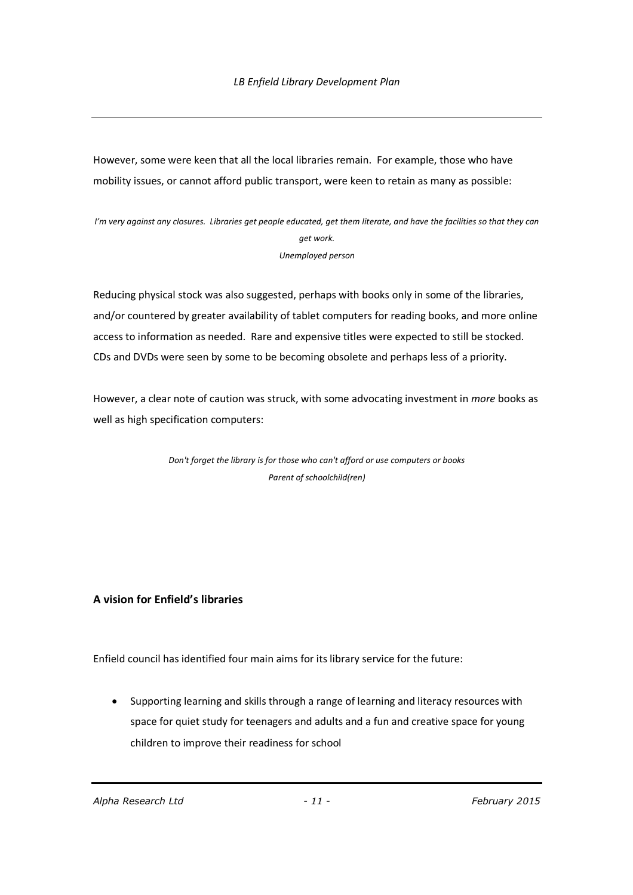However, some were keen that all the local libraries remain. For example, those who have mobility issues, or cannot afford public transport, were keen to retain as many as possible:

*I'm very against any closures. Libraries get people educated, get them literate, and have the facilities so that they can get work.*
*Unemployed person*

Reducing physical stock was also suggested, perhaps with books only in some of the libraries, and/or countered by greater availability of tablet computers for reading books, and more online access to information as needed. Rare and expensive titles were expected to still be stocked. CDs and DVDs were seen by some to be becoming obsolete and perhaps less of a priority.

However, a clear note of caution was struck, with some advocating investment in *more* books as well as high specification computers:

*Don't forget the library is for those who can't afford or use computers or books*
*Parent of schoolchild(ren)*

**A vision for Enfield's libraries**

Enfield council has identified four main aims for its library service for the future:

- Supporting learning and skills through a range of learning and literacy resources with space for quiet study for teenagers and adults and a fun and creative space for young children to improve their readiness for school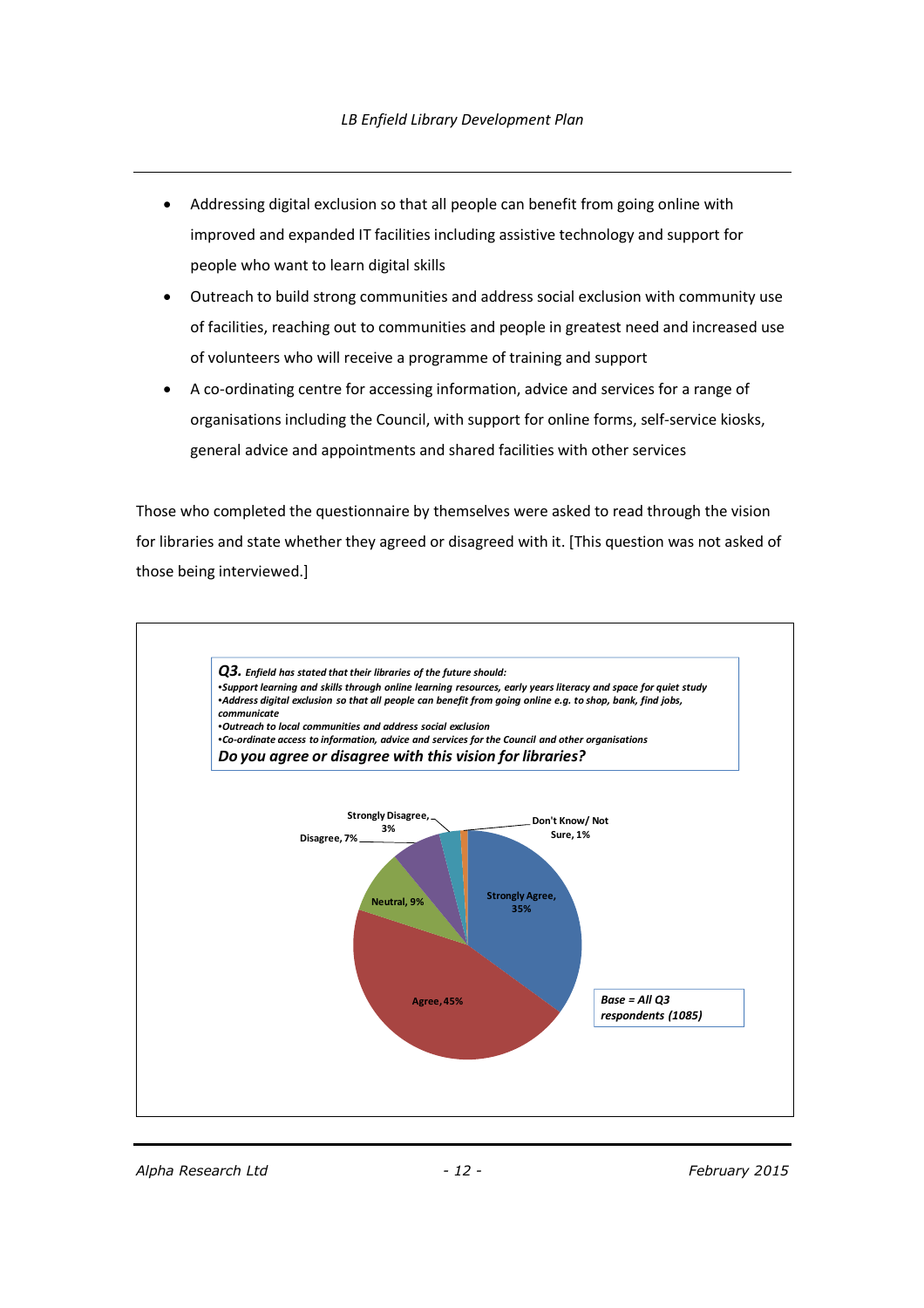- Addressing digital exclusion so that all people can benefit from going online with improved and expanded IT facilities including assistive technology and support for people who want to learn digital skills
- Outreach to build strong communities and address social exclusion with community use of facilities, reaching out to communities and people in greatest need and increased use of volunteers who will receive a programme of training and support
- A co-ordinating centre for accessing information, advice and services for a range of organisations including the Council, with support for online forms, self-service kiosks, general advice and appointments and shared facilities with other services

Those who completed the questionnaire by themselves were asked to read through the vision for libraries and state whether they agreed or disagreed with it. [This question was not asked of those being interviewed.]

***Q3.*** ***Enfield has stated that their libraries of the future should:***
***•Support learning and skills through online learning resources, early years literacy and space for quiet study***
***•Address digital exclusion so that all people can benefit from going online e.g. to shop, bank, find jobs, communicate***
***•Outreach to local communities and address social exclusion***
***•Co-ordinate access to information, advice and services for the Council and other organisations***
***Do you agree or disagree with this vision for libraries?***

Strongly Agree, 35%
Agree, 45%
Neutral, 9%
Disagree, 7%
Strongly Disagree, 3%
Don't Know/ Not Sure, 1%

*Base = All Q3 respondents (1085)*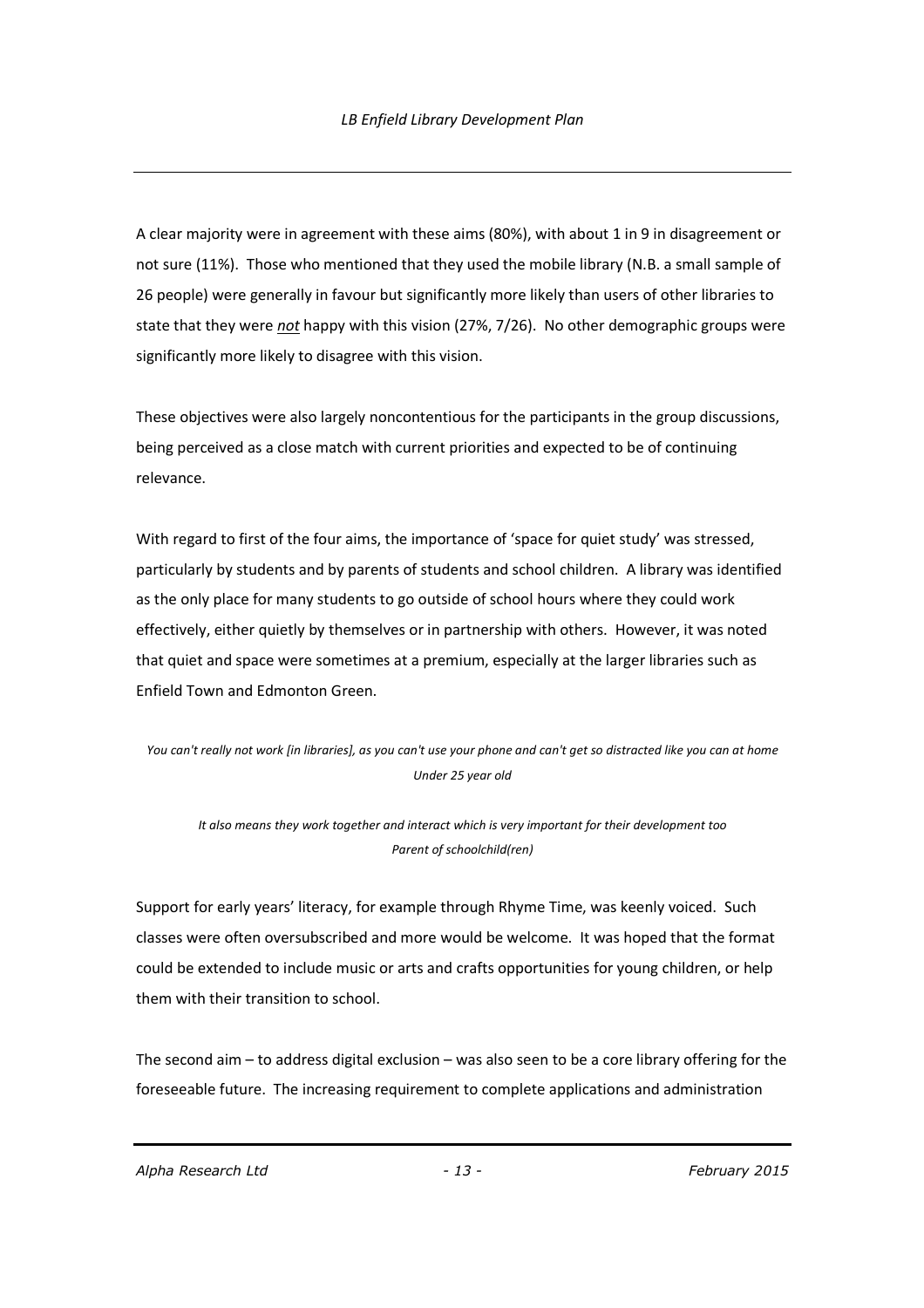A clear majority were in agreement with these aims (80%), with about 1 in 9 in disagreement or not sure (11%). Those who mentioned that they used the mobile library (N.B. a small sample of 26 people) were generally in favour but significantly more likely than users of other libraries to state that they were ***not*** happy with this vision (27%, 7/26). No other demographic groups were significantly more likely to disagree with this vision.

These objectives were also largely noncontentious for the participants in the group discussions, being perceived as a close match with current priorities and expected to be of continuing relevance.

With regard to first of the four aims, the importance of 'space for quiet study' was stressed, particularly by students and by parents of students and school children. A library was identified as the only place for many students to go outside of school hours where they could work effectively, either quietly by themselves or in partnership with others. However, it was noted that quiet and space were sometimes at a premium, especially at the larger libraries such as Enfield Town and Edmonton Green.

*You can't really not work [in libraries], as you can't use your phone and can't get so distracted like you can at home*
*Under 25 year old*

*It also means they work together and interact which is very important for their development too*
*Parent of schoolchild(ren)*

Support for early years' literacy, for example through Rhyme Time, was keenly voiced. Such classes were often oversubscribed and more would be welcome. It was hoped that the format could be extended to include music or arts and crafts opportunities for young children, or help them with their transition to school.

The second aim – to address digital exclusion – was also seen to be a core library offering for the foreseeable future. The increasing requirement to complete applications and administration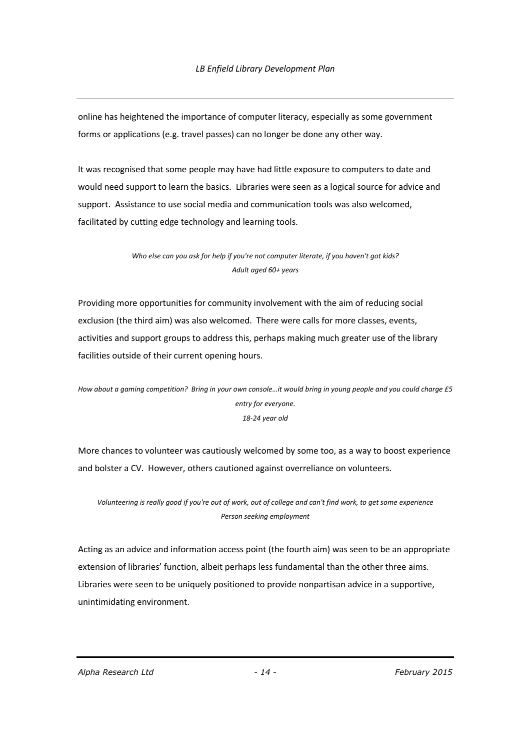online has heightened the importance of computer literacy, especially as some government forms or applications (e.g. travel passes) can no longer be done any other way.

It was recognised that some people may have had little exposure to computers to date and would need support to learn the basics. Libraries were seen as a logical source for advice and support. Assistance to use social media and communication tools was also welcomed, facilitated by cutting edge technology and learning tools.

*Who else can you ask for help if you're not computer literate, if you haven't got kids?*
*Adult aged 60+ years*

Providing more opportunities for community involvement with the aim of reducing social exclusion (the third aim) was also welcomed. There were calls for more classes, events, activities and support groups to address this, perhaps making much greater use of the library facilities outside of their current opening hours.

*How about a gaming competition? Bring in your own console…it would bring in young people and you could charge £5 entry for everyone.*
*18-24 year old*

More chances to volunteer was cautiously welcomed by some too, as a way to boost experience and bolster a CV. However, others cautioned against overreliance on volunteers.

*Volunteering is really good if you're out of work, out of college and can't find work, to get some experience*
*Person seeking employment*

Acting as an advice and information access point (the fourth aim) was seen to be an appropriate extension of libraries' function, albeit perhaps less fundamental than the other three aims. Libraries were seen to be uniquely positioned to provide nonpartisan advice in a supportive, unintimidating environment.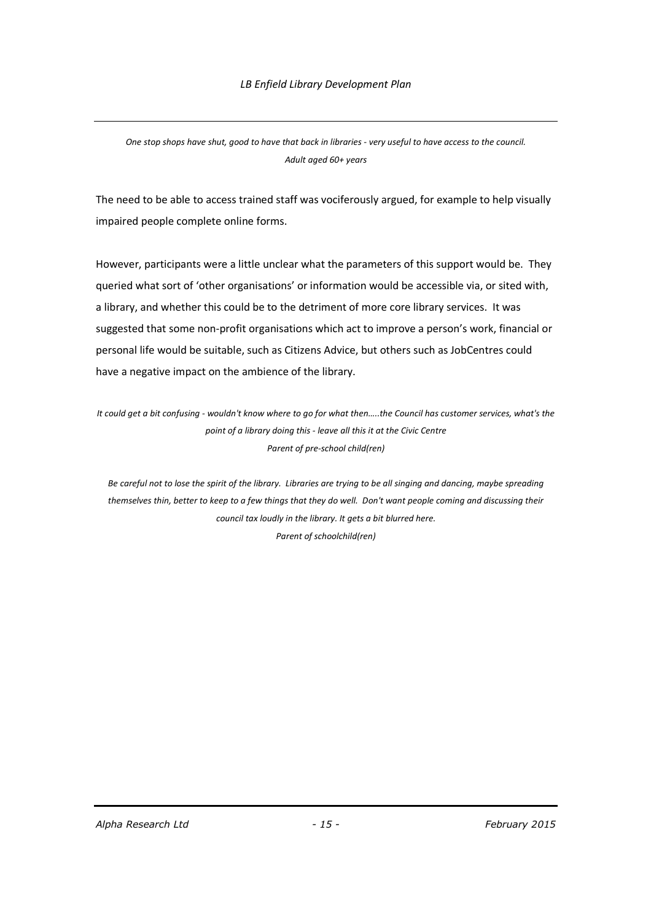*One stop shops have shut, good to have that back in libraries - very useful to have access to the council.*
*Adult aged 60+ years*

The need to be able to access trained staff was vociferously argued, for example to help visually impaired people complete online forms.

However, participants were a little unclear what the parameters of this support would be. They queried what sort of 'other organisations' or information would be accessible via, or sited with, a library, and whether this could be to the detriment of more core library services. It was suggested that some non-profit organisations which act to improve a person's work, financial or personal life would be suitable, such as Citizens Advice, but others such as JobCentres could have a negative impact on the ambience of the library.

*It could get a bit confusing - wouldn't know where to go for what then…..the Council has customer services, what's the point of a library doing this - leave all this it at the Civic Centre*
*Parent of pre-school child(ren)*

*Be careful not to lose the spirit of the library. Libraries are trying to be all singing and dancing, maybe spreading themselves thin, better to keep to a few things that they do well. Don't want people coming and discussing their council tax loudly in the library. It gets a bit blurred here.*
*Parent of schoolchild(ren)*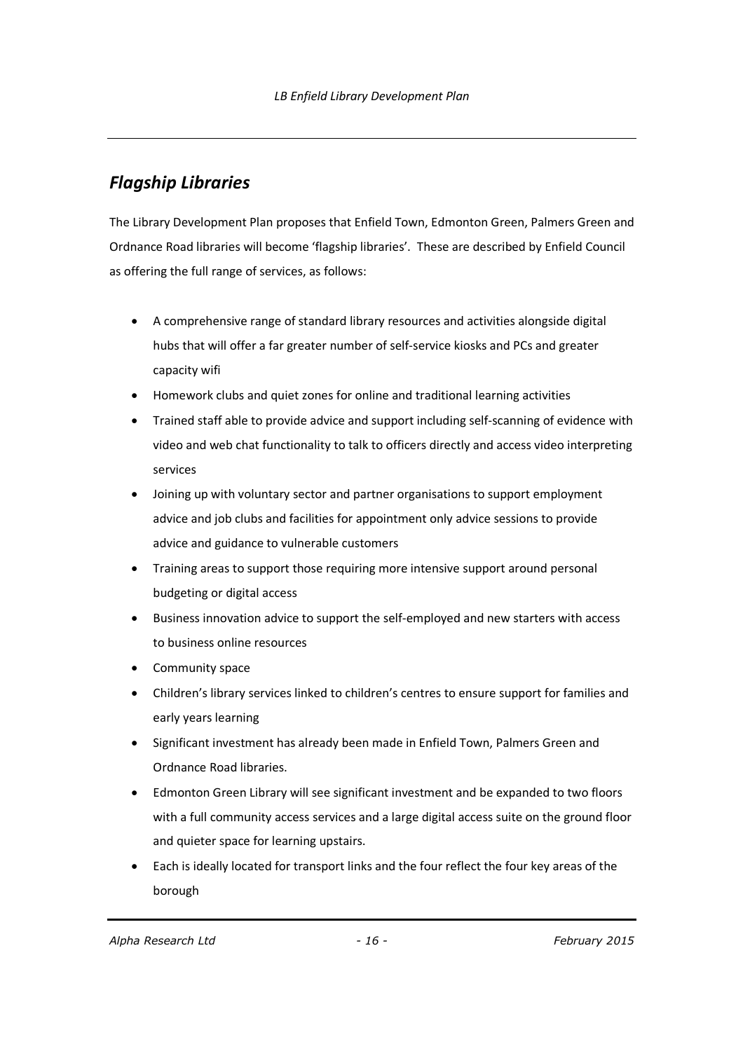## *Flagship Libraries*

The Library Development Plan proposes that Enfield Town, Edmonton Green, Palmers Green and Ordnance Road libraries will become 'flagship libraries'. These are described by Enfield Council as offering the full range of services, as follows:

- A comprehensive range of standard library resources and activities alongside digital hubs that will offer a far greater number of self-service kiosks and PCs and greater capacity wifi
- Homework clubs and quiet zones for online and traditional learning activities
- Trained staff able to provide advice and support including self-scanning of evidence with video and web chat functionality to talk to officers directly and access video interpreting services
- Joining up with voluntary sector and partner organisations to support employment advice and job clubs and facilities for appointment only advice sessions to provide advice and guidance to vulnerable customers
- Training areas to support those requiring more intensive support around personal budgeting or digital access
- Business innovation advice to support the self-employed and new starters with access to business online resources
- Community space
- Children's library services linked to children's centres to ensure support for families and early years learning
- Significant investment has already been made in Enfield Town, Palmers Green and Ordnance Road libraries.
- Edmonton Green Library will see significant investment and be expanded to two floors with a full community access services and a large digital access suite on the ground floor and quieter space for learning upstairs.
- Each is ideally located for transport links and the four reflect the four key areas of the borough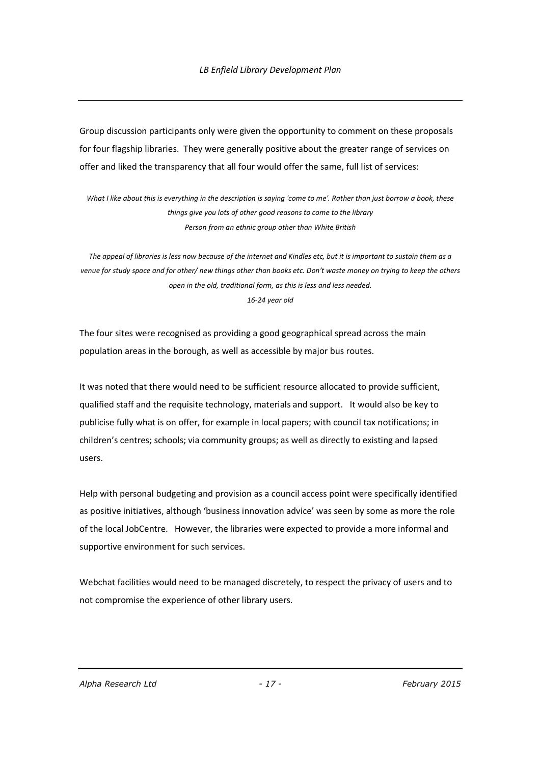Group discussion participants only were given the opportunity to comment on these proposals for four flagship libraries. They were generally positive about the greater range of services on offer and liked the transparency that all four would offer the same, full list of services:

*What I like about this is everything in the description is saying 'come to me'. Rather than just borrow a book, these things give you lots of other good reasons to come to the library*
*Person from an ethnic group other than White British*

*The appeal of libraries is less now because of the internet and Kindles etc, but it is important to sustain them as a venue for study space and for other/ new things other than books etc. Don't waste money on trying to keep the others open in the old, traditional form, as this is less and less needed.*
*16-24 year old*

The four sites were recognised as providing a good geographical spread across the main population areas in the borough, as well as accessible by major bus routes.

It was noted that there would need to be sufficient resource allocated to provide sufficient, qualified staff and the requisite technology, materials and support. It would also be key to publicise fully what is on offer, for example in local papers; with council tax notifications; in children's centres; schools; via community groups; as well as directly to existing and lapsed users.

Help with personal budgeting and provision as a council access point were specifically identified as positive initiatives, although 'business innovation advice' was seen by some as more the role of the local JobCentre. However, the libraries were expected to provide a more informal and supportive environment for such services.

Webchat facilities would need to be managed discretely, to respect the privacy of users and to not compromise the experience of other library users.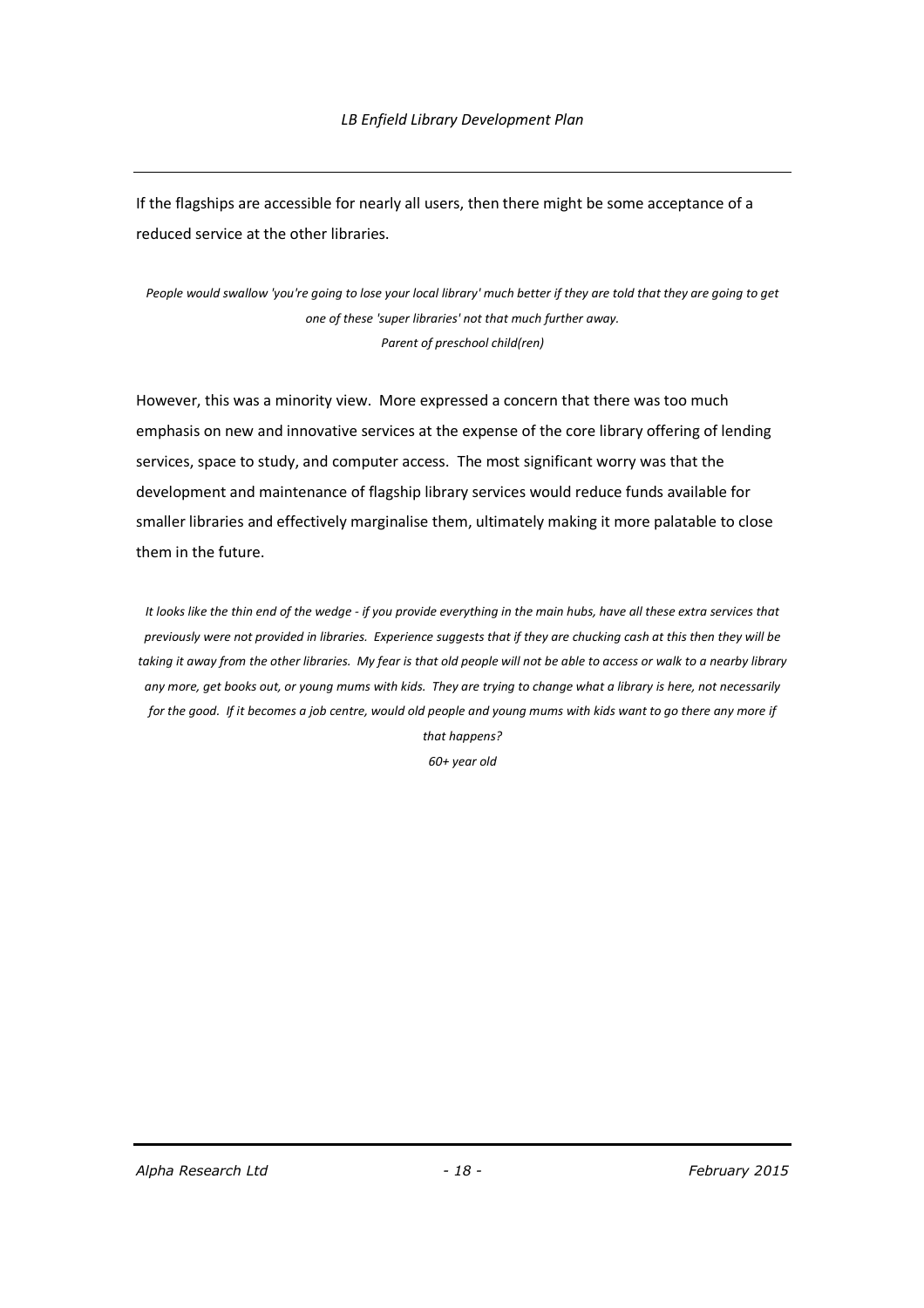If the flagships are accessible for nearly all users, then there might be some acceptance of a reduced service at the other libraries.

*People would swallow 'you're going to lose your local library' much better if they are told that they are going to get one of these 'super libraries' not that much further away.*
*Parent of preschool child(ren)*

However, this was a minority view. More expressed a concern that there was too much emphasis on new and innovative services at the expense of the core library offering of lending services, space to study, and computer access. The most significant worry was that the development and maintenance of flagship library services would reduce funds available for smaller libraries and effectively marginalise them, ultimately making it more palatable to close them in the future.

*It looks like the thin end of the wedge - if you provide everything in the main hubs, have all these extra services that previously were not provided in libraries. Experience suggests that if they are chucking cash at this then they will be taking it away from the other libraries. My fear is that old people will not be able to access or walk to a nearby library any more, get books out, or young mums with kids. They are trying to change what a library is here, not necessarily for the good. If it becomes a job centre, would old people and young mums with kids want to go there any more if that happens?*
*60+ year old*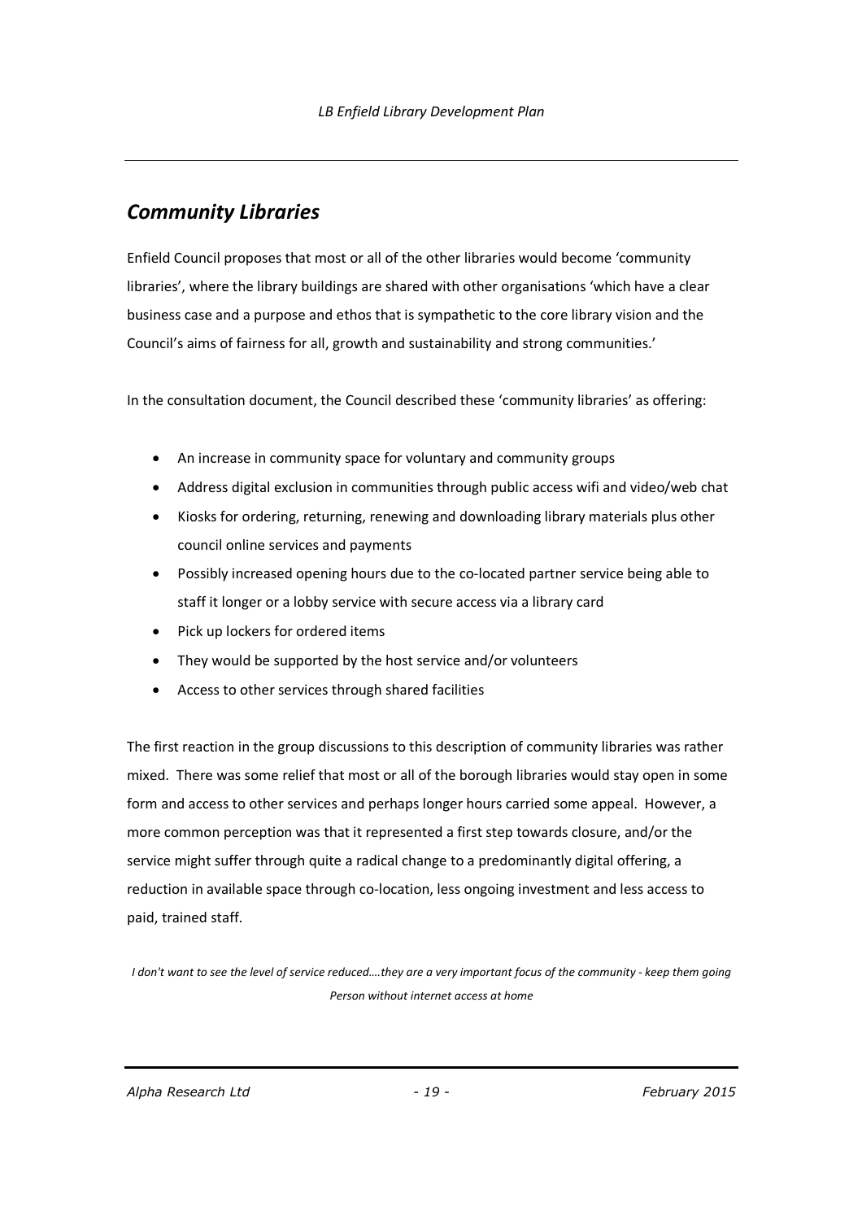## *Community Libraries*

Enfield Council proposes that most or all of the other libraries would become 'community libraries', where the library buildings are shared with other organisations 'which have a clear business case and a purpose and ethos that is sympathetic to the core library vision and the Council's aims of fairness for all, growth and sustainability and strong communities.'

In the consultation document, the Council described these 'community libraries' as offering:

- An increase in community space for voluntary and community groups
- Address digital exclusion in communities through public access wifi and video/web chat
- Kiosks for ordering, returning, renewing and downloading library materials plus other council online services and payments
- Possibly increased opening hours due to the co-located partner service being able to staff it longer or a lobby service with secure access via a library card
- Pick up lockers for ordered items
- They would be supported by the host service and/or volunteers
- Access to other services through shared facilities

The first reaction in the group discussions to this description of community libraries was rather mixed. There was some relief that most or all of the borough libraries would stay open in some form and access to other services and perhaps longer hours carried some appeal. However, a more common perception was that it represented a first step towards closure, and/or the service might suffer through quite a radical change to a predominantly digital offering, a reduction in available space through co-location, less ongoing investment and less access to paid, trained staff.

*I don't want to see the level of service reduced….they are a very important focus of the community - keep them going*
*Person without internet access at home*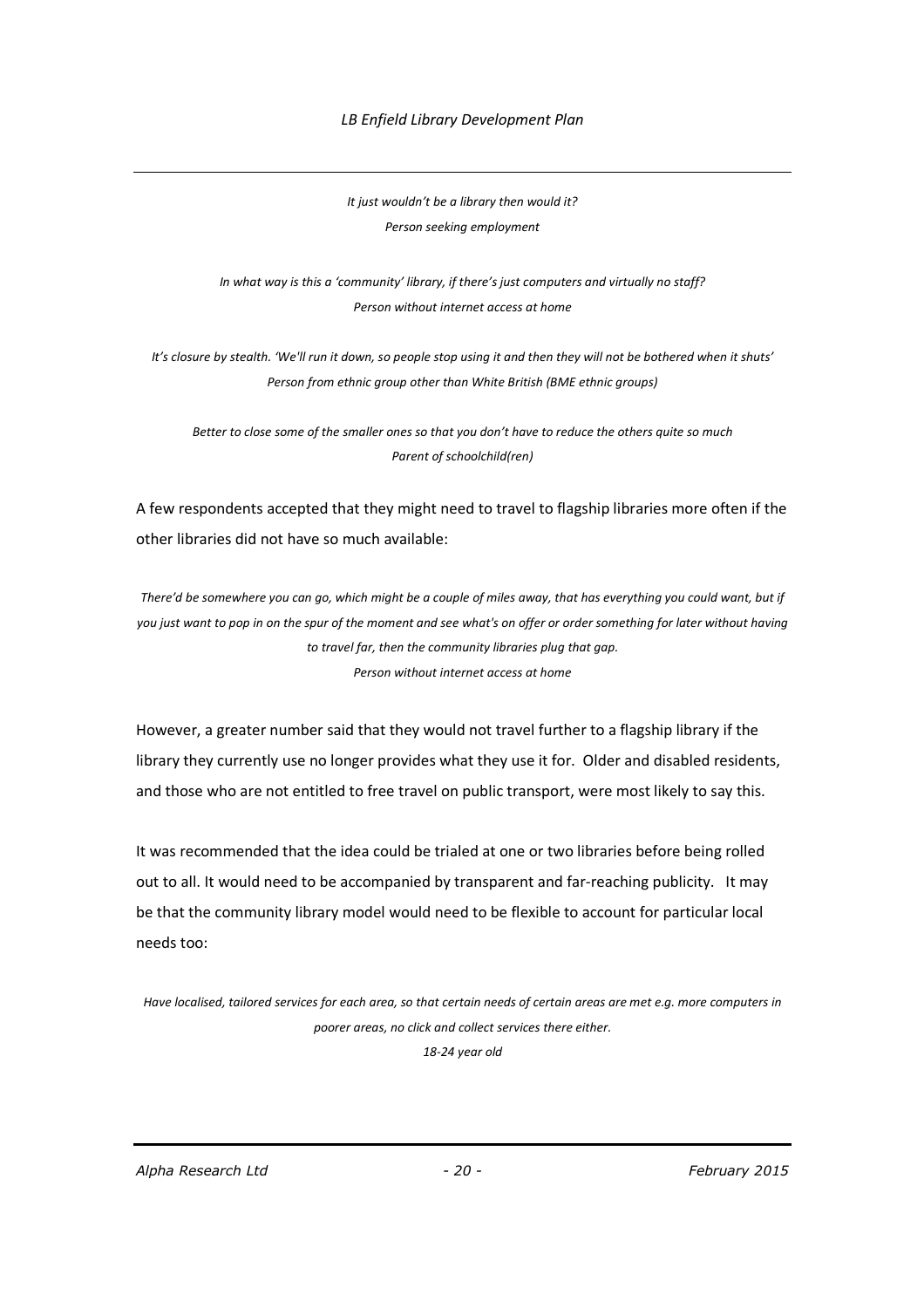*It just wouldn't be a library then would it?*
*Person seeking employment*

*In what way is this a 'community' library, if there's just computers and virtually no staff?*
*Person without internet access at home*

*It's closure by stealth. 'We'll run it down, so people stop using it and then they will not be bothered when it shuts'*
*Person from ethnic group other than White British (BME ethnic groups)*

*Better to close some of the smaller ones so that you don't have to reduce the others quite so much*
*Parent of schoolchild(ren)*

A few respondents accepted that they might need to travel to flagship libraries more often if the other libraries did not have so much available:

*There'd be somewhere you can go, which might be a couple of miles away, that has everything you could want, but if you just want to pop in on the spur of the moment and see what's on offer or order something for later without having to travel far, then the community libraries plug that gap.*
*Person without internet access at home*

However, a greater number said that they would not travel further to a flagship library if the library they currently use no longer provides what they use it for. Older and disabled residents, and those who are not entitled to free travel on public transport, were most likely to say this.

It was recommended that the idea could be trialed at one or two libraries before being rolled out to all. It would need to be accompanied by transparent and far-reaching publicity. It may be that the community library model would need to be flexible to account for particular local needs too:

*Have localised, tailored services for each area, so that certain needs of certain areas are met e.g. more computers in poorer areas, no click and collect services there either.*
*18-24 year old*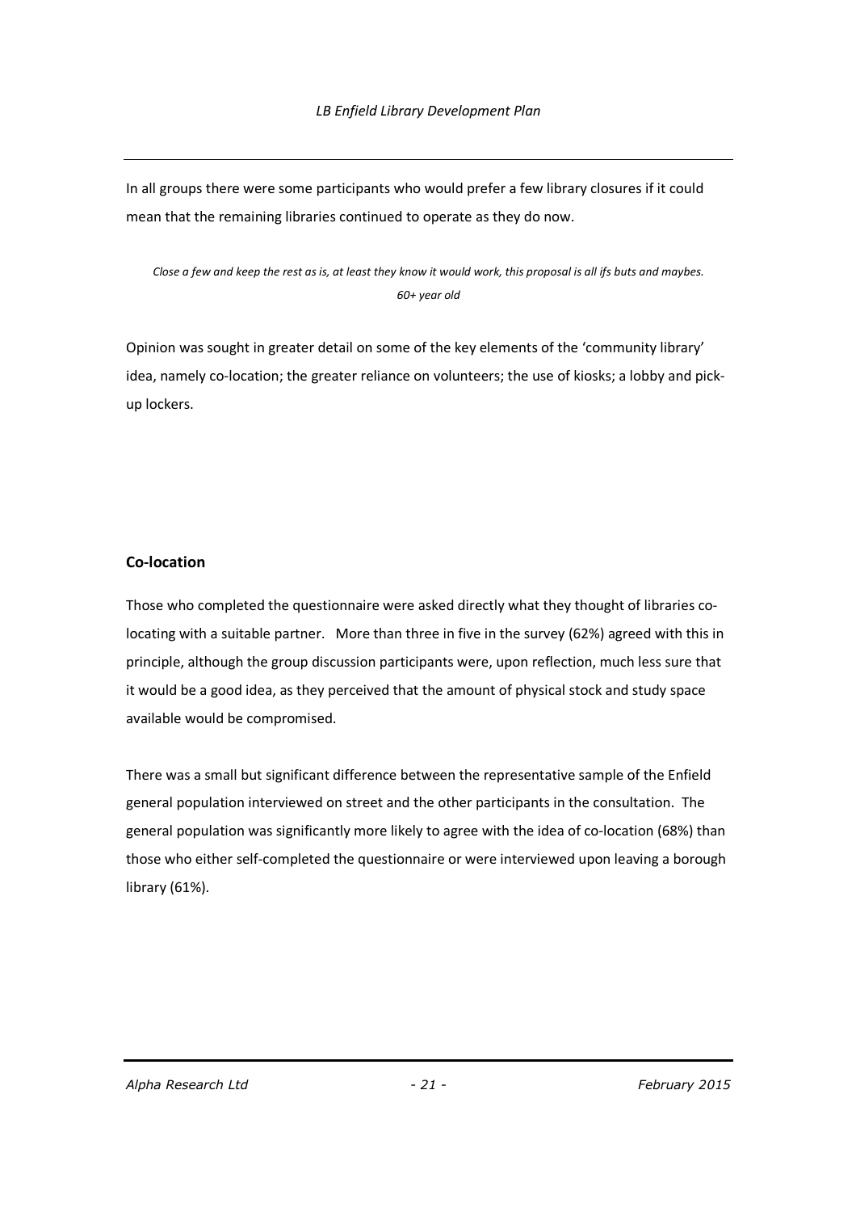In all groups there were some participants who would prefer a few library closures if it could mean that the remaining libraries continued to operate as they do now.

*Close a few and keep the rest as is, at least they know it would work, this proposal is all ifs buts and maybes. 60+ year old*

Opinion was sought in greater detail on some of the key elements of the 'community library' idea, namely co-location; the greater reliance on volunteers; the use of kiosks; a lobby and pick-up lockers.

### Co-location

Those who completed the questionnaire were asked directly what they thought of libraries co-locating with a suitable partner. More than three in five in the survey (62%) agreed with this in principle, although the group discussion participants were, upon reflection, much less sure that it would be a good idea, as they perceived that the amount of physical stock and study space available would be compromised.

There was a small but significant difference between the representative sample of the Enfield general population interviewed on street and the other participants in the consultation. The general population was significantly more likely to agree with the idea of co-location (68%) than those who either self-completed the questionnaire or were interviewed upon leaving a borough library (61%).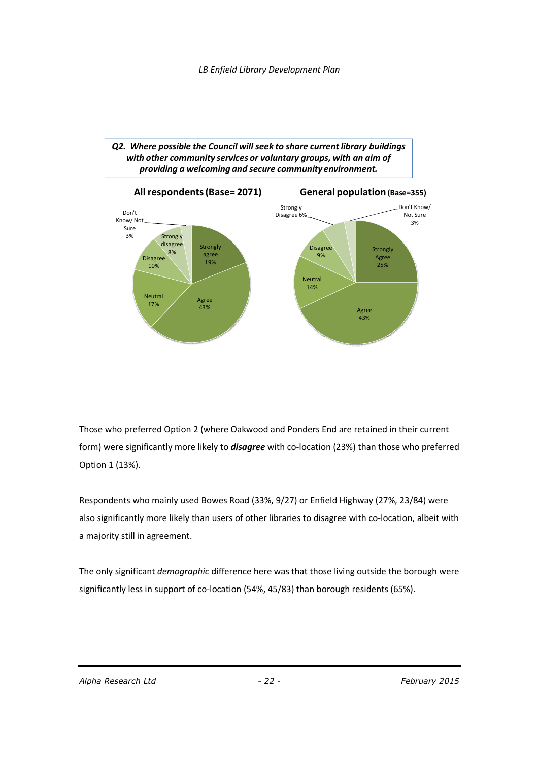**_Q2. Where possible the Council will seek to share current library buildings with other community services or voluntary groups, with an aim of providing a welcoming and secure community environment._**

**All respondents (Base= 2071)**

Strongly agree 19%
Agree 43%
Neutral 17%
Disagree 10%
Strongly disagree 8%
Don't Know/ Not Sure 3%

**General population (Base=355)**

Strongly Agree 25%
Agree 43%
Neutral 14%
Disagree 9%
Strongly Disagree 6%
Don't Know/ Not Sure 3%

Those who preferred Option 2 (where Oakwood and Ponders End are retained in their current form) were significantly more likely to ***disagree*** with co-location (23%) than those who preferred Option 1 (13%).

Respondents who mainly used Bowes Road (33%, 9/27) or Enfield Highway (27%, 23/84) were also significantly more likely than users of other libraries to disagree with co-location, albeit with a majority still in agreement.

The only significant *demographic* difference here was that those living outside the borough were significantly less in support of co-location (54%, 45/83) than borough residents (65%).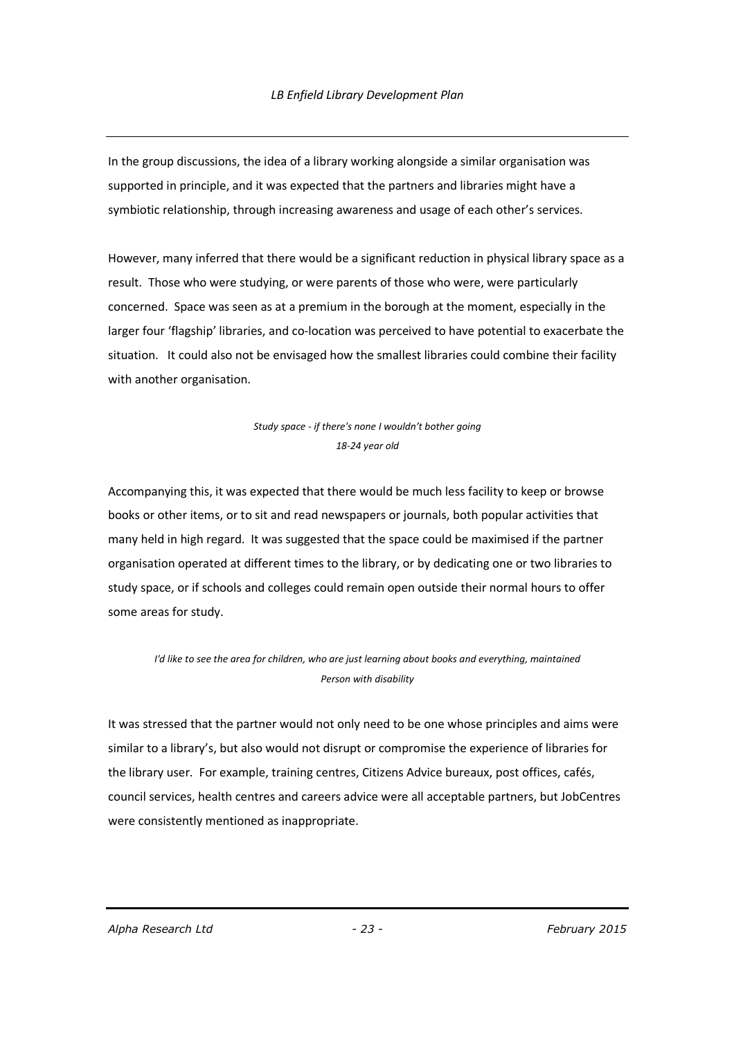In the group discussions, the idea of a library working alongside a similar organisation was supported in principle, and it was expected that the partners and libraries might have a symbiotic relationship, through increasing awareness and usage of each other's services.

However, many inferred that there would be a significant reduction in physical library space as a result. Those who were studying, or were parents of those who were, were particularly concerned. Space was seen as at a premium in the borough at the moment, especially in the larger four 'flagship' libraries, and co-location was perceived to have potential to exacerbate the situation. It could also not be envisaged how the smallest libraries could combine their facility with another organisation.

> *Study space - if there's none I wouldn't bother going*
> *18-24 year old*

Accompanying this, it was expected that there would be much less facility to keep or browse books or other items, or to sit and read newspapers or journals, both popular activities that many held in high regard. It was suggested that the space could be maximised if the partner organisation operated at different times to the library, or by dedicating one or two libraries to study space, or if schools and colleges could remain open outside their normal hours to offer some areas for study.

> *I'd like to see the area for children, who are just learning about books and everything, maintained*
> *Person with disability*

It was stressed that the partner would not only need to be one whose principles and aims were similar to a library's, but also would not disrupt or compromise the experience of libraries for the library user. For example, training centres, Citizens Advice bureaux, post offices, cafés, council services, health centres and careers advice were all acceptable partners, but JobCentres were consistently mentioned as inappropriate.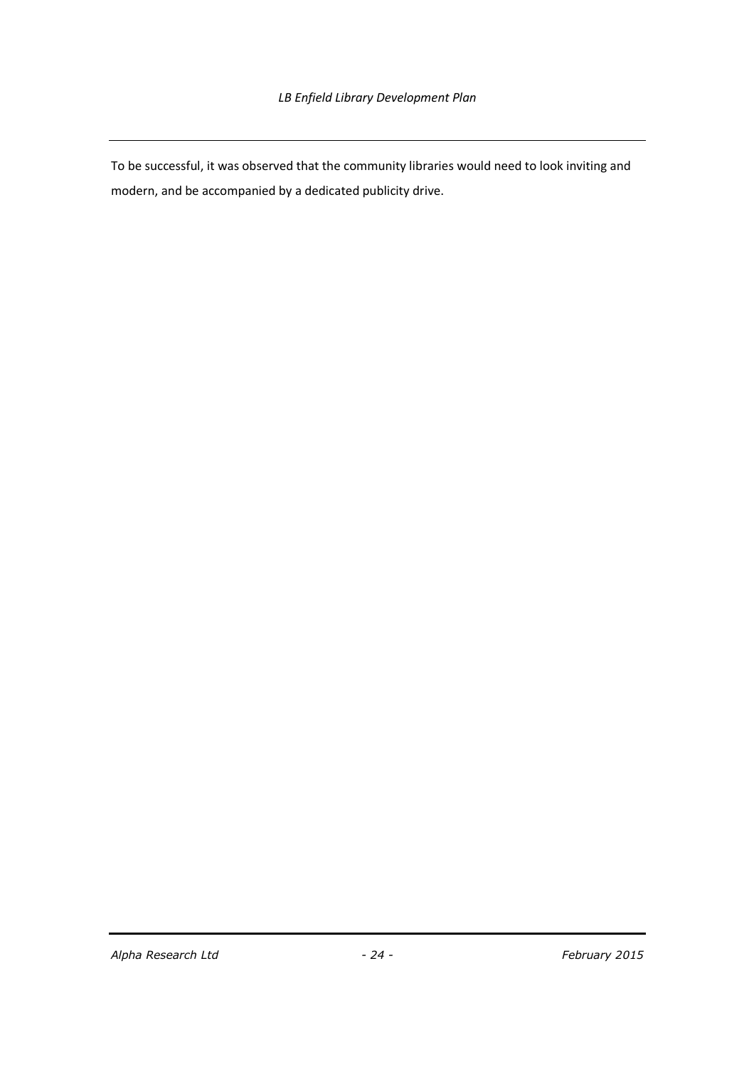To be successful, it was observed that the community libraries would need to look inviting and modern, and be accompanied by a dedicated publicity drive.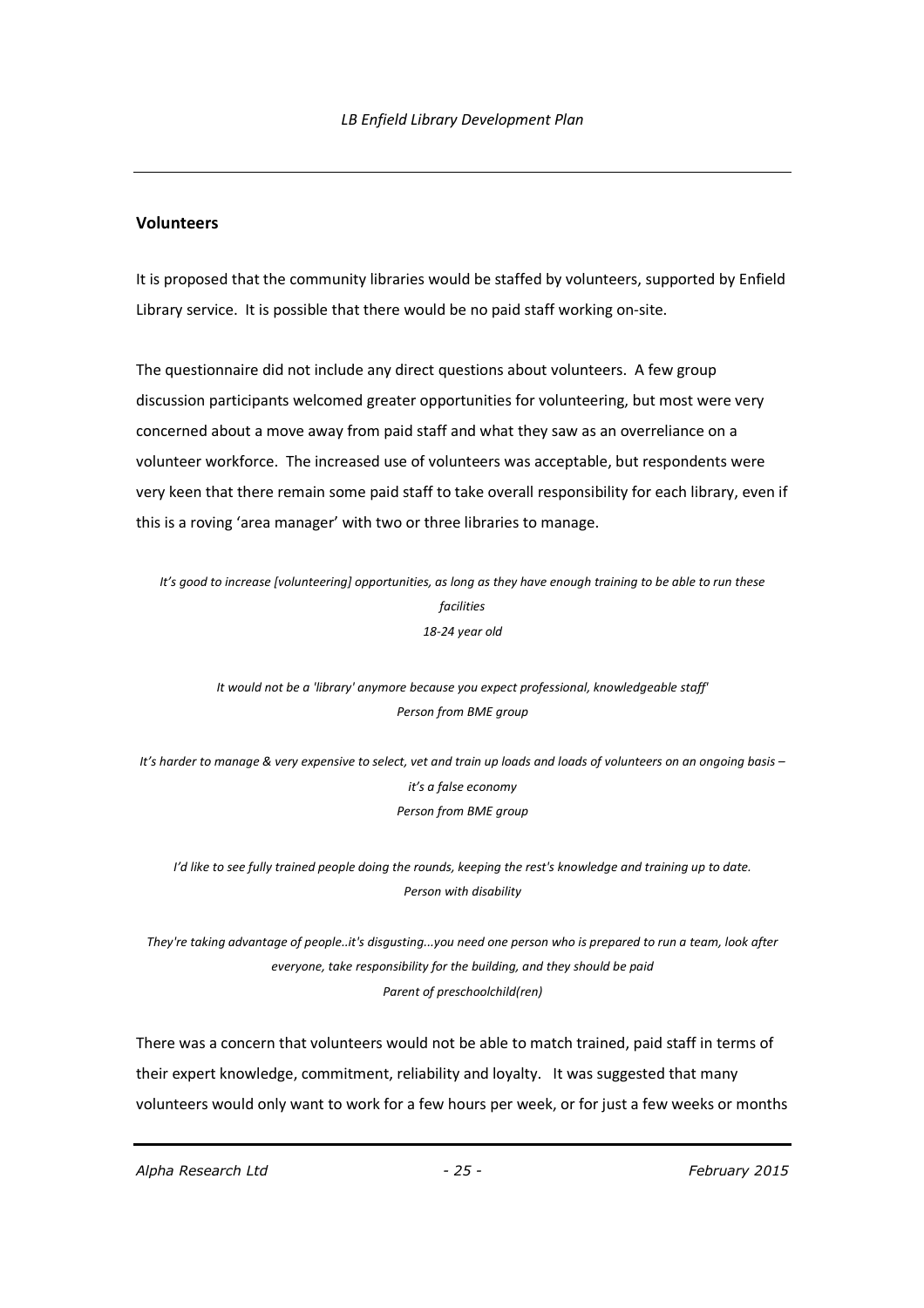## Volunteers

It is proposed that the community libraries would be staffed by volunteers, supported by Enfield Library service. It is possible that there would be no paid staff working on-site.

The questionnaire did not include any direct questions about volunteers. A few group discussion participants welcomed greater opportunities for volunteering, but most were very concerned about a move away from paid staff and what they saw as an overreliance on a volunteer workforce. The increased use of volunteers was acceptable, but respondents were very keen that there remain some paid staff to take overall responsibility for each library, even if this is a roving 'area manager' with two or three libraries to manage.

*It's good to increase [volunteering] opportunities, as long as they have enough training to be able to run these facilities*
*18-24 year old*

*It would not be a 'library' anymore because you expect professional, knowledgeable staff'*
*Person from BME group*

*It's harder to manage & very expensive to select, vet and train up loads and loads of volunteers on an ongoing basis – it's a false economy*
*Person from BME group*

*I'd like to see fully trained people doing the rounds, keeping the rest's knowledge and training up to date.*
*Person with disability*

*They're taking advantage of people..it's disgusting...you need one person who is prepared to run a team, look after everyone, take responsibility for the building, and they should be paid*
*Parent of preschoolchild(ren)*

There was a concern that volunteers would not be able to match trained, paid staff in terms of their expert knowledge, commitment, reliability and loyalty. It was suggested that many volunteers would only want to work for a few hours per week, or for just a few weeks or months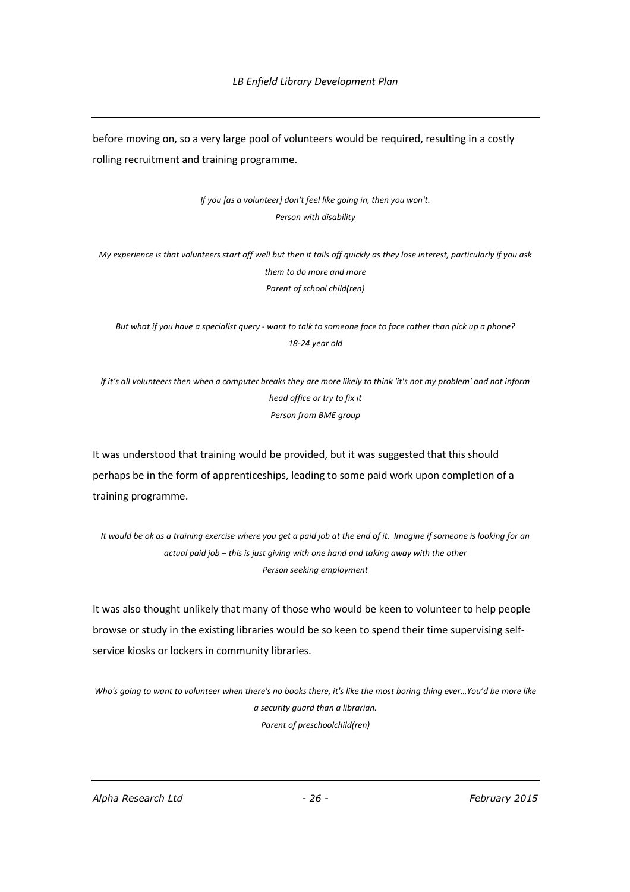before moving on, so a very large pool of volunteers would be required, resulting in a costly rolling recruitment and training programme.

*If you [as a volunteer] don't feel like going in, then you won't.*
*Person with disability*

*My experience is that volunteers start off well but then it tails off quickly as they lose interest, particularly if you ask them to do more and more*
*Parent of school child(ren)*

*But what if you have a specialist query - want to talk to someone face to face rather than pick up a phone?*
*18-24 year old*

*If it's all volunteers then when a computer breaks they are more likely to think 'it's not my problem' and not inform head office or try to fix it*
*Person from BME group*

It was understood that training would be provided, but it was suggested that this should perhaps be in the form of apprenticeships, leading to some paid work upon completion of a training programme.

*It would be ok as a training exercise where you get a paid job at the end of it. Imagine if someone is looking for an actual paid job – this is just giving with one hand and taking away with the other*
*Person seeking employment*

It was also thought unlikely that many of those who would be keen to volunteer to help people browse or study in the existing libraries would be so keen to spend their time supervising self-service kiosks or lockers in community libraries.

*Who's going to want to volunteer when there's no books there, it's like the most boring thing ever…You'd be more like a security guard than a librarian.*
*Parent of preschoolchild(ren)*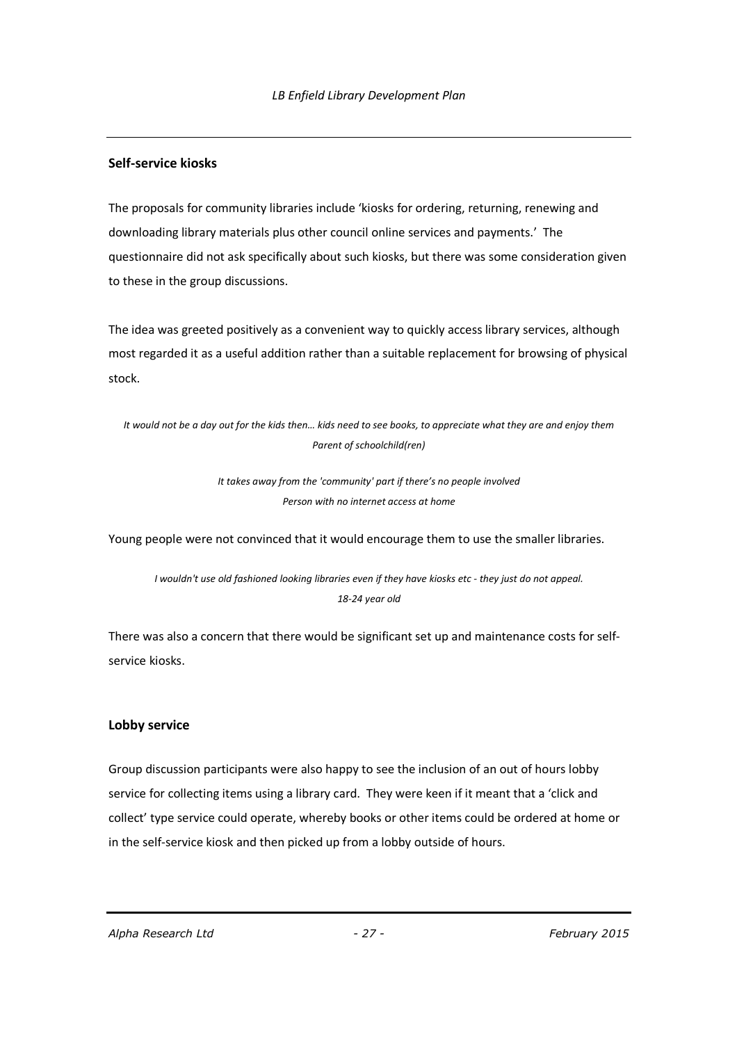### Self-service kiosks

The proposals for community libraries include 'kiosks for ordering, returning, renewing and downloading library materials plus other council online services and payments.' The questionnaire did not ask specifically about such kiosks, but there was some consideration given to these in the group discussions.

The idea was greeted positively as a convenient way to quickly access library services, although most regarded it as a useful addition rather than a suitable replacement for browsing of physical stock.

*It would not be a day out for the kids then… kids need to see books, to appreciate what they are and enjoy them*
*Parent of schoolchild(ren)*

*It takes away from the 'community' part if there's no people involved*
*Person with no internet access at home*

Young people were not convinced that it would encourage them to use the smaller libraries.

*I wouldn't use old fashioned looking libraries even if they have kiosks etc - they just do not appeal.*
*18-24 year old*

There was also a concern that there would be significant set up and maintenance costs for self-service kiosks.

### Lobby service

Group discussion participants were also happy to see the inclusion of an out of hours lobby service for collecting items using a library card. They were keen if it meant that a 'click and collect' type service could operate, whereby books or other items could be ordered at home or in the self-service kiosk and then picked up from a lobby outside of hours.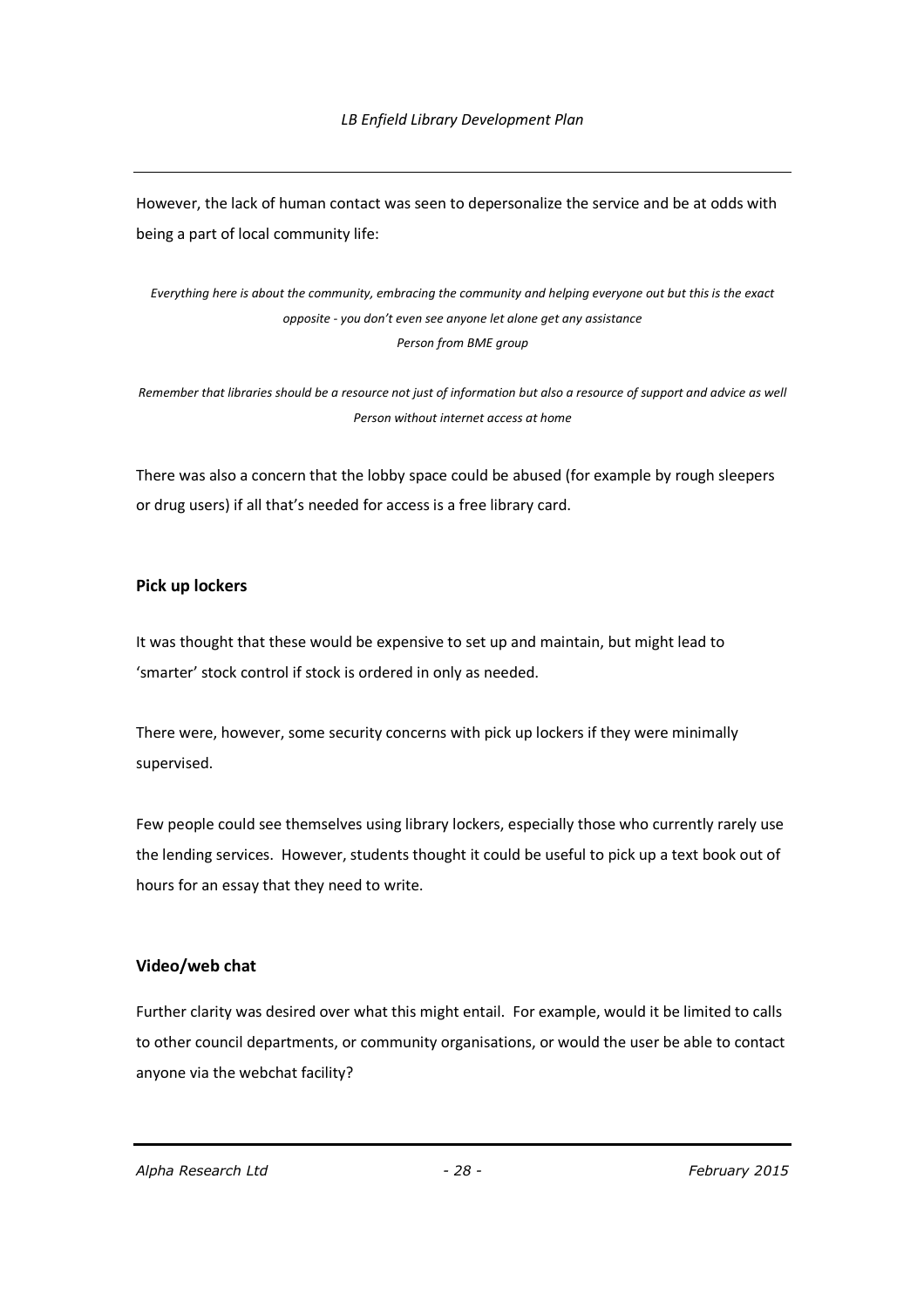However, the lack of human contact was seen to depersonalize the service and be at odds with being a part of local community life:

*Everything here is about the community, embracing the community and helping everyone out but this is the exact opposite - you don't even see anyone let alone get any assistance*
*Person from BME group*

*Remember that libraries should be a resource not just of information but also a resource of support and advice as well*
*Person without internet access at home*

There was also a concern that the lobby space could be abused (for example by rough sleepers or drug users) if all that's needed for access is a free library card.

**Pick up lockers**

It was thought that these would be expensive to set up and maintain, but might lead to 'smarter' stock control if stock is ordered in only as needed.

There were, however, some security concerns with pick up lockers if they were minimally supervised.

Few people could see themselves using library lockers, especially those who currently rarely use the lending services. However, students thought it could be useful to pick up a text book out of hours for an essay that they need to write.

**Video/web chat**

Further clarity was desired over what this might entail. For example, would it be limited to calls to other council departments, or community organisations, or would the user be able to contact anyone via the webchat facility?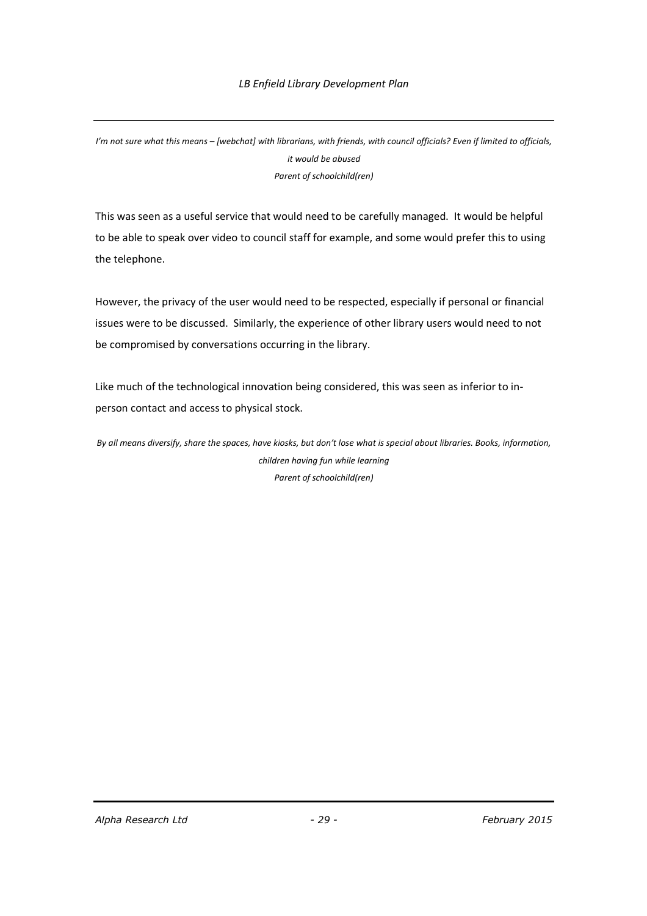*I'm not sure what this means – [webchat] with librarians, with friends, with council officials? Even if limited to officials, it would be abused*
*Parent of schoolchild(ren)*

This was seen as a useful service that would need to be carefully managed. It would be helpful to be able to speak over video to council staff for example, and some would prefer this to using the telephone.

However, the privacy of the user would need to be respected, especially if personal or financial issues were to be discussed. Similarly, the experience of other library users would need to not be compromised by conversations occurring in the library.

Like much of the technological innovation being considered, this was seen as inferior to in-person contact and access to physical stock.

*By all means diversify, share the spaces, have kiosks, but don't lose what is special about libraries. Books, information, children having fun while learning*
*Parent of schoolchild(ren)*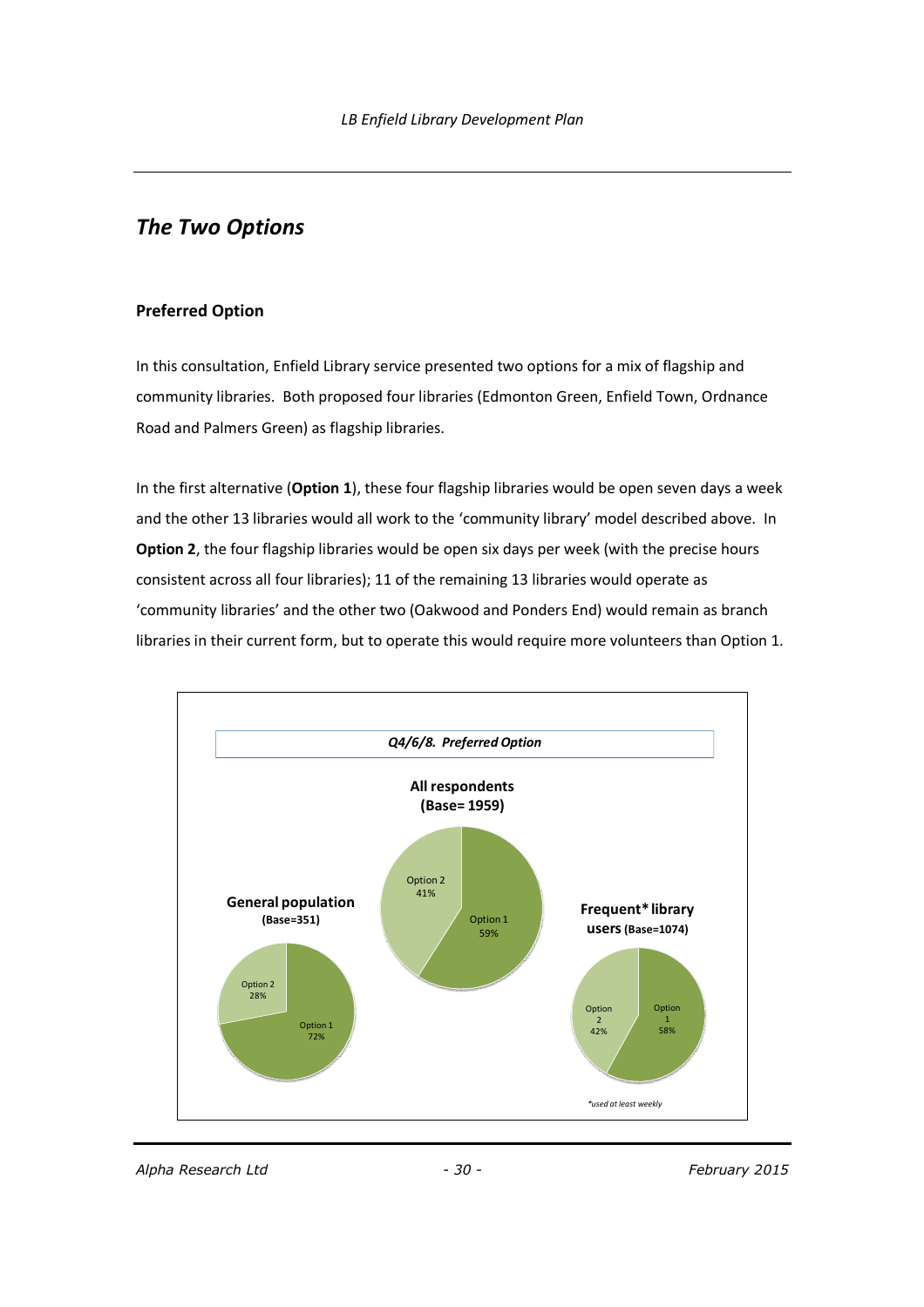## *The Two Options*

### Preferred Option

In this consultation, Enfield Library service presented two options for a mix of flagship and community libraries. Both proposed four libraries (Edmonton Green, Enfield Town, Ordnance Road and Palmers Green) as flagship libraries.

In the first alternative (**Option 1**), these four flagship libraries would be open seven days a week and the other 13 libraries would all work to the 'community library' model described above. In **Option 2**, the four flagship libraries would be open six days per week (with the precise hours consistent across all four libraries); 11 of the remaining 13 libraries would operate as 'community libraries' and the other two (Oakwood and Ponders End) would remain as branch libraries in their current form, but to operate this would require more volunteers than Option 1.

***Q4/6/8. Preferred Option***

| | Option 1 | Option 2 |
|---|---|---|
| **All respondents (Base= 1959)** | 59% | 41% |
| **General population (Base=351)** | 72% | 28% |
| **Frequent* library users (Base=1074)** | 58% | 42% |

*\*used at least weekly*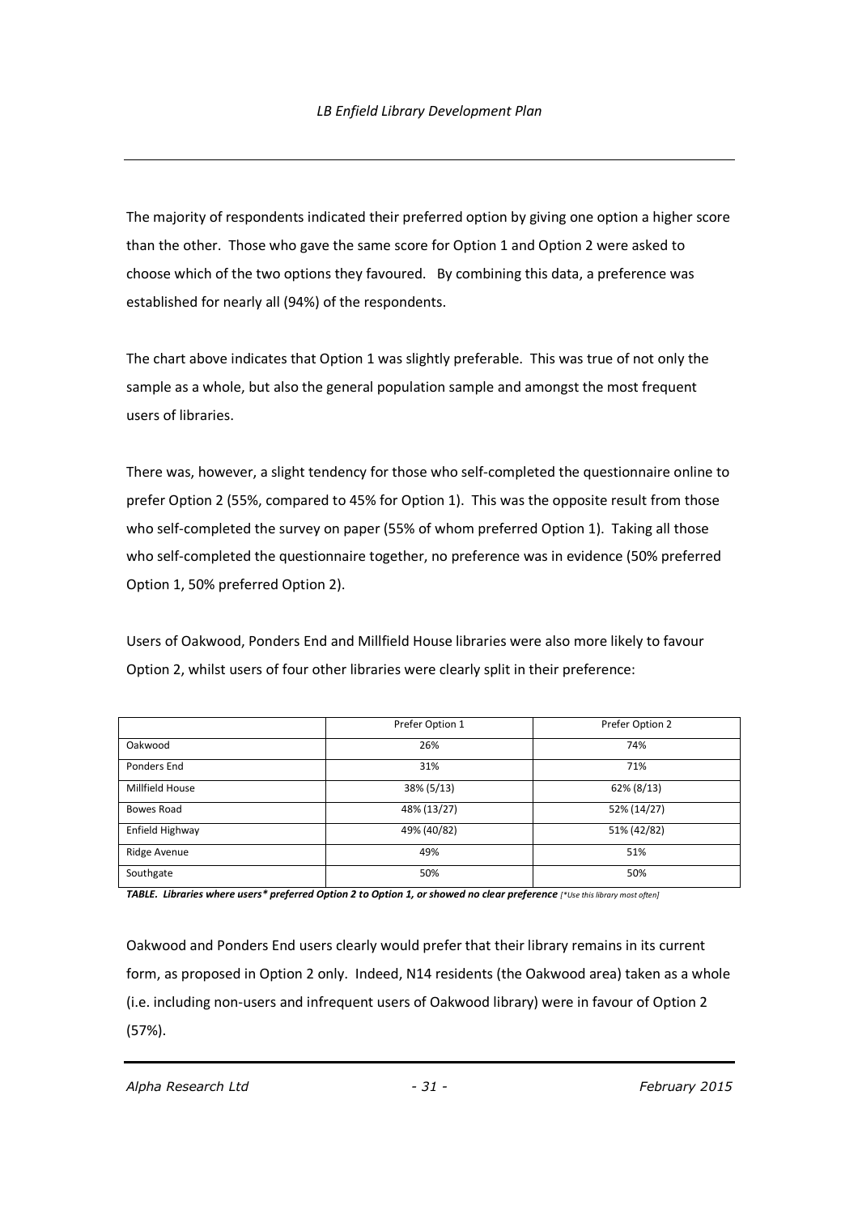The majority of respondents indicated their preferred option by giving one option a higher score than the other. Those who gave the same score for Option 1 and Option 2 were asked to choose which of the two options they favoured. By combining this data, a preference was established for nearly all (94%) of the respondents.

The chart above indicates that Option 1 was slightly preferable. This was true of not only the sample as a whole, but also the general population sample and amongst the most frequent users of libraries.

There was, however, a slight tendency for those who self-completed the questionnaire online to prefer Option 2 (55%, compared to 45% for Option 1). This was the opposite result from those who self-completed the survey on paper (55% of whom preferred Option 1). Taking all those who self-completed the questionnaire together, no preference was in evidence (50% preferred Option 1, 50% preferred Option 2).

Users of Oakwood, Ponders End and Millfield House libraries were also more likely to favour Option 2, whilst users of four other libraries were clearly split in their preference:

| | Prefer Option 1 | Prefer Option 2 |
|---|---|---|
| Oakwood | 26% | 74% |
| Ponders End | 31% | 71% |
| Millfield House | 38% (5/13) | 62% (8/13) |
| Bowes Road | 48% (13/27) | 52% (14/27) |
| Enfield Highway | 49% (40/82) | 51% (42/82) |
| Ridge Avenue | 49% | 51% |
| Southgate | 50% | 50% |

***TABLE. Libraries where users* preferred Option 2 to Option 1, or showed no clear preference*** *[*Use this library most often]*

Oakwood and Ponders End users clearly would prefer that their library remains in its current form, as proposed in Option 2 only. Indeed, N14 residents (the Oakwood area) taken as a whole (i.e. including non-users and infrequent users of Oakwood library) were in favour of Option 2 (57%).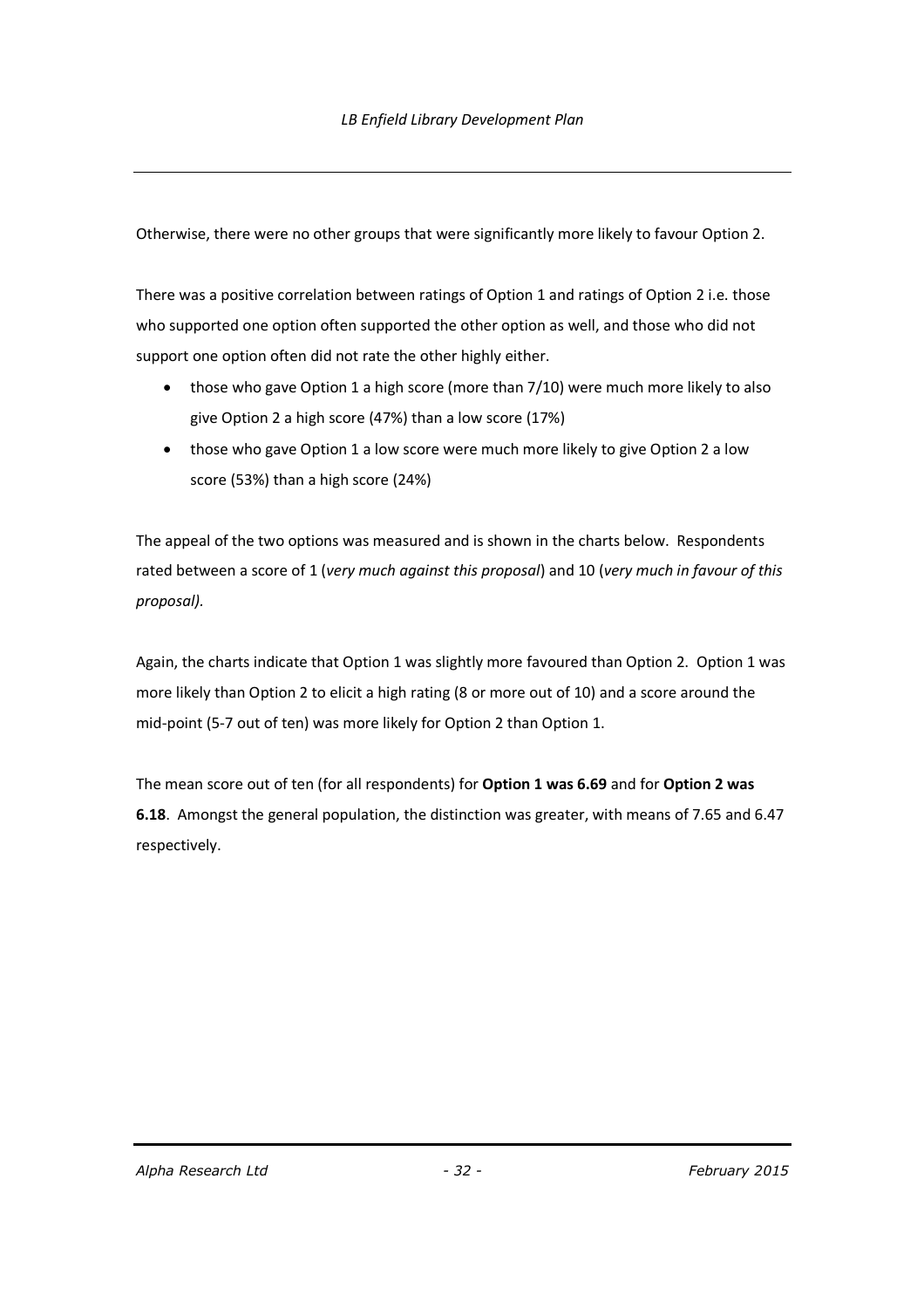Otherwise, there were no other groups that were significantly more likely to favour Option 2.

There was a positive correlation between ratings of Option 1 and ratings of Option 2 i.e. those who supported one option often supported the other option as well, and those who did not support one option often did not rate the other highly either.

- those who gave Option 1 a high score (more than 7/10) were much more likely to also give Option 2 a high score (47%) than a low score (17%)
- those who gave Option 1 a low score were much more likely to give Option 2 a low score (53%) than a high score (24%)

The appeal of the two options was measured and is shown in the charts below. Respondents rated between a score of 1 (*very much against this proposal*) and 10 (*very much in favour of this proposal).*

Again, the charts indicate that Option 1 was slightly more favoured than Option 2. Option 1 was more likely than Option 2 to elicit a high rating (8 or more out of 10) and a score around the mid-point (5-7 out of ten) was more likely for Option 2 than Option 1.

The mean score out of ten (for all respondents) for **Option 1 was 6.69** and for **Option 2 was 6.18**. Amongst the general population, the distinction was greater, with means of 7.65 and 6.47 respectively.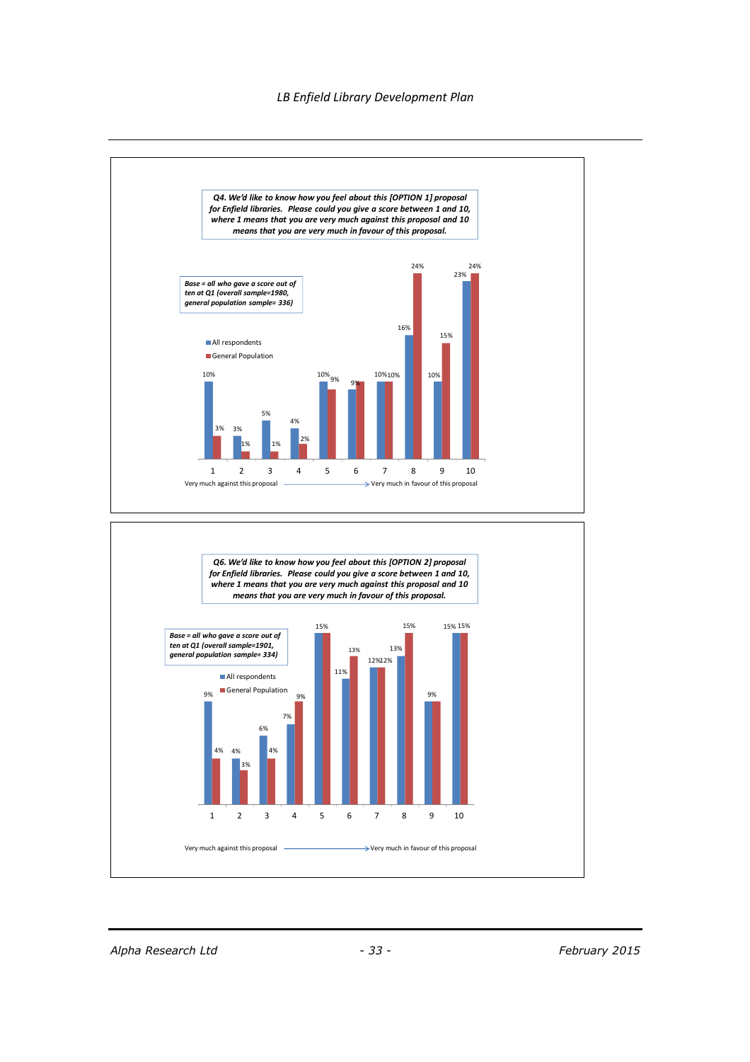*Q4. We'd like to know how you feel about this [OPTION 1] proposal for Enfield libraries. Please could you give a score between 1 and 10, where 1 means that you are very much against this proposal and 10 means that you are very much in favour of this proposal.*

*Base = all who gave a score out of ten at Q1 (overall sample=1980, general population sample= 336)*

All respondents
General Population

10%
3%
3%
1%
5%
1%
4%
2%
10%
9%
9%
10%
10%
16%
24%
10%
15%
23%
24%

1 2 3 4 5 6 7 8 9 10

Very much against this proposal → Very much in favour of this proposal

*Q6. We'd like to know how you feel about this [OPTION 2] proposal for Enfield libraries. Please could you give a score between 1 and 10, where 1 means that you are very much against this proposal and 10 means that you are very much in favour of this proposal.*

*Base = all who gave a score out of ten at Q1 (overall sample=1901, general population sample= 334)*

All respondents
General Population

9%
4%
4%
3%
6%
4%
7%
9%
15%
11%
13%
12%
12%
13%
15%
9%
15%
15%

1 2 3 4 5 6 7 8 9 10

Very much against this proposal → Very much in favour of this proposal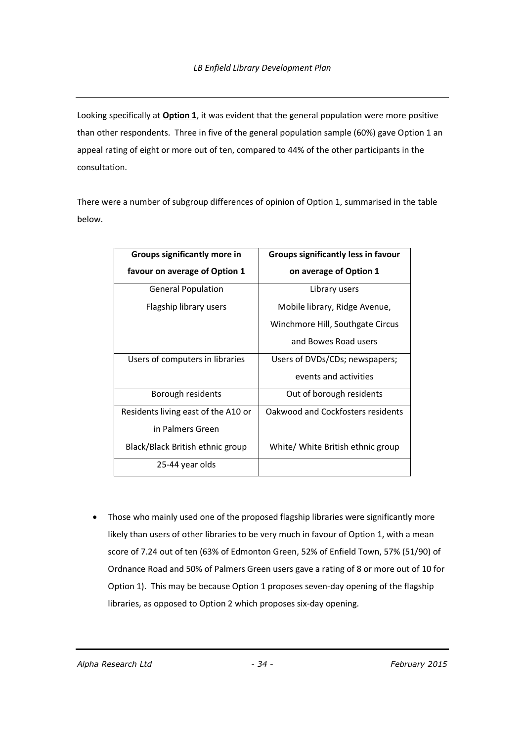Looking specifically at **Option 1**, it was evident that the general population were more positive than other respondents. Three in five of the general population sample (60%) gave Option 1 an appeal rating of eight or more out of ten, compared to 44% of the other participants in the consultation.

There were a number of subgroup differences of opinion of Option 1, summarised in the table below.

| Groups significantly more in favour on average of Option 1 | Groups significantly less in favour on average of Option 1 |
|---|---|
| General Population | Library users |
| Flagship library users | Mobile library, Ridge Avenue, Winchmore Hill, Southgate Circus and Bowes Road users |
| Users of computers in libraries | Users of DVDs/CDs; newspapers; events and activities |
| Borough residents | Out of borough residents |
| Residents living east of the A10 or in Palmers Green | Oakwood and Cockfosters residents |
| Black/Black British ethnic group | White/ White British ethnic group |
| 25-44 year olds | |

- Those who mainly used one of the proposed flagship libraries were significantly more likely than users of other libraries to be very much in favour of Option 1, with a mean score of 7.24 out of ten (63% of Edmonton Green, 52% of Enfield Town, 57% (51/90) of Ordnance Road and 50% of Palmers Green users gave a rating of 8 or more out of 10 for Option 1). This may be because Option 1 proposes seven-day opening of the flagship libraries, as opposed to Option 2 which proposes six-day opening.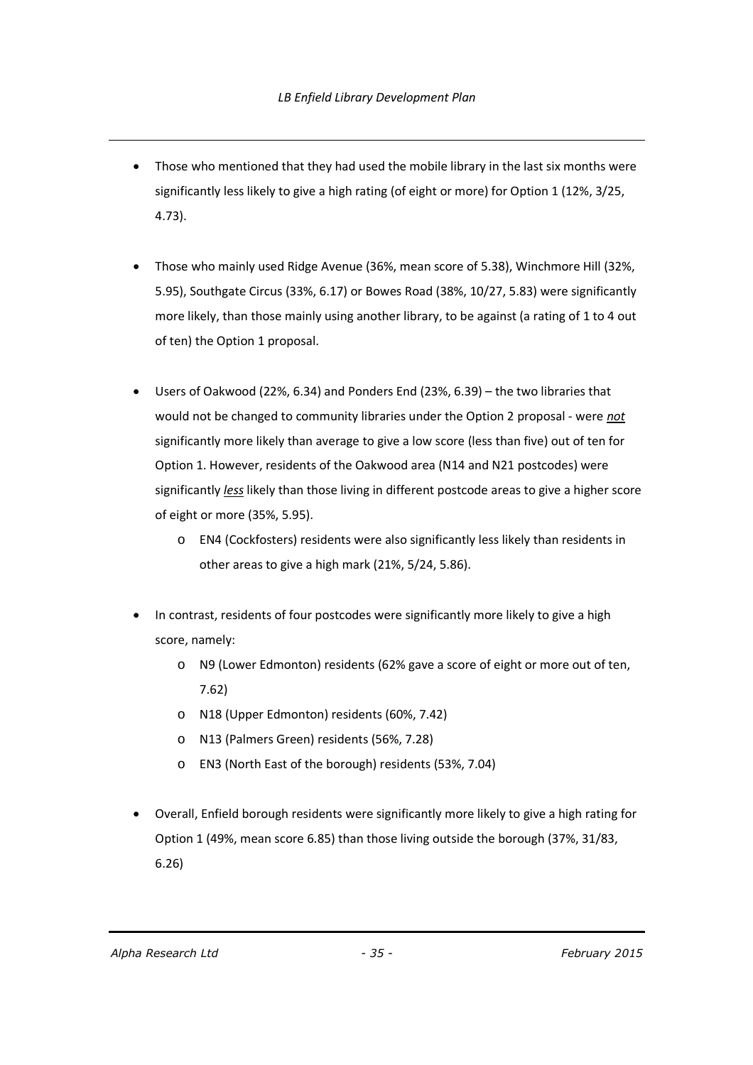- Those who mentioned that they had used the mobile library in the last six months were significantly less likely to give a high rating (of eight or more) for Option 1 (12%, 3/25, 4.73).

- Those who mainly used Ridge Avenue (36%, mean score of 5.38), Winchmore Hill (32%, 5.95), Southgate Circus (33%, 6.17) or Bowes Road (38%, 10/27, 5.83) were significantly more likely, than those mainly using another library, to be against (a rating of 1 to 4 out of ten) the Option 1 proposal.

- Users of Oakwood (22%, 6.34) and Ponders End (23%, 6.39) – the two libraries that would not be changed to community libraries under the Option 2 proposal - were ***not*** significantly more likely than average to give a low score (less than five) out of ten for Option 1. However, residents of the Oakwood area (N14 and N21 postcodes) were significantly ***less*** likely than those living in different postcode areas to give a higher score of eight or more (35%, 5.95).
  - EN4 (Cockfosters) residents were also significantly less likely than residents in other areas to give a high mark (21%, 5/24, 5.86).

- In contrast, residents of four postcodes were significantly more likely to give a high score, namely:
  - N9 (Lower Edmonton) residents (62% gave a score of eight or more out of ten, 7.62)
  - N18 (Upper Edmonton) residents (60%, 7.42)
  - N13 (Palmers Green) residents (56%, 7.28)
  - EN3 (North East of the borough) residents (53%, 7.04)

- Overall, Enfield borough residents were significantly more likely to give a high rating for Option 1 (49%, mean score 6.85) than those living outside the borough (37%, 31/83, 6.26)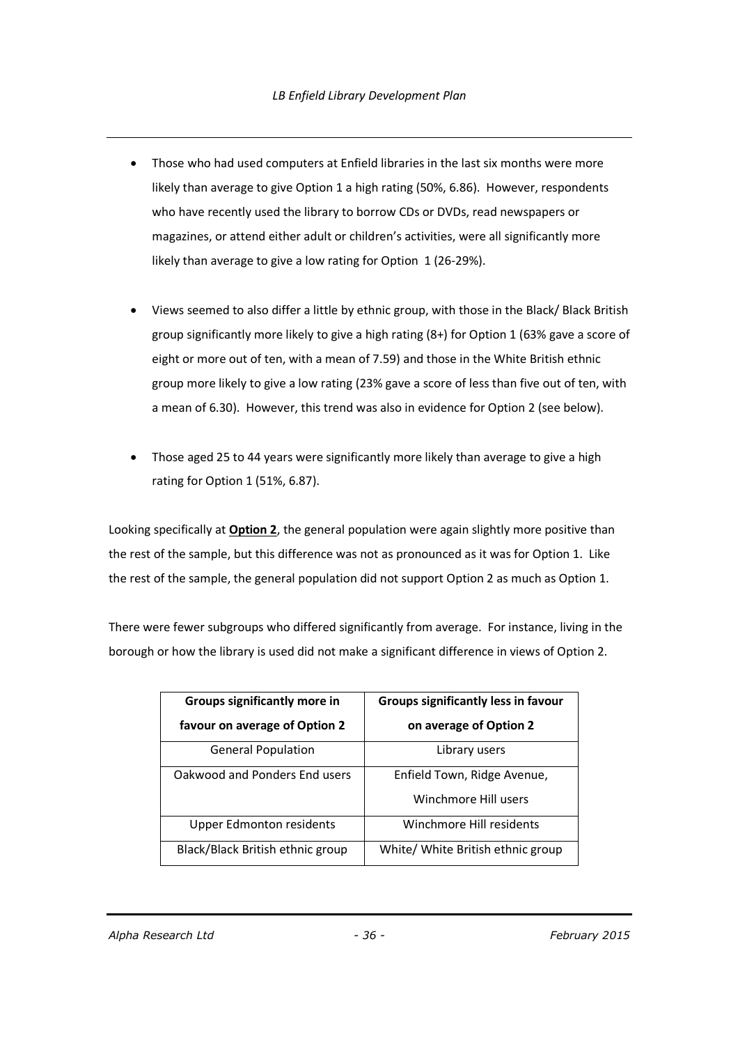- Those who had used computers at Enfield libraries in the last six months were more likely than average to give Option 1 a high rating (50%, 6.86). However, respondents who have recently used the library to borrow CDs or DVDs, read newspapers or magazines, or attend either adult or children's activities, were all significantly more likely than average to give a low rating for Option 1 (26-29%).

- Views seemed to also differ a little by ethnic group, with those in the Black/ Black British group significantly more likely to give a high rating (8+) for Option 1 (63% gave a score of eight or more out of ten, with a mean of 7.59) and those in the White British ethnic group more likely to give a low rating (23% gave a score of less than five out of ten, with a mean of 6.30). However, this trend was also in evidence for Option 2 (see below).

- Those aged 25 to 44 years were significantly more likely than average to give a high rating for Option 1 (51%, 6.87).

Looking specifically at **Option 2**, the general population were again slightly more positive than the rest of the sample, but this difference was not as pronounced as it was for Option 1. Like the rest of the sample, the general population did not support Option 2 as much as Option 1.

There were fewer subgroups who differed significantly from average. For instance, living in the borough or how the library is used did not make a significant difference in views of Option 2.

| Groups significantly more in favour on average of Option 2 | Groups significantly less in favour on average of Option 2 |
|---|---|
| General Population | Library users |
| Oakwood and Ponders End users | Enfield Town, Ridge Avenue, Winchmore Hill users |
| Upper Edmonton residents | Winchmore Hill residents |
| Black/Black British ethnic group | White/ White British ethnic group |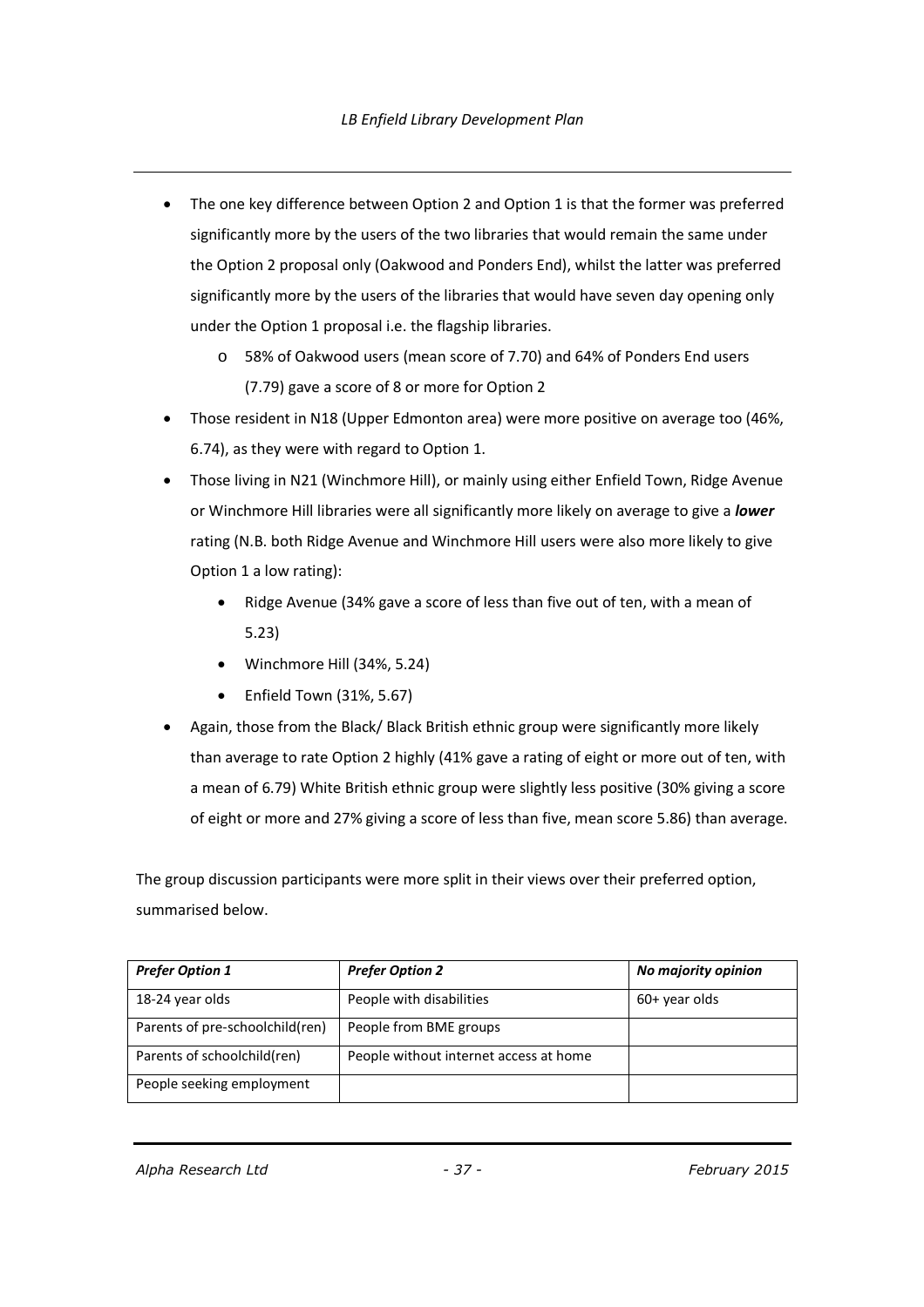- The one key difference between Option 2 and Option 1 is that the former was preferred significantly more by the users of the two libraries that would remain the same under the Option 2 proposal only (Oakwood and Ponders End), whilst the latter was preferred significantly more by the users of the libraries that would have seven day opening only under the Option 1 proposal i.e. the flagship libraries.
    - 58% of Oakwood users (mean score of 7.70) and 64% of Ponders End users (7.79) gave a score of 8 or more for Option 2
- Those resident in N18 (Upper Edmonton area) were more positive on average too (46%, 6.74), as they were with regard to Option 1.
- Those living in N21 (Winchmore Hill), or mainly using either Enfield Town, Ridge Avenue or Winchmore Hill libraries were all significantly more likely on average to give a ***lower*** rating (N.B. both Ridge Avenue and Winchmore Hill users were also more likely to give Option 1 a low rating):
    - Ridge Avenue (34% gave a score of less than five out of ten, with a mean of 5.23)
    - Winchmore Hill (34%, 5.24)
    - Enfield Town (31%, 5.67)
- Again, those from the Black/ Black British ethnic group were significantly more likely than average to rate Option 2 highly (41% gave a rating of eight or more out of ten, with a mean of 6.79) White British ethnic group were slightly less positive (30% giving a score of eight or more and 27% giving a score of less than five, mean score 5.86) than average.

The group discussion participants were more split in their views over their preferred option, summarised below.

| *Prefer Option 1* | *Prefer Option 2* | *No majority opinion* |
|---|---|---|
| 18-24 year olds | People with disabilities | 60+ year olds |
| Parents of pre-schoolchild(ren) | People from BME groups | |
| Parents of schoolchild(ren) | People without internet access at home | |
| People seeking employment | | |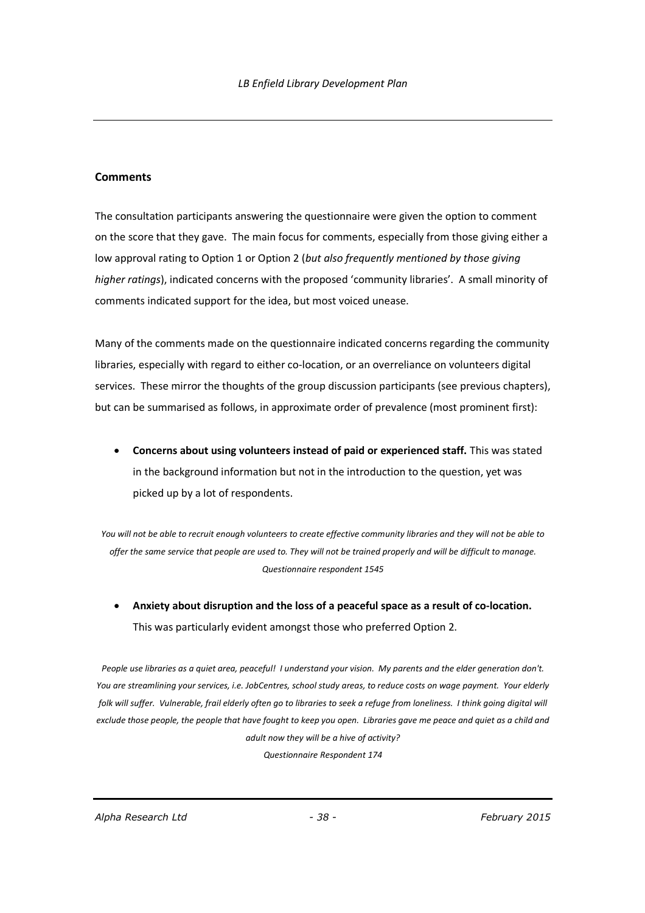## Comments

The consultation participants answering the questionnaire were given the option to comment on the score that they gave. The main focus for comments, especially from those giving either a low approval rating to Option 1 or Option 2 (*but also frequently mentioned by those giving higher ratings*), indicated concerns with the proposed 'community libraries'. A small minority of comments indicated support for the idea, but most voiced unease.

Many of the comments made on the questionnaire indicated concerns regarding the community libraries, especially with regard to either co-location, or an overreliance on volunteers digital services. These mirror the thoughts of the group discussion participants (see previous chapters), but can be summarised as follows, in approximate order of prevalence (most prominent first):

- **Concerns about using volunteers instead of paid or experienced staff.** This was stated in the background information but not in the introduction to the question, yet was picked up by a lot of respondents.

*You will not be able to recruit enough volunteers to create effective community libraries and they will not be able to offer the same service that people are used to. They will not be trained properly and will be difficult to manage.*
*Questionnaire respondent 1545*

- **Anxiety about disruption and the loss of a peaceful space as a result of co-location.** This was particularly evident amongst those who preferred Option 2.

*People use libraries as a quiet area, peaceful! I understand your vision. My parents and the elder generation don't. You are streamlining your services, i.e. JobCentres, school study areas, to reduce costs on wage payment. Your elderly folk will suffer. Vulnerable, frail elderly often go to libraries to seek a refuge from loneliness. I think going digital will exclude those people, the people that have fought to keep you open. Libraries gave me peace and quiet as a child and adult now they will be a hive of activity?*
*Questionnaire Respondent 174*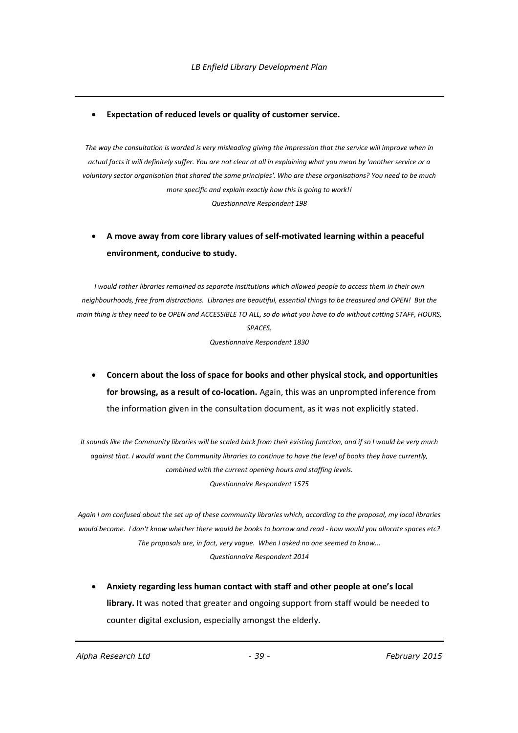- **Expectation of reduced levels or quality of customer service.**

*The way the consultation is worded is very misleading giving the impression that the service will improve when in actual facts it will definitely suffer. You are not clear at all in explaining what you mean by 'another service or a voluntary sector organisation that shared the same principles'. Who are these organisations? You need to be much more specific and explain exactly how this is going to work!!*
*Questionnaire Respondent 198*

- **A move away from core library values of self-motivated learning within a peaceful environment, conducive to study.**

*I would rather libraries remained as separate institutions which allowed people to access them in their own neighbourhoods, free from distractions. Libraries are beautiful, essential things to be treasured and OPEN! But the main thing is they need to be OPEN and ACCESSIBLE TO ALL, so do what you have to do without cutting STAFF, HOURS, SPACES.*
*Questionnaire Respondent 1830*

- **Concern about the loss of space for books and other physical stock, and opportunities for browsing, as a result of co-location.** Again, this was an unprompted inference from the information given in the consultation document, as it was not explicitly stated.

*It sounds like the Community libraries will be scaled back from their existing function, and if so I would be very much against that. I would want the Community libraries to continue to have the level of books they have currently, combined with the current opening hours and staffing levels.*
*Questionnaire Respondent 1575*

*Again I am confused about the set up of these community libraries which, according to the proposal, my local libraries would become. I don't know whether there would be books to borrow and read - how would you allocate spaces etc? The proposals are, in fact, very vague. When I asked no one seemed to know...*
*Questionnaire Respondent 2014*

- **Anxiety regarding less human contact with staff and other people at one's local library.** It was noted that greater and ongoing support from staff would be needed to counter digital exclusion, especially amongst the elderly.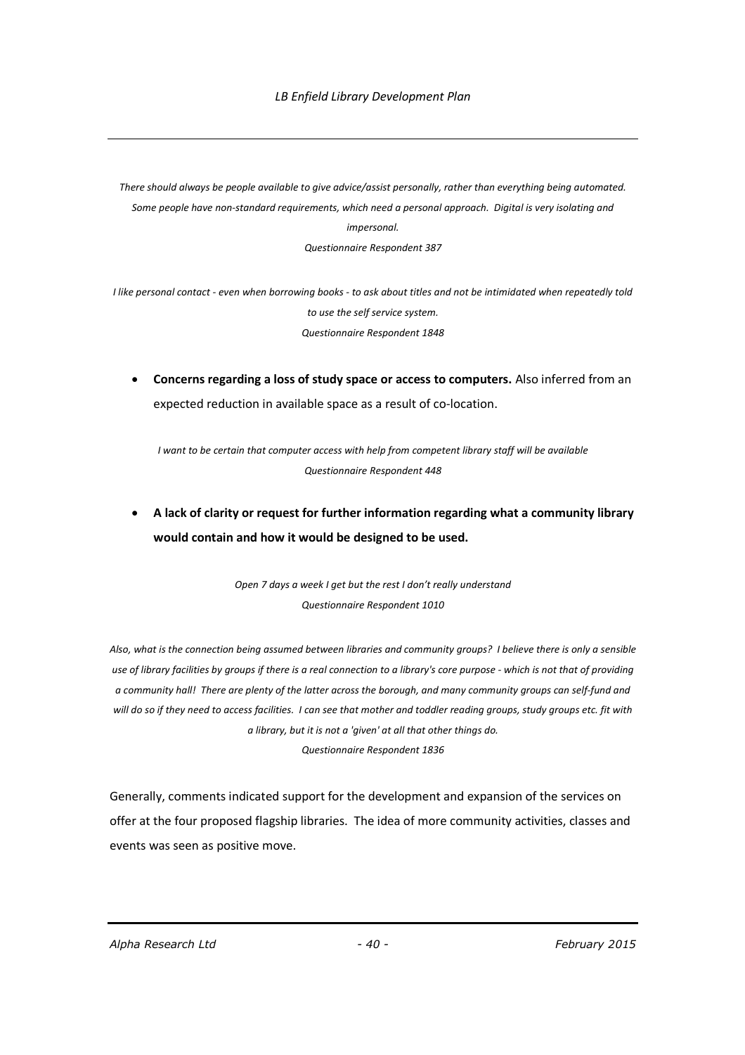*There should always be people available to give advice/assist personally, rather than everything being automated. Some people have non-standard requirements, which need a personal approach. Digital is very isolating and impersonal.*
*Questionnaire Respondent 387*

*I like personal contact - even when borrowing books - to ask about titles and not be intimidated when repeatedly told to use the self service system.*
*Questionnaire Respondent 1848*

- **Concerns regarding a loss of study space or access to computers.** Also inferred from an expected reduction in available space as a result of co-location.

*I want to be certain that computer access with help from competent library staff will be available*
*Questionnaire Respondent 448*

- **A lack of clarity or request for further information regarding what a community library would contain and how it would be designed to be used.**

*Open 7 days a week I get but the rest I don't really understand*
*Questionnaire Respondent 1010*

*Also, what is the connection being assumed between libraries and community groups? I believe there is only a sensible use of library facilities by groups if there is a real connection to a library's core purpose - which is not that of providing a community hall! There are plenty of the latter across the borough, and many community groups can self-fund and will do so if they need to access facilities. I can see that mother and toddler reading groups, study groups etc. fit with a library, but it is not a 'given' at all that other things do.*
*Questionnaire Respondent 1836*

Generally, comments indicated support for the development and expansion of the services on offer at the four proposed flagship libraries. The idea of more community activities, classes and events was seen as positive move.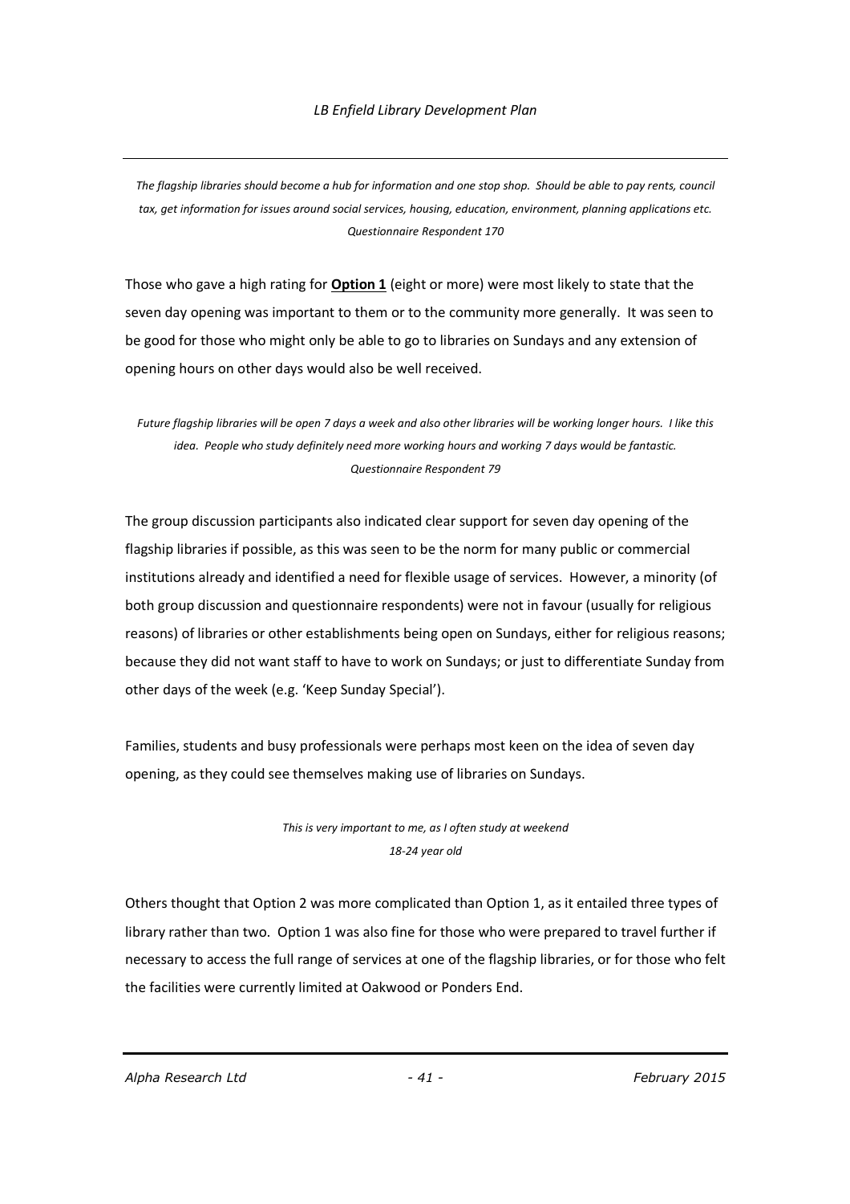*The flagship libraries should become a hub for information and one stop shop. Should be able to pay rents, council tax, get information for issues around social services, housing, education, environment, planning applications etc.*
*Questionnaire Respondent 170*

Those who gave a high rating for **Option 1** (eight or more) were most likely to state that the seven day opening was important to them or to the community more generally. It was seen to be good for those who might only be able to go to libraries on Sundays and any extension of opening hours on other days would also be well received.

*Future flagship libraries will be open 7 days a week and also other libraries will be working longer hours. I like this idea. People who study definitely need more working hours and working 7 days would be fantastic.*
*Questionnaire Respondent 79*

The group discussion participants also indicated clear support for seven day opening of the flagship libraries if possible, as this was seen to be the norm for many public or commercial institutions already and identified a need for flexible usage of services. However, a minority (of both group discussion and questionnaire respondents) were not in favour (usually for religious reasons) of libraries or other establishments being open on Sundays, either for religious reasons; because they did not want staff to have to work on Sundays; or just to differentiate Sunday from other days of the week (e.g. 'Keep Sunday Special').

Families, students and busy professionals were perhaps most keen on the idea of seven day opening, as they could see themselves making use of libraries on Sundays.

*This is very important to me, as I often study at weekend*
*18-24 year old*

Others thought that Option 2 was more complicated than Option 1, as it entailed three types of library rather than two. Option 1 was also fine for those who were prepared to travel further if necessary to access the full range of services at one of the flagship libraries, or for those who felt the facilities were currently limited at Oakwood or Ponders End.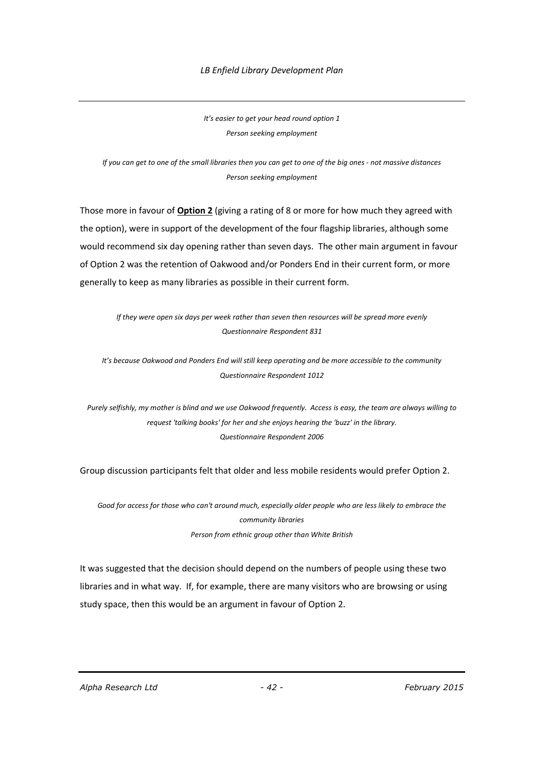*It's easier to get your head round option 1*
*Person seeking employment*

*If you can get to one of the small libraries then you can get to one of the big ones - not massive distances*
*Person seeking employment*

Those more in favour of **<u>Option 2</u>** (giving a rating of 8 or more for how much they agreed with the option), were in support of the development of the four flagship libraries, although some would recommend six day opening rather than seven days. The other main argument in favour of Option 2 was the retention of Oakwood and/or Ponders End in their current form, or more generally to keep as many libraries as possible in their current form.

*If they were open six days per week rather than seven then resources will be spread more evenly*
*Questionnaire Respondent 831*

*It's because Oakwood and Ponders End will still keep operating and be more accessible to the community*
*Questionnaire Respondent 1012*

*Purely selfishly, my mother is blind and we use Oakwood frequently. Access is easy, the team are always willing to request 'talking books' for her and she enjoys hearing the 'buzz' in the library.*
*Questionnaire Respondent 2006*

Group discussion participants felt that older and less mobile residents would prefer Option 2.

*Good for access for those who can't around much, especially older people who are less likely to embrace the community libraries*
*Person from ethnic group other than White British*

It was suggested that the decision should depend on the numbers of people using these two libraries and in what way. If, for example, there are many visitors who are browsing or using study space, then this would be an argument in favour of Option 2.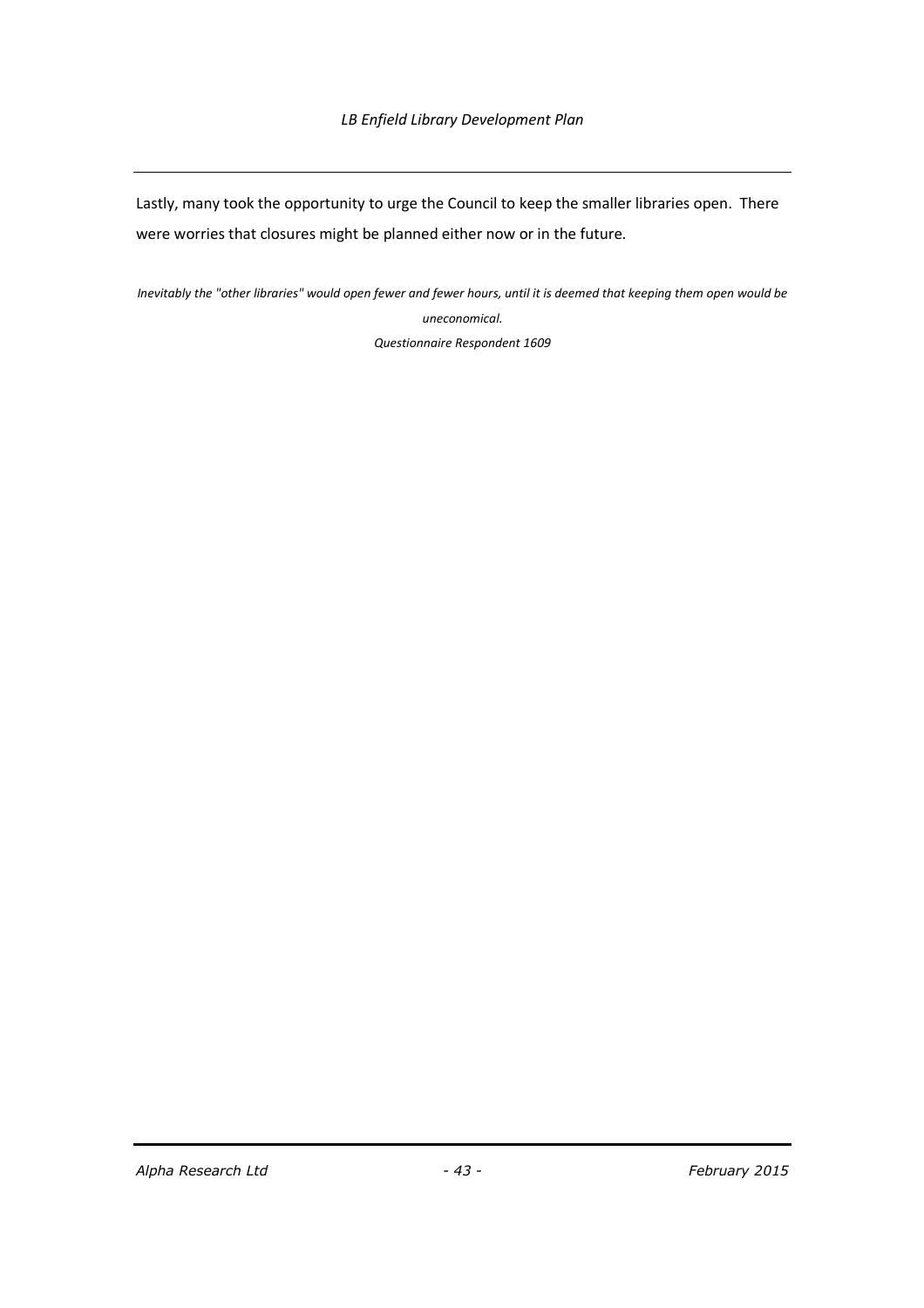Lastly, many took the opportunity to urge the Council to keep the smaller libraries open. There were worries that closures might be planned either now or in the future.

*Inevitably the "other libraries" would open fewer and fewer hours, until it is deemed that keeping them open would be uneconomical.*

*Questionnaire Respondent 1609*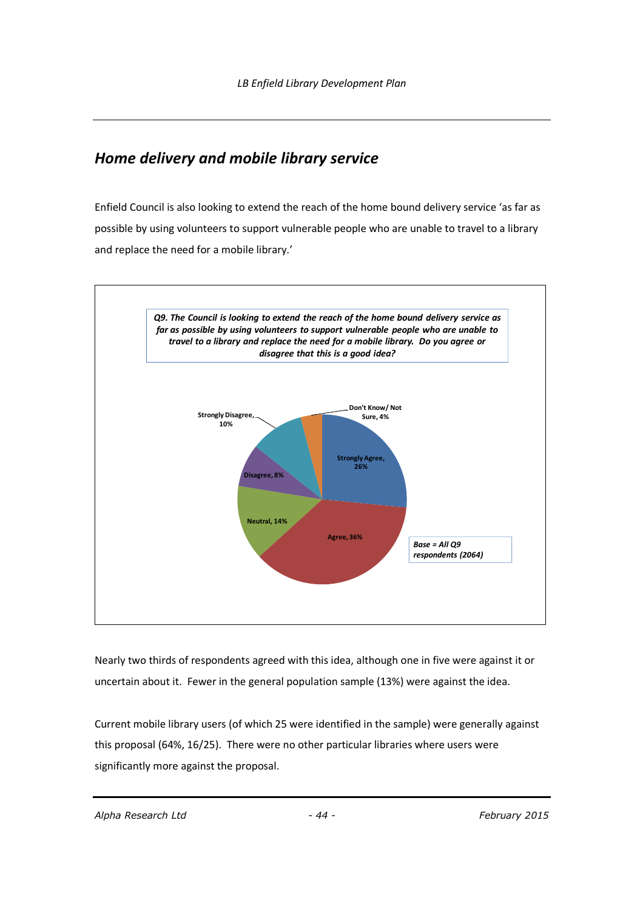## *Home delivery and mobile library service*

Enfield Council is also looking to extend the reach of the home bound delivery service 'as far as possible by using volunteers to support vulnerable people who are unable to travel to a library and replace the need for a mobile library.'

***Q9. The Council is looking to extend the reach of the home bound delivery service as far as possible by using volunteers to support vulnerable people who are unable to travel to a library and replace the need for a mobile library. Do you agree or disagree that this is a good idea?***

Strongly Agree, 26%

Agree, 36%

Neutral, 14%

Disagree, 8%

Strongly Disagree, 10%

Don't Know/ Not Sure, 4%

***Base = All Q9 respondents (2064)***

Nearly two thirds of respondents agreed with this idea, although one in five were against it or uncertain about it. Fewer in the general population sample (13%) were against the idea.

Current mobile library users (of which 25 were identified in the sample) were generally against this proposal (64%, 16/25). There were no other particular libraries where users were significantly more against the proposal.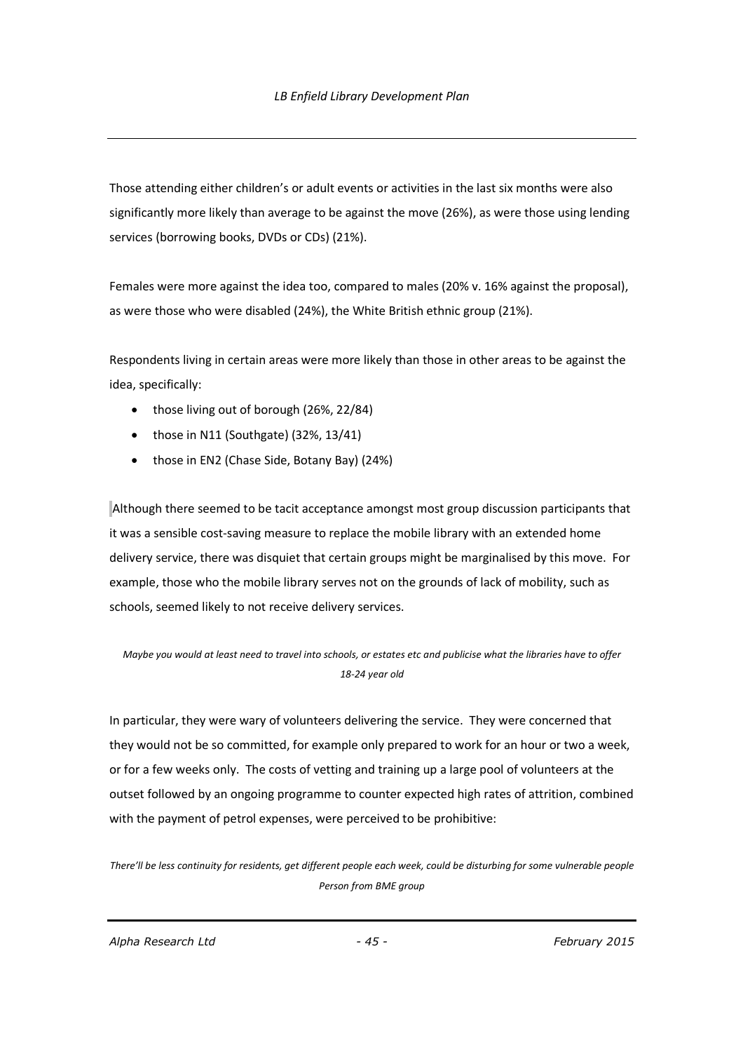Those attending either children's or adult events or activities in the last six months were also significantly more likely than average to be against the move (26%), as were those using lending services (borrowing books, DVDs or CDs) (21%).

Females were more against the idea too, compared to males (20% v. 16% against the proposal), as were those who were disabled (24%), the White British ethnic group (21%).

Respondents living in certain areas were more likely than those in other areas to be against the idea, specifically:

- those living out of borough (26%, 22/84)
- those in N11 (Southgate) (32%, 13/41)
- those in EN2 (Chase Side, Botany Bay) (24%)

Although there seemed to be tacit acceptance amongst most group discussion participants that it was a sensible cost-saving measure to replace the mobile library with an extended home delivery service, there was disquiet that certain groups might be marginalised by this move. For example, those who the mobile library serves not on the grounds of lack of mobility, such as schools, seemed likely to not receive delivery services.

*Maybe you would at least need to travel into schools, or estates etc and publicise what the libraries have to offer*
*18-24 year old*

In particular, they were wary of volunteers delivering the service. They were concerned that they would not be so committed, for example only prepared to work for an hour or two a week, or for a few weeks only. The costs of vetting and training up a large pool of volunteers at the outset followed by an ongoing programme to counter expected high rates of attrition, combined with the payment of petrol expenses, were perceived to be prohibitive:

*There'll be less continuity for residents, get different people each week, could be disturbing for some vulnerable people*
*Person from BME group*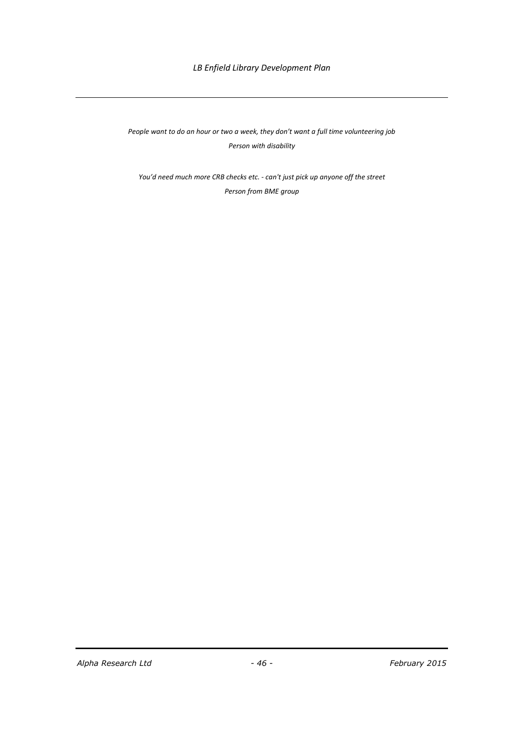*People want to do an hour or two a week, they don't want a full time volunteering job*

*Person with disability*

*You'd need much more CRB checks etc. - can't just pick up anyone off the street*

*Person from BME group*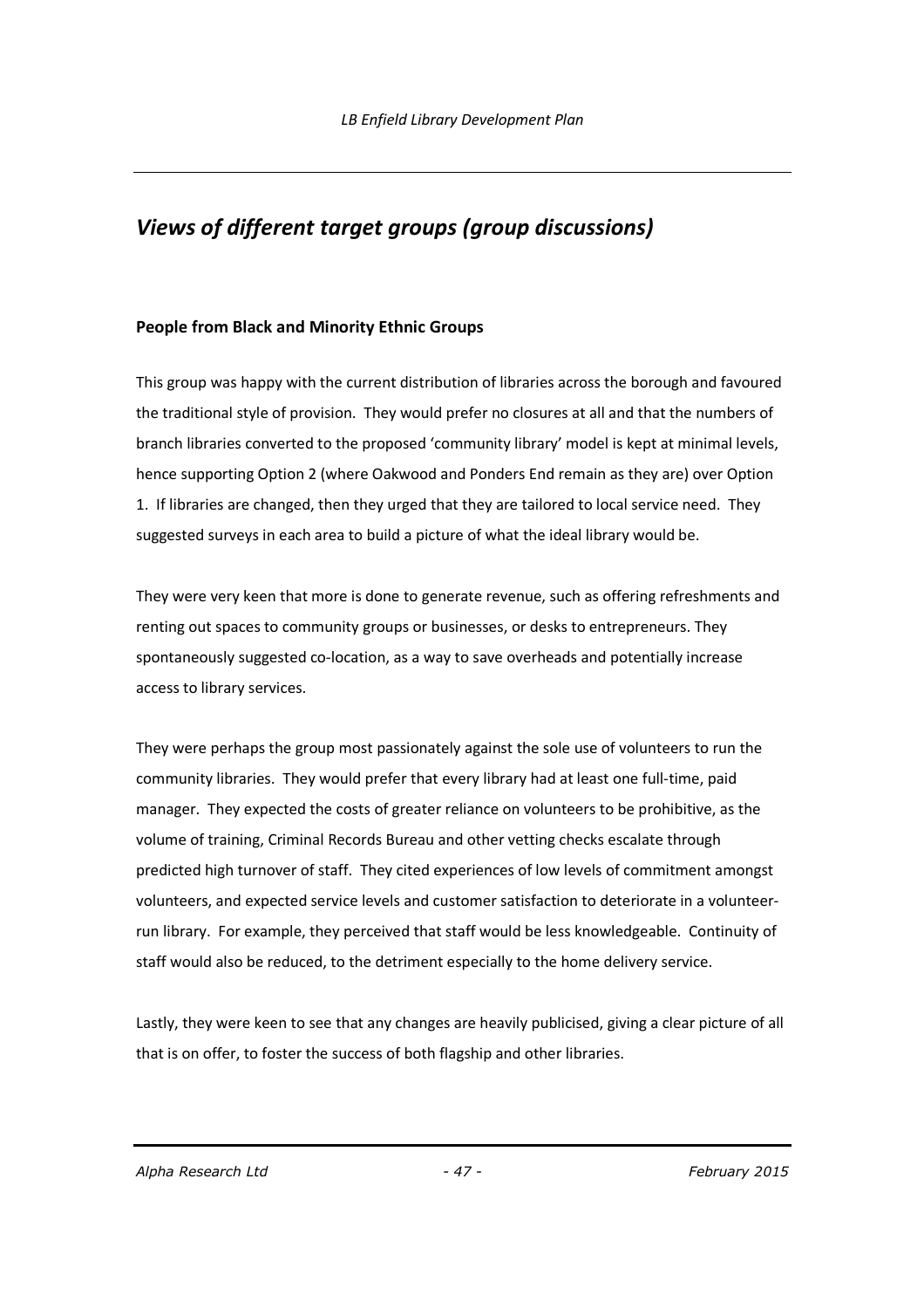## *Views of different target groups (group discussions)*

### People from Black and Minority Ethnic Groups

This group was happy with the current distribution of libraries across the borough and favoured the traditional style of provision. They would prefer no closures at all and that the numbers of branch libraries converted to the proposed 'community library' model is kept at minimal levels, hence supporting Option 2 (where Oakwood and Ponders End remain as they are) over Option 1. If libraries are changed, then they urged that they are tailored to local service need. They suggested surveys in each area to build a picture of what the ideal library would be.

They were very keen that more is done to generate revenue, such as offering refreshments and renting out spaces to community groups or businesses, or desks to entrepreneurs. They spontaneously suggested co-location, as a way to save overheads and potentially increase access to library services.

They were perhaps the group most passionately against the sole use of volunteers to run the community libraries. They would prefer that every library had at least one full-time, paid manager. They expected the costs of greater reliance on volunteers to be prohibitive, as the volume of training, Criminal Records Bureau and other vetting checks escalate through predicted high turnover of staff. They cited experiences of low levels of commitment amongst volunteers, and expected service levels and customer satisfaction to deteriorate in a volunteer-run library. For example, they perceived that staff would be less knowledgeable. Continuity of staff would also be reduced, to the detriment especially to the home delivery service.

Lastly, they were keen to see that any changes are heavily publicised, giving a clear picture of all that is on offer, to foster the success of both flagship and other libraries.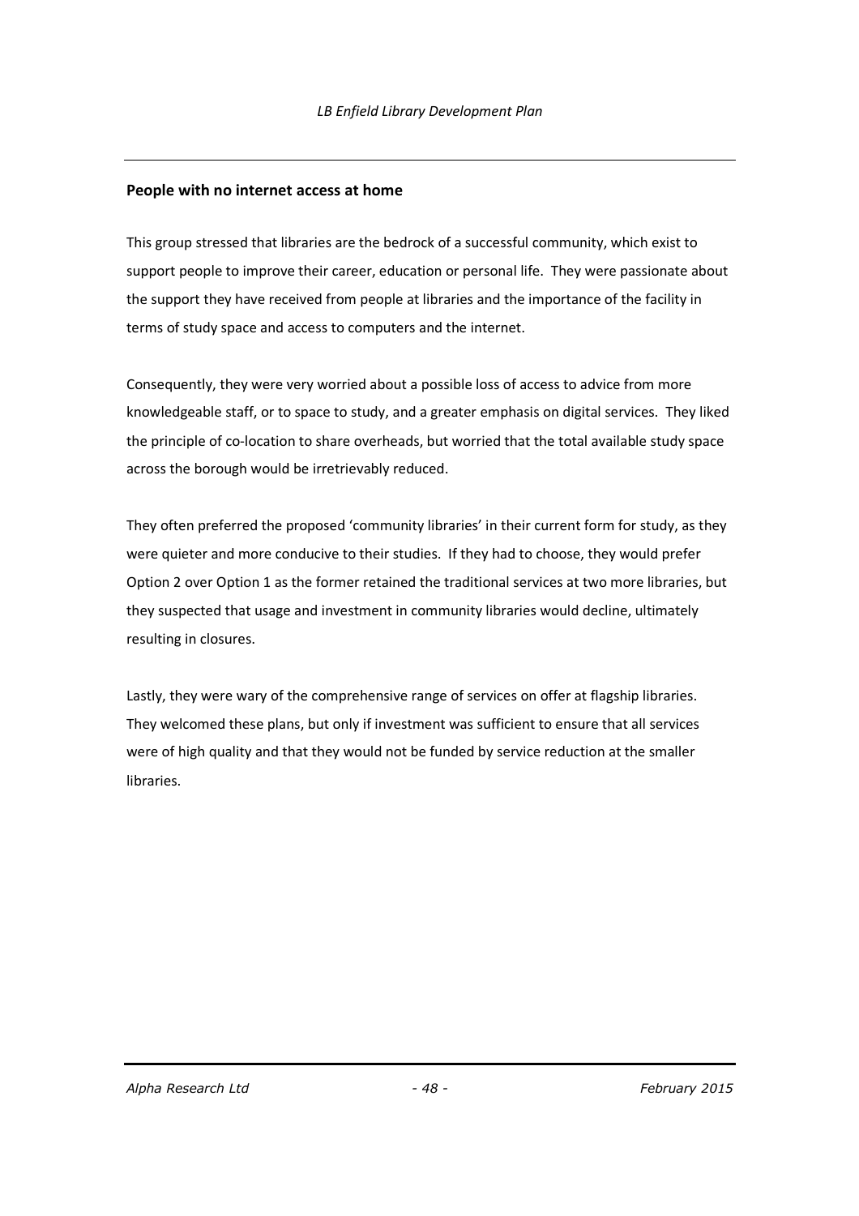### People with no internet access at home

This group stressed that libraries are the bedrock of a successful community, which exist to support people to improve their career, education or personal life. They were passionate about the support they have received from people at libraries and the importance of the facility in terms of study space and access to computers and the internet.

Consequently, they were very worried about a possible loss of access to advice from more knowledgeable staff, or to space to study, and a greater emphasis on digital services. They liked the principle of co-location to share overheads, but worried that the total available study space across the borough would be irretrievably reduced.

They often preferred the proposed 'community libraries' in their current form for study, as they were quieter and more conducive to their studies. If they had to choose, they would prefer Option 2 over Option 1 as the former retained the traditional services at two more libraries, but they suspected that usage and investment in community libraries would decline, ultimately resulting in closures.

Lastly, they were wary of the comprehensive range of services on offer at flagship libraries. They welcomed these plans, but only if investment was sufficient to ensure that all services were of high quality and that they would not be funded by service reduction at the smaller libraries.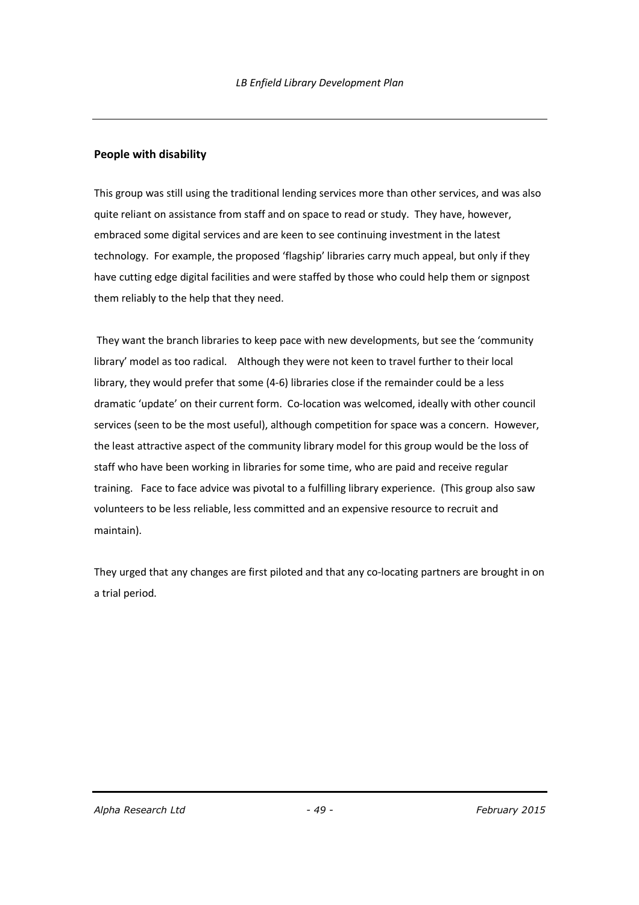**People with disability**

This group was still using the traditional lending services more than other services, and was also quite reliant on assistance from staff and on space to read or study. They have, however, embraced some digital services and are keen to see continuing investment in the latest technology. For example, the proposed 'flagship' libraries carry much appeal, but only if they have cutting edge digital facilities and were staffed by those who could help them or signpost them reliably to the help that they need.

They want the branch libraries to keep pace with new developments, but see the 'community library' model as too radical. Although they were not keen to travel further to their local library, they would prefer that some (4-6) libraries close if the remainder could be a less dramatic 'update' on their current form. Co-location was welcomed, ideally with other council services (seen to be the most useful), although competition for space was a concern. However, the least attractive aspect of the community library model for this group would be the loss of staff who have been working in libraries for some time, who are paid and receive regular training. Face to face advice was pivotal to a fulfilling library experience. (This group also saw volunteers to be less reliable, less committed and an expensive resource to recruit and maintain).

They urged that any changes are first piloted and that any co-locating partners are brought in on a trial period.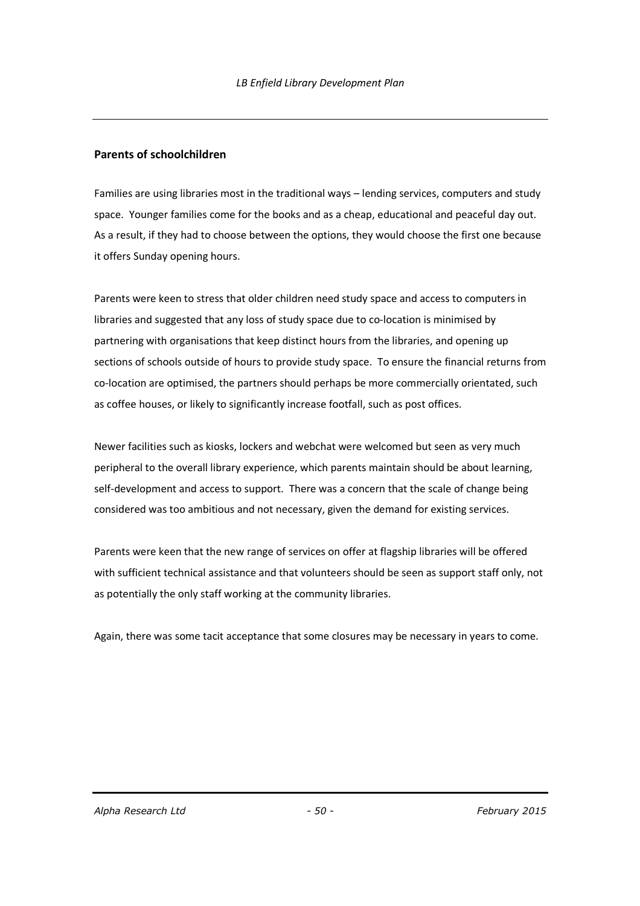**Parents of schoolchildren**

Families are using libraries most in the traditional ways – lending services, computers and study space. Younger families come for the books and as a cheap, educational and peaceful day out. As a result, if they had to choose between the options, they would choose the first one because it offers Sunday opening hours.

Parents were keen to stress that older children need study space and access to computers in libraries and suggested that any loss of study space due to co-location is minimised by partnering with organisations that keep distinct hours from the libraries, and opening up sections of schools outside of hours to provide study space. To ensure the financial returns from co-location are optimised, the partners should perhaps be more commercially orientated, such as coffee houses, or likely to significantly increase footfall, such as post offices.

Newer facilities such as kiosks, lockers and webchat were welcomed but seen as very much peripheral to the overall library experience, which parents maintain should be about learning, self-development and access to support. There was a concern that the scale of change being considered was too ambitious and not necessary, given the demand for existing services.

Parents were keen that the new range of services on offer at flagship libraries will be offered with sufficient technical assistance and that volunteers should be seen as support staff only, not as potentially the only staff working at the community libraries.

Again, there was some tacit acceptance that some closures may be necessary in years to come.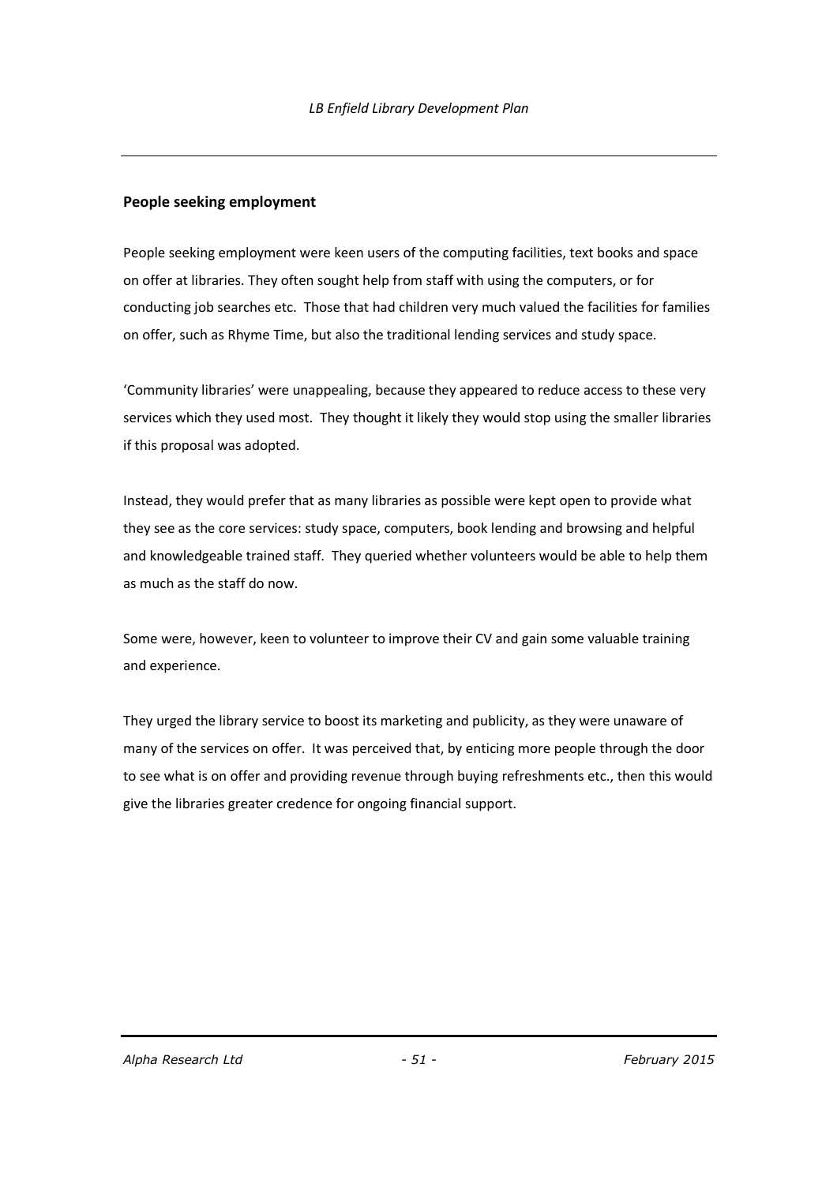## People seeking employment

People seeking employment were keen users of the computing facilities, text books and space on offer at libraries. They often sought help from staff with using the computers, or for conducting job searches etc. Those that had children very much valued the facilities for families on offer, such as Rhyme Time, but also the traditional lending services and study space.

'Community libraries' were unappealing, because they appeared to reduce access to these very services which they used most. They thought it likely they would stop using the smaller libraries if this proposal was adopted.

Instead, they would prefer that as many libraries as possible were kept open to provide what they see as the core services: study space, computers, book lending and browsing and helpful and knowledgeable trained staff. They queried whether volunteers would be able to help them as much as the staff do now.

Some were, however, keen to volunteer to improve their CV and gain some valuable training and experience.

They urged the library service to boost its marketing and publicity, as they were unaware of many of the services on offer. It was perceived that, by enticing more people through the door to see what is on offer and providing revenue through buying refreshments etc., then this would give the libraries greater credence for ongoing financial support.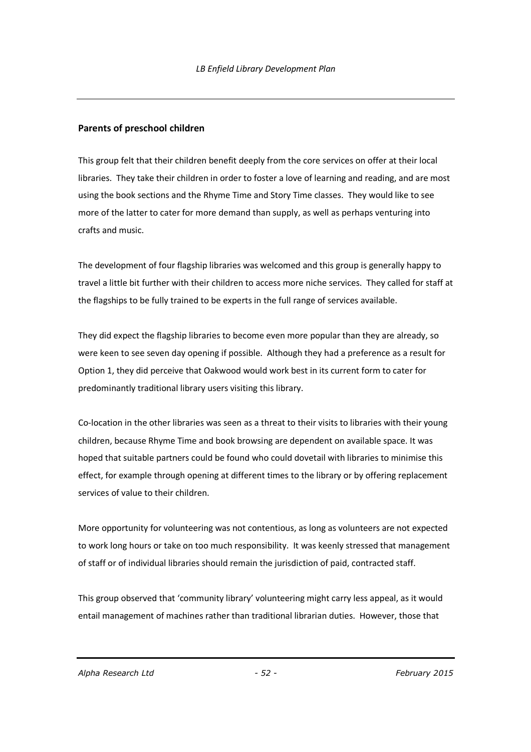**Parents of preschool children**

This group felt that their children benefit deeply from the core services on offer at their local libraries. They take their children in order to foster a love of learning and reading, and are most using the book sections and the Rhyme Time and Story Time classes. They would like to see more of the latter to cater for more demand than supply, as well as perhaps venturing into crafts and music.

The development of four flagship libraries was welcomed and this group is generally happy to travel a little bit further with their children to access more niche services. They called for staff at the flagships to be fully trained to be experts in the full range of services available.

They did expect the flagship libraries to become even more popular than they are already, so were keen to see seven day opening if possible. Although they had a preference as a result for Option 1, they did perceive that Oakwood would work best in its current form to cater for predominantly traditional library users visiting this library.

Co-location in the other libraries was seen as a threat to their visits to libraries with their young children, because Rhyme Time and book browsing are dependent on available space. It was hoped that suitable partners could be found who could dovetail with libraries to minimise this effect, for example through opening at different times to the library or by offering replacement services of value to their children.

More opportunity for volunteering was not contentious, as long as volunteers are not expected to work long hours or take on too much responsibility. It was keenly stressed that management of staff or of individual libraries should remain the jurisdiction of paid, contracted staff.

This group observed that 'community library' volunteering might carry less appeal, as it would entail management of machines rather than traditional librarian duties. However, those that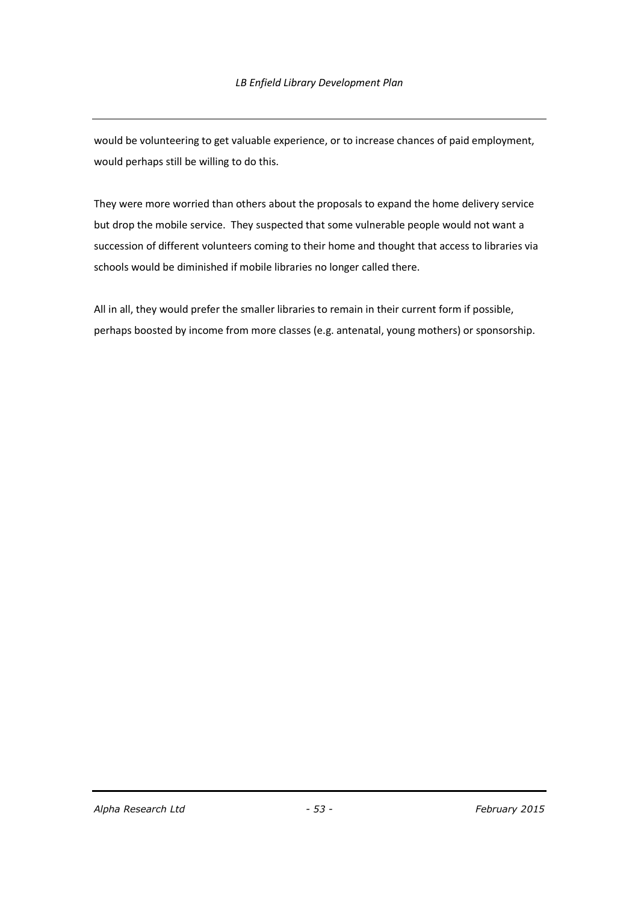would be volunteering to get valuable experience, or to increase chances of paid employment, would perhaps still be willing to do this.

They were more worried than others about the proposals to expand the home delivery service but drop the mobile service. They suspected that some vulnerable people would not want a succession of different volunteers coming to their home and thought that access to libraries via schools would be diminished if mobile libraries no longer called there.

All in all, they would prefer the smaller libraries to remain in their current form if possible, perhaps boosted by income from more classes (e.g. antenatal, young mothers) or sponsorship.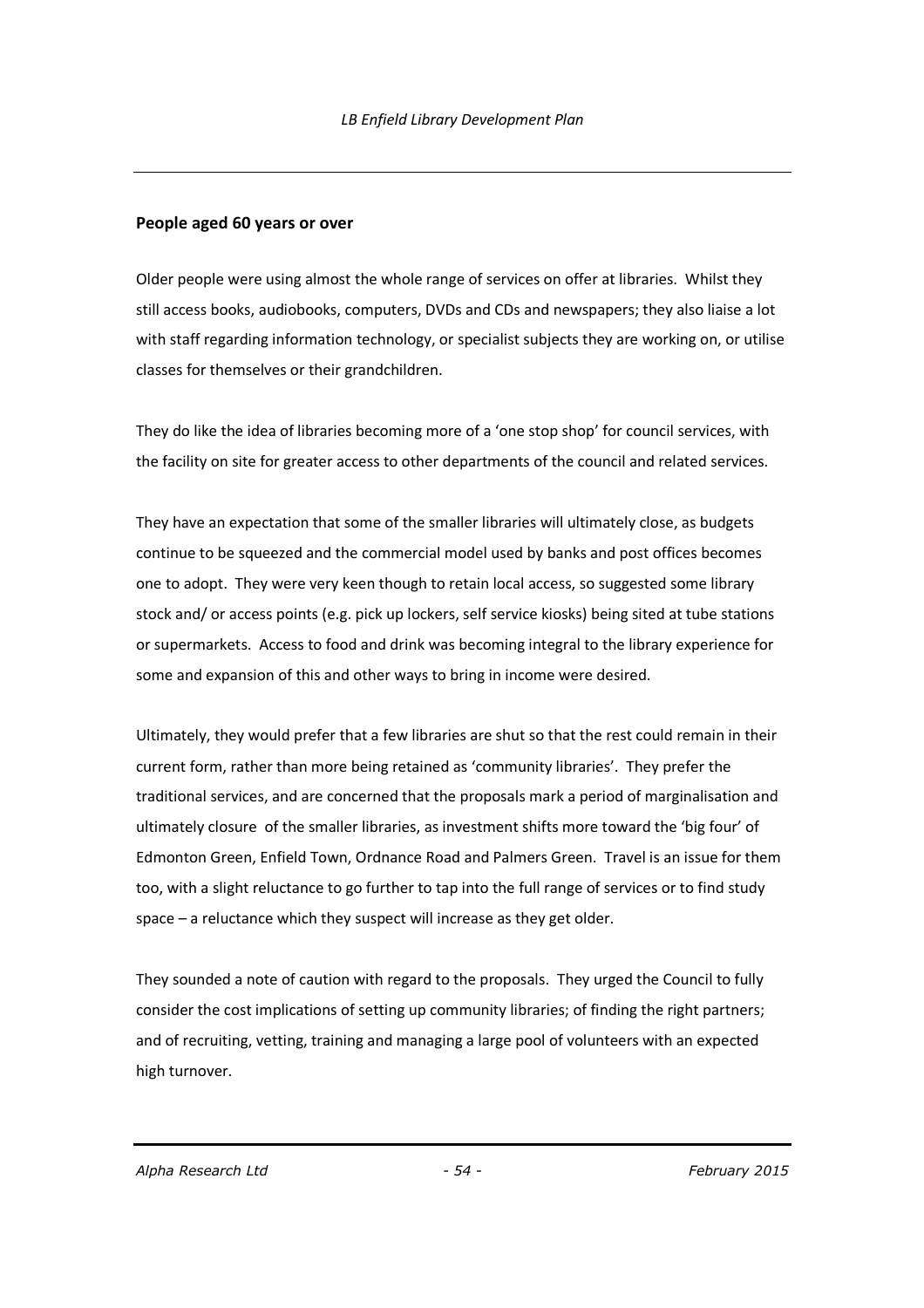## People aged 60 years or over

Older people were using almost the whole range of services on offer at libraries. Whilst they still access books, audiobooks, computers, DVDs and CDs and newspapers; they also liaise a lot with staff regarding information technology, or specialist subjects they are working on, or utilise classes for themselves or their grandchildren.

They do like the idea of libraries becoming more of a 'one stop shop' for council services, with the facility on site for greater access to other departments of the council and related services.

They have an expectation that some of the smaller libraries will ultimately close, as budgets continue to be squeezed and the commercial model used by banks and post offices becomes one to adopt. They were very keen though to retain local access, so suggested some library stock and/ or access points (e.g. pick up lockers, self service kiosks) being sited at tube stations or supermarkets. Access to food and drink was becoming integral to the library experience for some and expansion of this and other ways to bring in income were desired.

Ultimately, they would prefer that a few libraries are shut so that the rest could remain in their current form, rather than more being retained as 'community libraries'. They prefer the traditional services, and are concerned that the proposals mark a period of marginalisation and ultimately closure of the smaller libraries, as investment shifts more toward the 'big four' of Edmonton Green, Enfield Town, Ordnance Road and Palmers Green. Travel is an issue for them too, with a slight reluctance to go further to tap into the full range of services or to find study space – a reluctance which they suspect will increase as they get older.

They sounded a note of caution with regard to the proposals. They urged the Council to fully consider the cost implications of setting up community libraries; of finding the right partners; and of recruiting, vetting, training and managing a large pool of volunteers with an expected high turnover.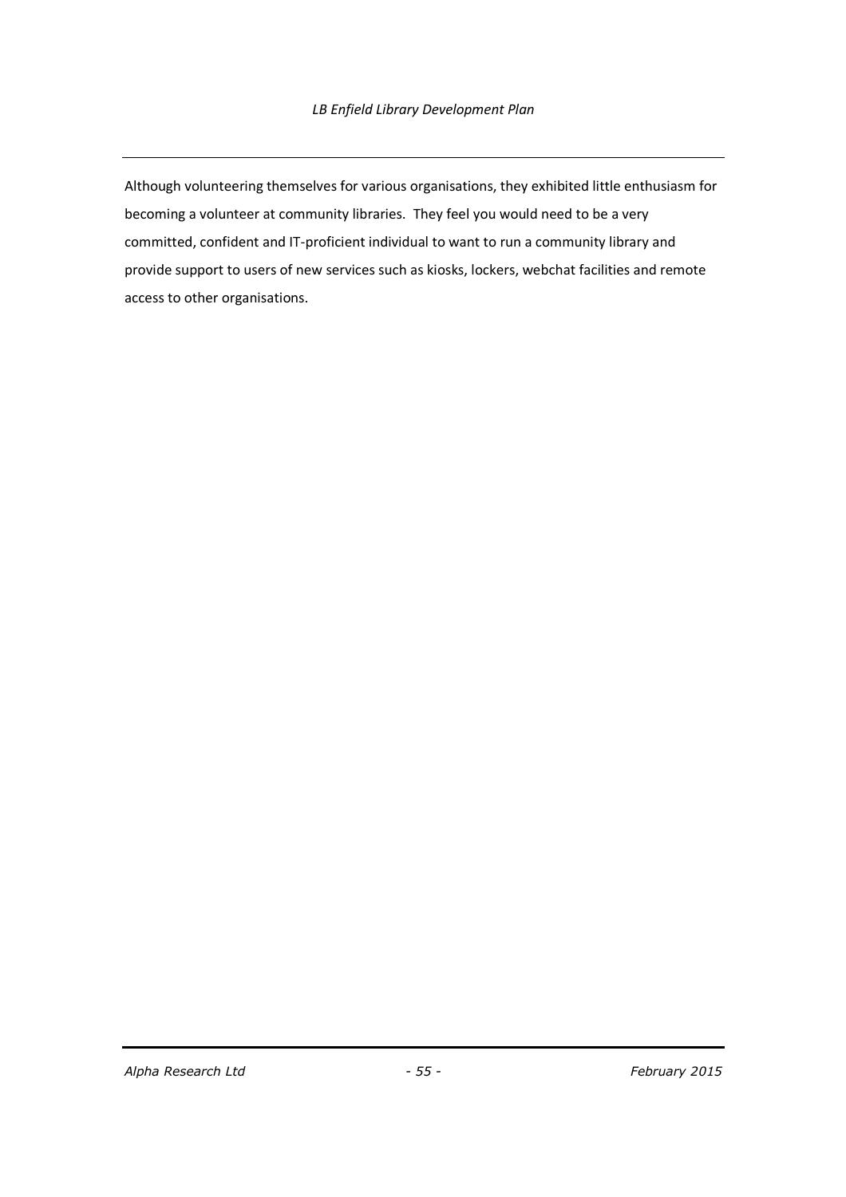Although volunteering themselves for various organisations, they exhibited little enthusiasm for becoming a volunteer at community libraries. They feel you would need to be a very committed, confident and IT-proficient individual to want to run a community library and provide support to users of new services such as kiosks, lockers, webchat facilities and remote access to other organisations.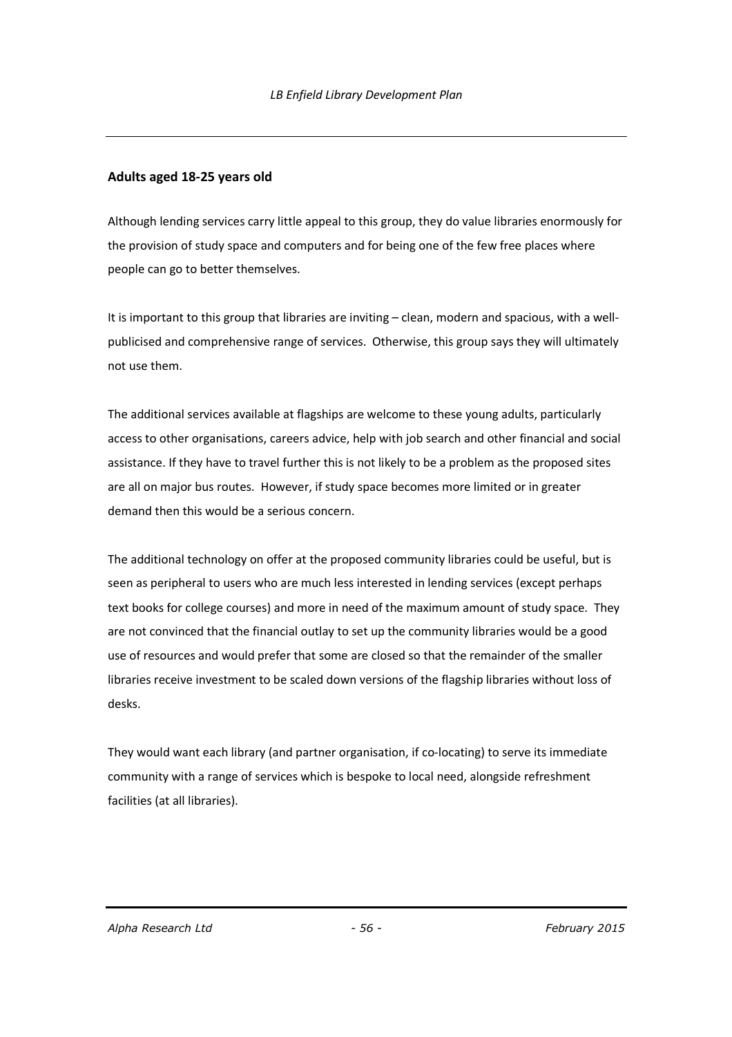### Adults aged 18-25 years old

Although lending services carry little appeal to this group, they do value libraries enormously for the provision of study space and computers and for being one of the few free places where people can go to better themselves.

It is important to this group that libraries are inviting – clean, modern and spacious, with a well-publicised and comprehensive range of services. Otherwise, this group says they will ultimately not use them.

The additional services available at flagships are welcome to these young adults, particularly access to other organisations, careers advice, help with job search and other financial and social assistance. If they have to travel further this is not likely to be a problem as the proposed sites are all on major bus routes. However, if study space becomes more limited or in greater demand then this would be a serious concern.

The additional technology on offer at the proposed community libraries could be useful, but is seen as peripheral to users who are much less interested in lending services (except perhaps text books for college courses) and more in need of the maximum amount of study space. They are not convinced that the financial outlay to set up the community libraries would be a good use of resources and would prefer that some are closed so that the remainder of the smaller libraries receive investment to be scaled down versions of the flagship libraries without loss of desks.

They would want each library (and partner organisation, if co-locating) to serve its immediate community with a range of services which is bespoke to local need, alongside refreshment facilities (at all libraries).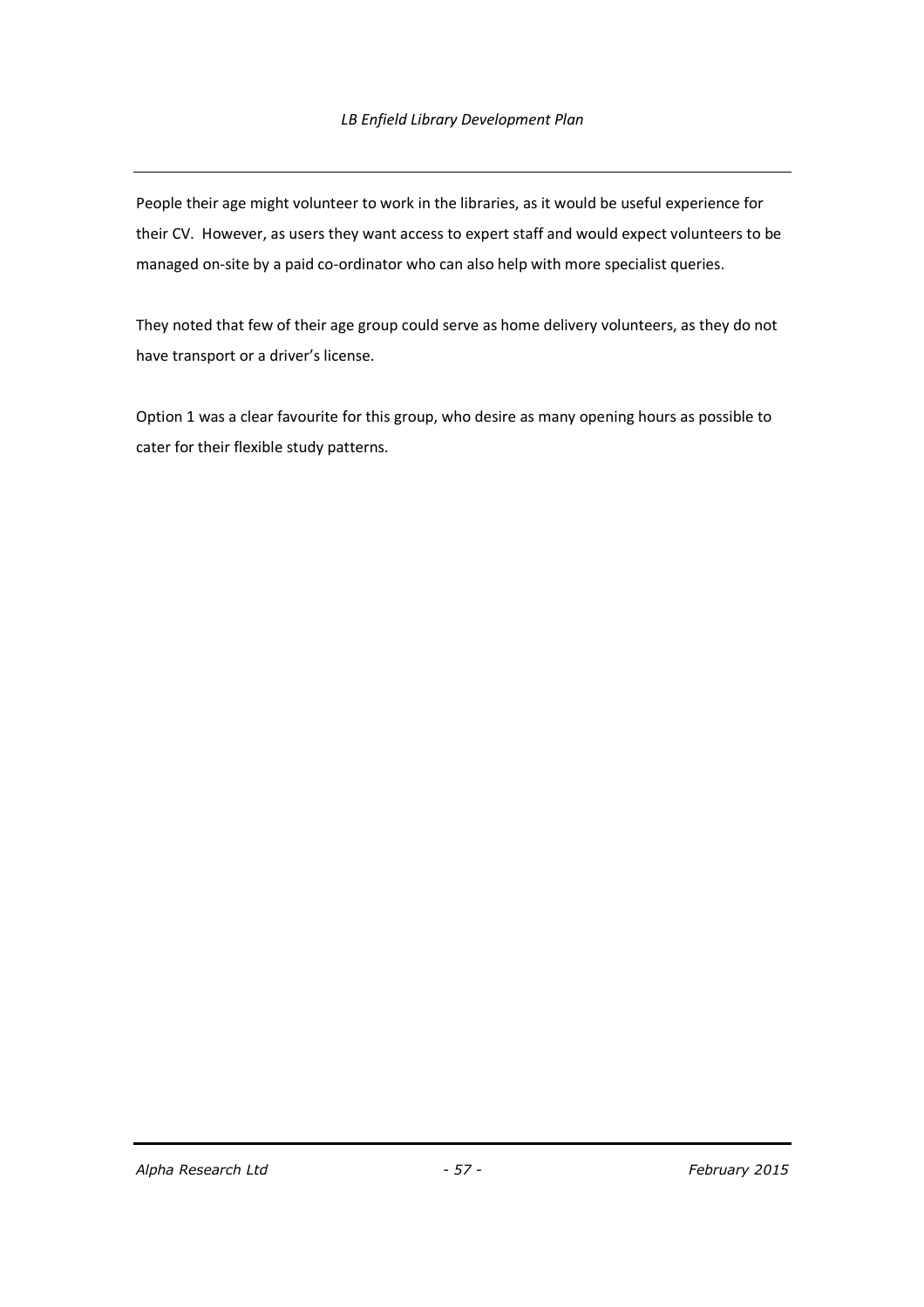People their age might volunteer to work in the libraries, as it would be useful experience for their CV. However, as users they want access to expert staff and would expect volunteers to be managed on-site by a paid co-ordinator who can also help with more specialist queries.

They noted that few of their age group could serve as home delivery volunteers, as they do not have transport or a driver's license.

Option 1 was a clear favourite for this group, who desire as many opening hours as possible to cater for their flexible study patterns.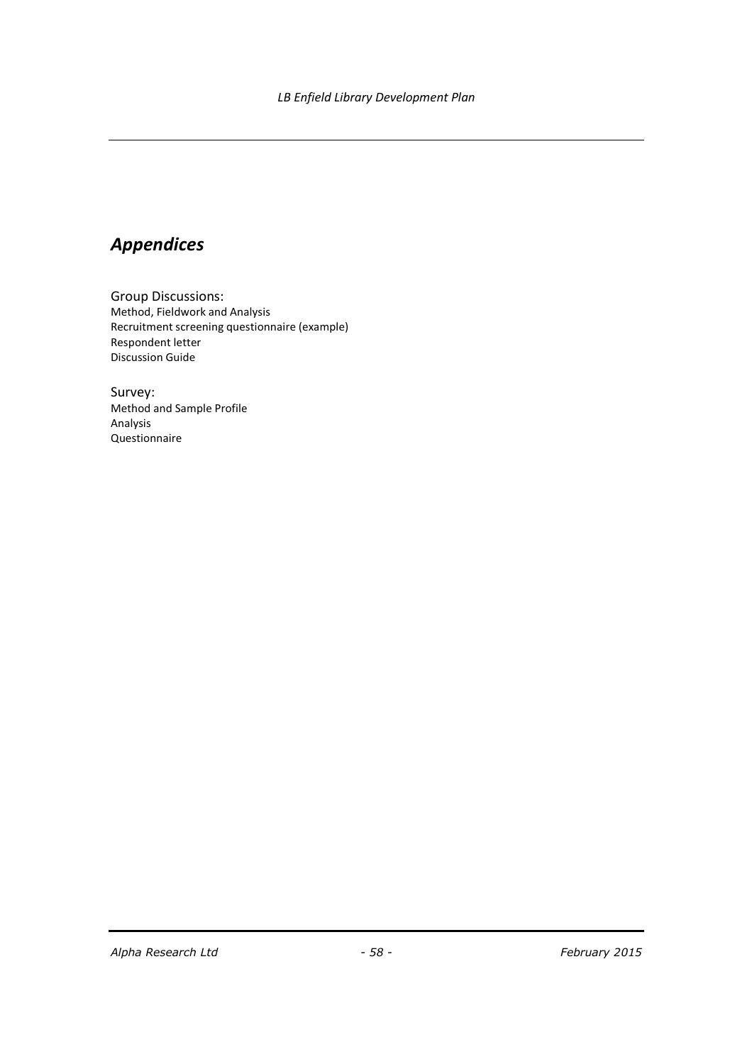# *Appendices*

Group Discussions:

Method, Fieldwork and Analysis
Recruitment screening questionnaire (example)
Respondent letter
Discussion Guide

Survey:

Method and Sample Profile
Analysis
Questionnaire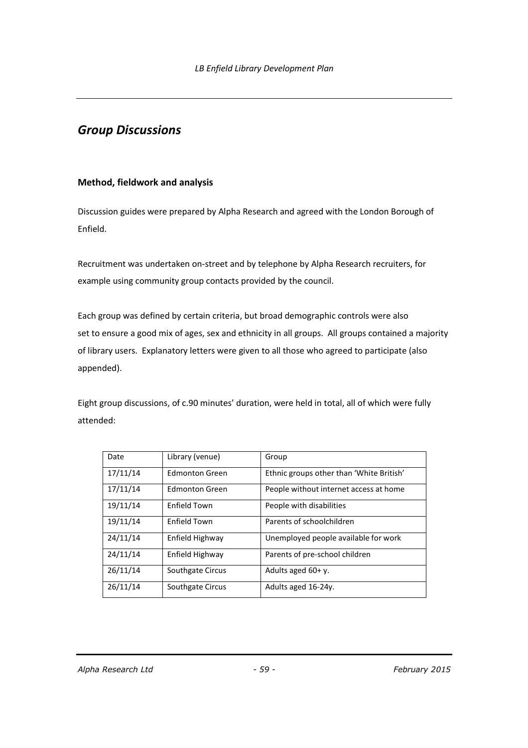## *Group Discussions*

### Method, fieldwork and analysis

Discussion guides were prepared by Alpha Research and agreed with the London Borough of Enfield.

Recruitment was undertaken on-street and by telephone by Alpha Research recruiters, for example using community group contacts provided by the council.

Each group was defined by certain criteria, but broad demographic controls were also set to ensure a good mix of ages, sex and ethnicity in all groups. All groups contained a majority of library users. Explanatory letters were given to all those who agreed to participate (also appended).

Eight group discussions, of c.90 minutes' duration, were held in total, all of which were fully attended:

| Date | Library (venue) | Group |
|---|---|---|
| 17/11/14 | Edmonton Green | Ethnic groups other than 'White British' |
| 17/11/14 | Edmonton Green | People without internet access at home |
| 19/11/14 | Enfield Town | People with disabilities |
| 19/11/14 | Enfield Town | Parents of schoolchildren |
| 24/11/14 | Enfield Highway | Unemployed people available for work |
| 24/11/14 | Enfield Highway | Parents of pre-school children |
| 26/11/14 | Southgate Circus | Adults aged 60+ y. |
| 26/11/14 | Southgate Circus | Adults aged 16-24y. |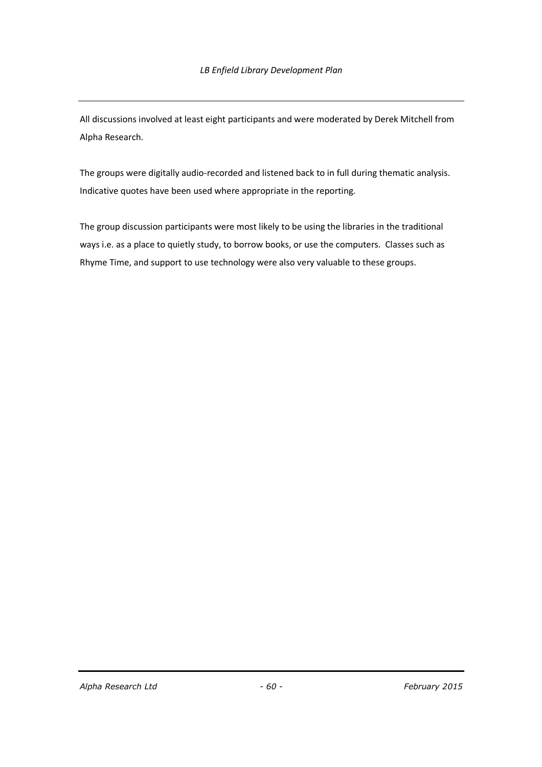All discussions involved at least eight participants and were moderated by Derek Mitchell from Alpha Research.

The groups were digitally audio-recorded and listened back to in full during thematic analysis. Indicative quotes have been used where appropriate in the reporting.

The group discussion participants were most likely to be using the libraries in the traditional ways i.e. as a place to quietly study, to borrow books, or use the computers. Classes such as Rhyme Time, and support to use technology were also very valuable to these groups.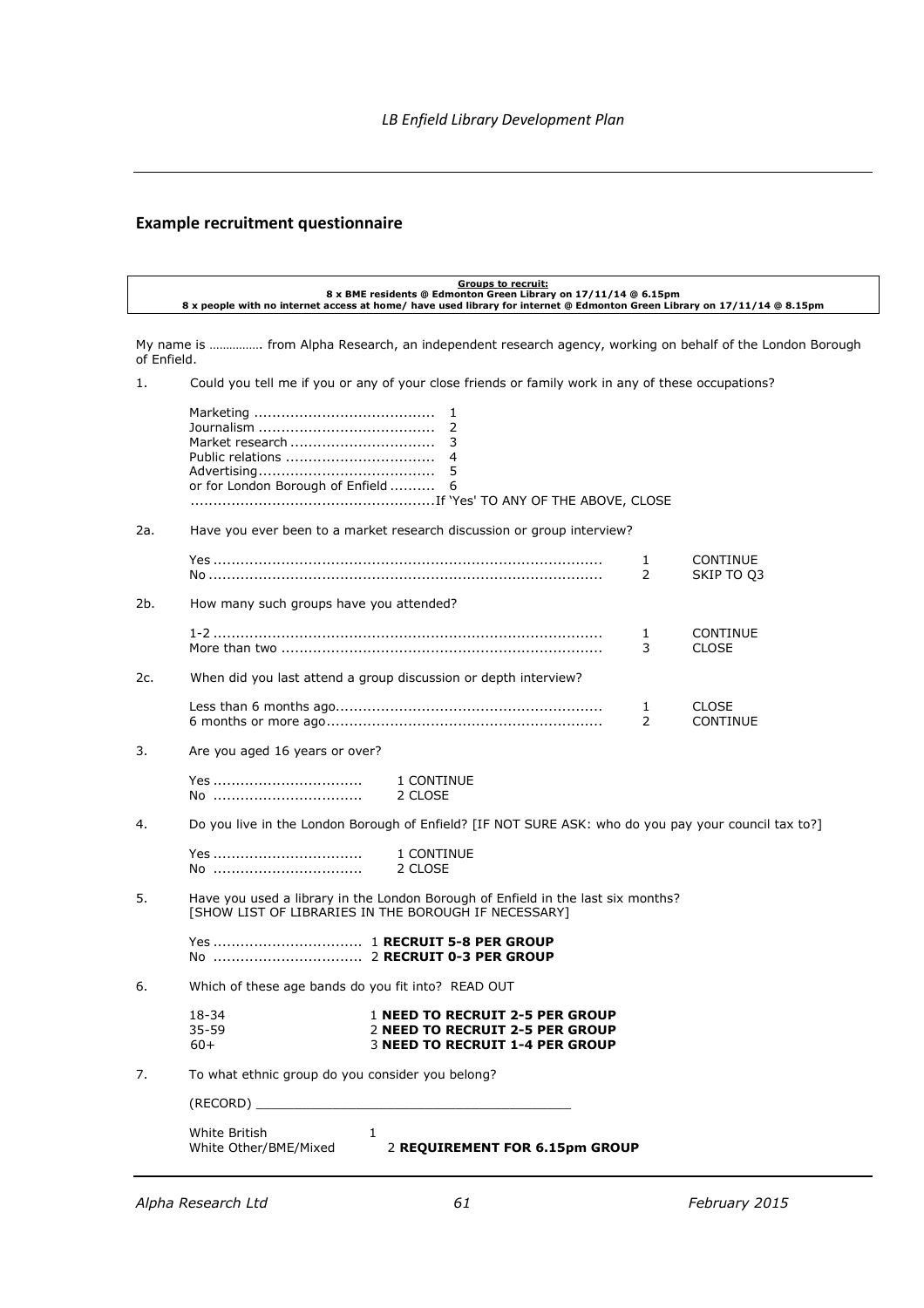## Example recruitment questionnaire

**Groups to recruit:**
**8 x BME residents @ Edmonton Green Library on 17/11/14 @ 6.15pm**
**8 x people with no internet access at home/ have used library for internet @ Edmonton Green Library on 17/11/14 @ 8.15pm**

My name is ……………. from Alpha Research, an independent research agency, working on behalf of the London Borough of Enfield.

1. Could you tell me if you or any of your close friends or family work in any of these occupations?

   Marketing ....................................... 1
   Journalism ...................................... 2
   Market research ............................... 3
   Public relations ................................ 4
   Advertising...................................... 5
   or for London Borough of Enfield .......... 6
   ....................................................If 'Yes' TO ANY OF THE ABOVE, CLOSE

2a. Have you ever been to a market research discussion or group interview?

| | | |
|---|---|---|
| Yes | 1 | CONTINUE |
| No | 2 | SKIP TO Q3 |

2b. How many such groups have you attended?

| | | |
|---|---|---|
| 1-2 | 1 | CONTINUE |
| More than two | 3 | CLOSE |

2c. When did you last attend a group discussion or depth interview?

| | | |
|---|---|---|
| Less than 6 months ago | 1 | CLOSE |
| 6 months or more ago | 2 | CONTINUE |

3. Are you aged 16 years or over?

   Yes ................................ 1 CONTINUE
   No ................................ 2 CLOSE

4. Do you live in the London Borough of Enfield? [IF NOT SURE ASK: who do you pay your council tax to?]

   Yes ................................ 1 CONTINUE
   No ................................ 2 CLOSE

5. Have you used a library in the London Borough of Enfield in the last six months?
   [SHOW LIST OF LIBRARIES IN THE BOROUGH IF NECESSARY]

   Yes ................................ 1 **RECRUIT 5-8 PER GROUP**
   No ................................ 2 **RECRUIT 0-3 PER GROUP**

6. Which of these age bands do you fit into? READ OUT

| | |
|---|---|
| 18-34 | 1 **NEED TO RECRUIT 2-5 PER GROUP** |
| 35-59 | 2 **NEED TO RECRUIT 2-5 PER GROUP** |
| 60+ | 3 **NEED TO RECRUIT 1-4 PER GROUP** |

7. To what ethnic group do you consider you belong?

   (RECORD) ________________________________________

| | |
|---|---|
| White British | 1 |
| White Other/BME/Mixed | 2 **REQUIREMENT FOR 6.15pm GROUP** |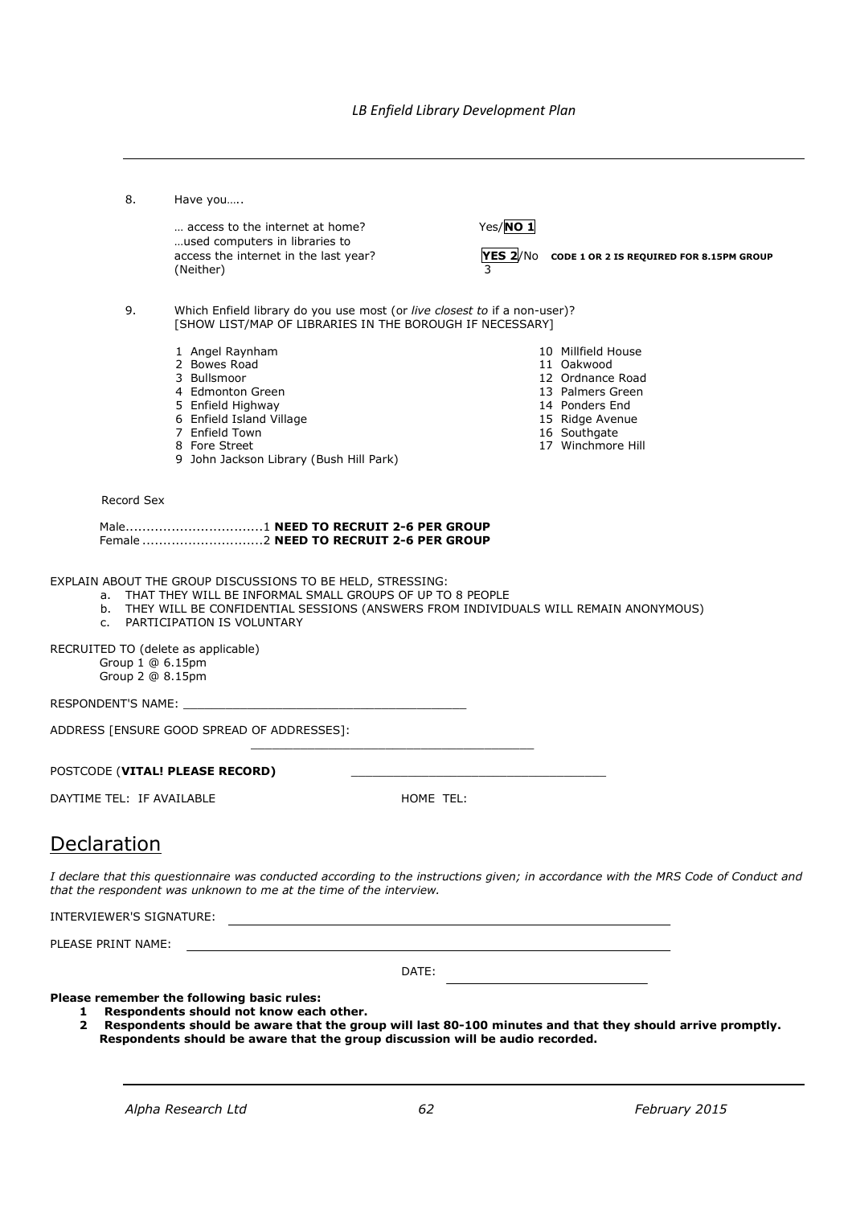8. Have you…..

| | | |
|---|---|---|
| … access to the internet at home? | Yes/**NO 1** | |
| …used computers in libraries to access the internet in the last year? | **YES 2**/No | **CODE 1 OR 2 IS REQUIRED FOR 8.15PM GROUP** |
| (Neither) | 3 | |

9. Which Enfield library do you use most (or *live closest to* if a non-user)? [SHOW LIST/MAP OF LIBRARIES IN THE BOROUGH IF NECESSARY]

1 Angel Raynham
2 Bowes Road
3 Bullsmoor
4 Edmonton Green
5 Enfield Highway
6 Enfield Island Village
7 Enfield Town
8 Fore Street
9 John Jackson Library (Bush Hill Park)
10 Millfield House
11 Oakwood
12 Ordnance Road
13 Palmers Green
14 Ponders End
15 Ridge Avenue
16 Southgate
17 Winchmore Hill

Record Sex

Male.................................1 **NEED TO RECRUIT 2-6 PER GROUP**
Female .............................2 **NEED TO RECRUIT 2-6 PER GROUP**

EXPLAIN ABOUT THE GROUP DISCUSSIONS TO BE HELD, STRESSING:

a. THAT THEY WILL BE INFORMAL SMALL GROUPS OF UP TO 8 PEOPLE
b. THEY WILL BE CONFIDENTIAL SESSIONS (ANSWERS FROM INDIVIDUALS WILL REMAIN ANONYMOUS)
c. PARTICIPATION IS VOLUNTARY

RECRUITED TO (delete as applicable)
Group 1 @ 6.15pm
Group 2 @ 8.15pm

RESPONDENT'S NAME: ________________________________________

ADDRESS [ENSURE GOOD SPREAD OF ADDRESSES]: ________________________________________

POSTCODE (**VITAL! PLEASE RECORD)** ___________________________________

DAYTIME TEL: IF AVAILABLE HOME TEL:

## Declaration

*I declare that this questionnaire was conducted according to the instructions given; in accordance with the MRS Code of Conduct and that the respondent was unknown to me at the time of the interview.*

INTERVIEWER'S SIGNATURE: ________________________________________

PLEASE PRINT NAME: ________________________________________

DATE: ____________________________

**Please remember the following basic rules:**

1. **Respondents should not know each other.**
2. **Respondents should be aware that the group will last 80-100 minutes and that they should arrive promptly. Respondents should be aware that the group discussion will be audio recorded.**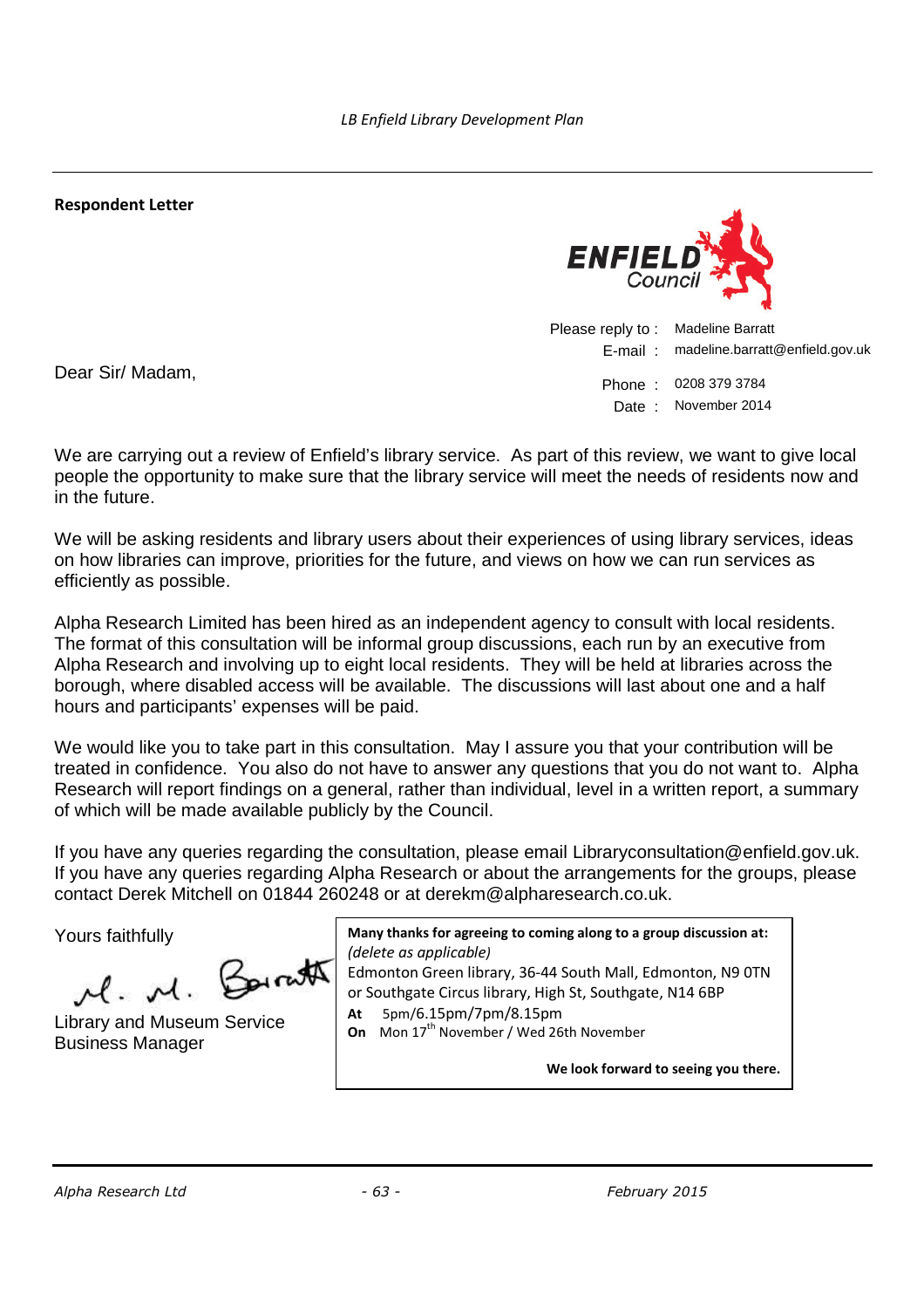**Respondent Letter**

ENFIELD Council

Please reply to : Madeline Barratt
E-mail : madeline.barratt@enfield.gov.uk
Phone : 0208 379 3784
Date : November 2014

Dear Sir/ Madam,

We are carrying out a review of Enfield's library service. As part of this review, we want to give local people the opportunity to make sure that the library service will meet the needs of residents now and in the future.

We will be asking residents and library users about their experiences of using library services, ideas on how libraries can improve, priorities for the future, and views on how we can run services as efficiently as possible.

Alpha Research Limited has been hired as an independent agency to consult with local residents. The format of this consultation will be informal group discussions, each run by an executive from Alpha Research and involving up to eight local residents. They will be held at libraries across the borough, where disabled access will be available. The discussions will last about one and a half hours and participants' expenses will be paid.

We would like you to take part in this consultation. May I assure you that your contribution will be treated in confidence. You also do not have to answer any questions that you do not want to. Alpha Research will report findings on a general, rather than individual, level in a written report, a summary of which will be made available publicly by the Council.

If you have any queries regarding the consultation, please email Libraryconsultation@enfield.gov.uk. If you have any queries regarding Alpha Research or about the arrangements for the groups, please contact Derek Mitchell on 01844 260248 or at derekm@alpharesearch.co.uk.

Yours faithfully

M. M. Barratt

Library and Museum Service
Business Manager

**Many thanks for agreeing to coming along to a group discussion at:**
*(delete as applicable)*
Edmonton Green library, 36-44 South Mall, Edmonton, N9 0TN
or Southgate Circus library, High St, Southgate, N14 6BP
**At** 5pm/6.15pm/7pm/8.15pm
**On** Mon 17th November / Wed 26th November

**We look forward to seeing you there.**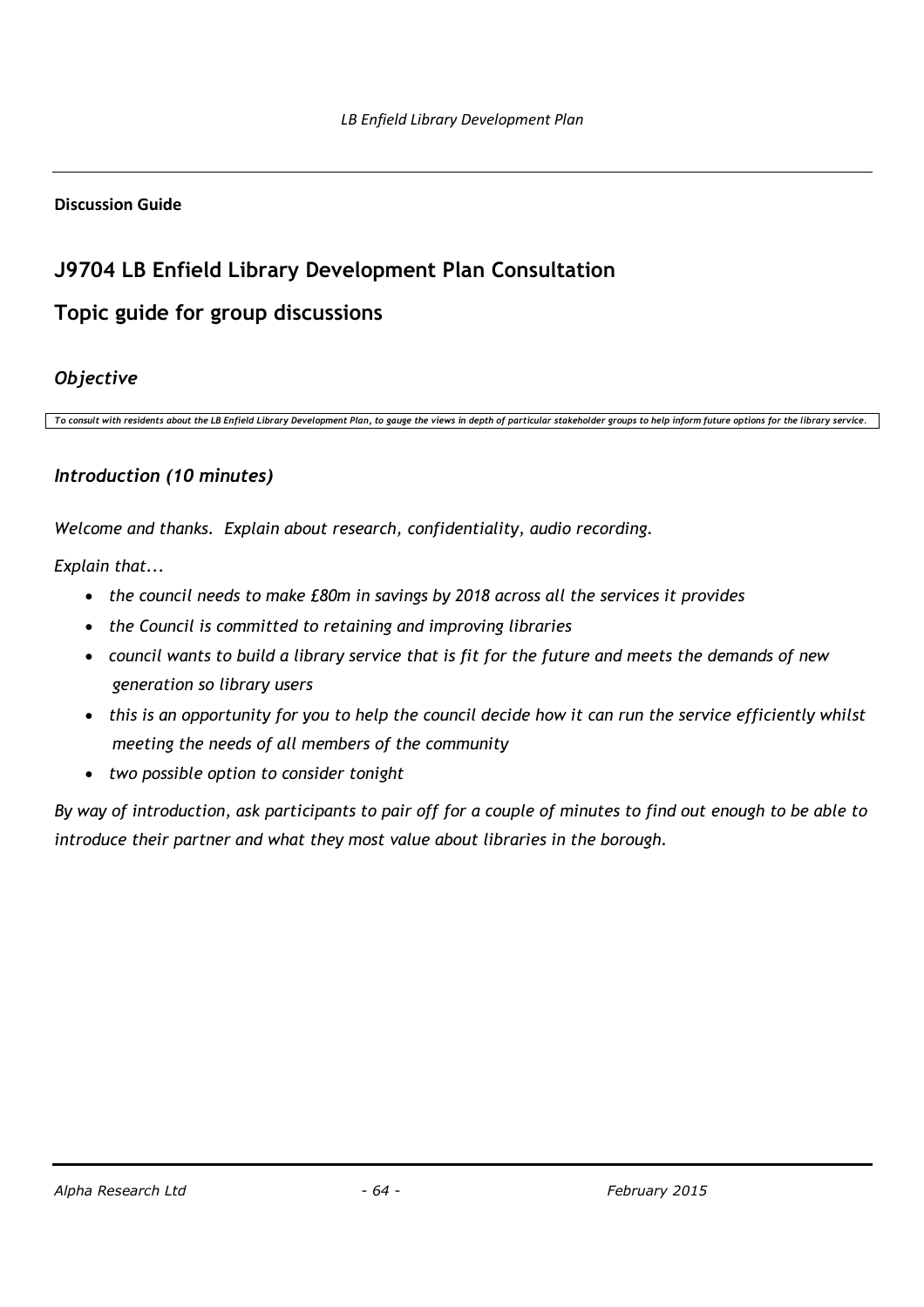**Discussion Guide**

## J9704 LB Enfield Library Development Plan Consultation

## Topic guide for group discussions

### *Objective*

*To consult with residents about the LB Enfield Library Development Plan, to gauge the views in depth of particular stakeholder groups to help inform future options for the library service.*

### *Introduction (10 minutes)*

*Welcome and thanks. Explain about research, confidentiality, audio recording.*

*Explain that...*

- *the council needs to make £80m in savings by 2018 across all the services it provides*
- *the Council is committed to retaining and improving libraries*
- *council wants to build a library service that is fit for the future and meets the demands of new generation so library users*
- *this is an opportunity for you to help the council decide how it can run the service efficiently whilst meeting the needs of all members of the community*
- *two possible option to consider tonight*

*By way of introduction, ask participants to pair off for a couple of minutes to find out enough to be able to introduce their partner and what they most value about libraries in the borough.*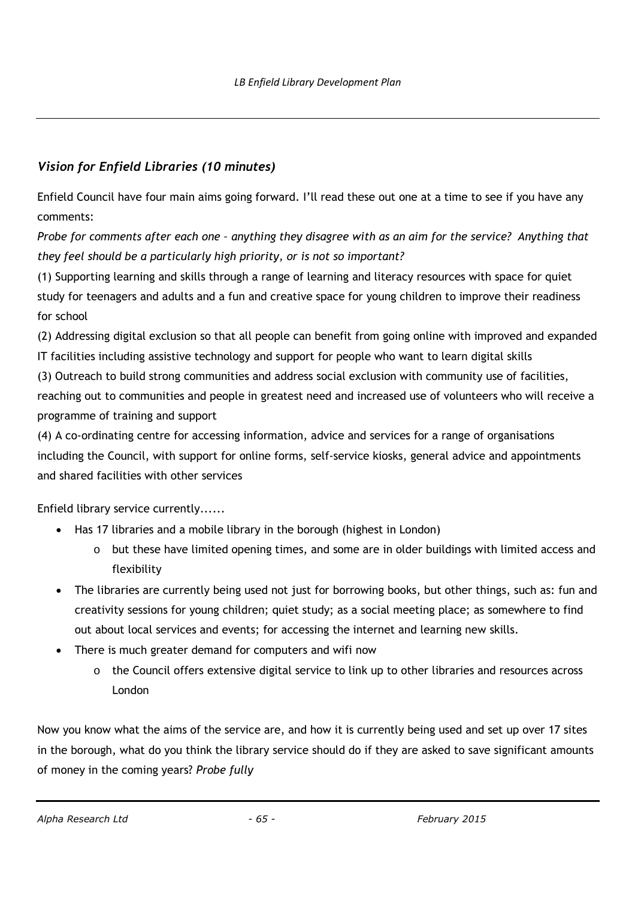### *Vision for Enfield Libraries (10 minutes)*

Enfield Council have four main aims going forward. I'll read these out one at a time to see if you have any comments:

*Probe for comments after each one – anything they disagree with as an aim for the service? Anything that they feel should be a particularly high priority, or is not so important?*

(1) Supporting learning and skills through a range of learning and literacy resources with space for quiet study for teenagers and adults and a fun and creative space for young children to improve their readiness for school

(2) Addressing digital exclusion so that all people can benefit from going online with improved and expanded IT facilities including assistive technology and support for people who want to learn digital skills

(3) Outreach to build strong communities and address social exclusion with community use of facilities, reaching out to communities and people in greatest need and increased use of volunteers who will receive a programme of training and support

(4) A co-ordinating centre for accessing information, advice and services for a range of organisations including the Council, with support for online forms, self-service kiosks, general advice and appointments and shared facilities with other services

Enfield library service currently......

- Has 17 libraries and a mobile library in the borough (highest in London)
  - but these have limited opening times, and some are in older buildings with limited access and flexibility
- The libraries are currently being used not just for borrowing books, but other things, such as: fun and creativity sessions for young children; quiet study; as a social meeting place; as somewhere to find out about local services and events; for accessing the internet and learning new skills.
- There is much greater demand for computers and wifi now
  - the Council offers extensive digital service to link up to other libraries and resources across London

Now you know what the aims of the service are, and how it is currently being used and set up over 17 sites in the borough, what do you think the library service should do if they are asked to save significant amounts of money in the coming years? *Probe fully*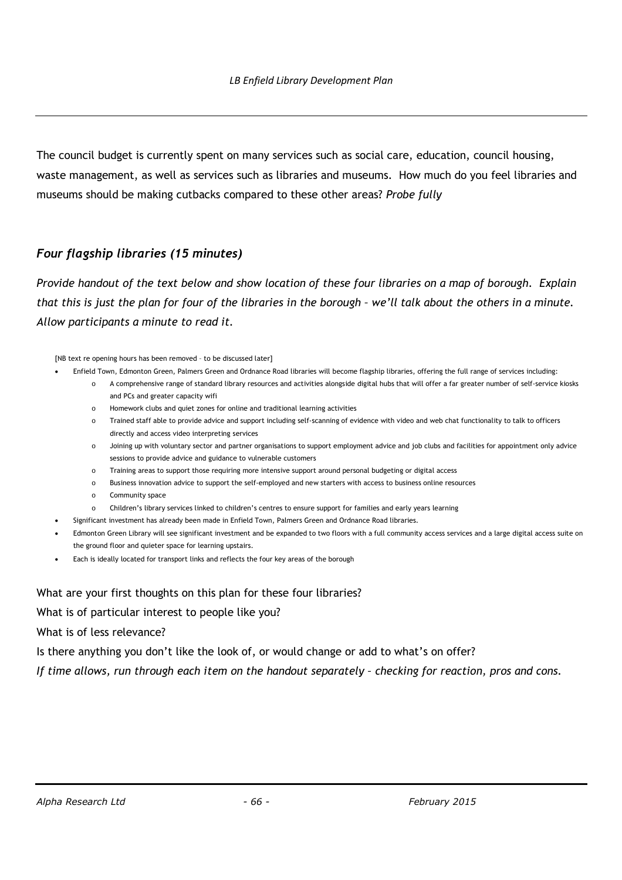The council budget is currently spent on many services such as social care, education, council housing, waste management, as well as services such as libraries and museums. How much do you feel libraries and museums should be making cutbacks compared to these other areas? *Probe fully*

## *Four flagship libraries (15 minutes)*

*Provide handout of the text below and show location of these four libraries on a map of borough. Explain that this is just the plan for four of the libraries in the borough – we'll talk about the others in a minute. Allow participants a minute to read it.*

[NB text re opening hours has been removed – to be discussed later]

- Enfield Town, Edmonton Green, Palmers Green and Ordnance Road libraries will become flagship libraries, offering the full range of services including:
  - A comprehensive range of standard library resources and activities alongside digital hubs that will offer a far greater number of self-service kiosks and PCs and greater capacity wifi
  - Homework clubs and quiet zones for online and traditional learning activities
  - Trained staff able to provide advice and support including self-scanning of evidence with video and web chat functionality to talk to officers directly and access video interpreting services
  - Joining up with voluntary sector and partner organisations to support employment advice and job clubs and facilities for appointment only advice sessions to provide advice and guidance to vulnerable customers
  - Training areas to support those requiring more intensive support around personal budgeting or digital access
  - Business innovation advice to support the self-employed and new starters with access to business online resources
  - Community space
  - Children's library services linked to children's centres to ensure support for families and early years learning
- Significant investment has already been made in Enfield Town, Palmers Green and Ordnance Road libraries.
- Edmonton Green Library will see significant investment and be expanded to two floors with a full community access services and a large digital access suite on the ground floor and quieter space for learning upstairs.
- Each is ideally located for transport links and reflects the four key areas of the borough

What are your first thoughts on this plan for these four libraries?

What is of particular interest to people like you?

What is of less relevance?

Is there anything you don't like the look of, or would change or add to what's on offer?

*If time allows, run through each item on the handout separately – checking for reaction, pros and cons.*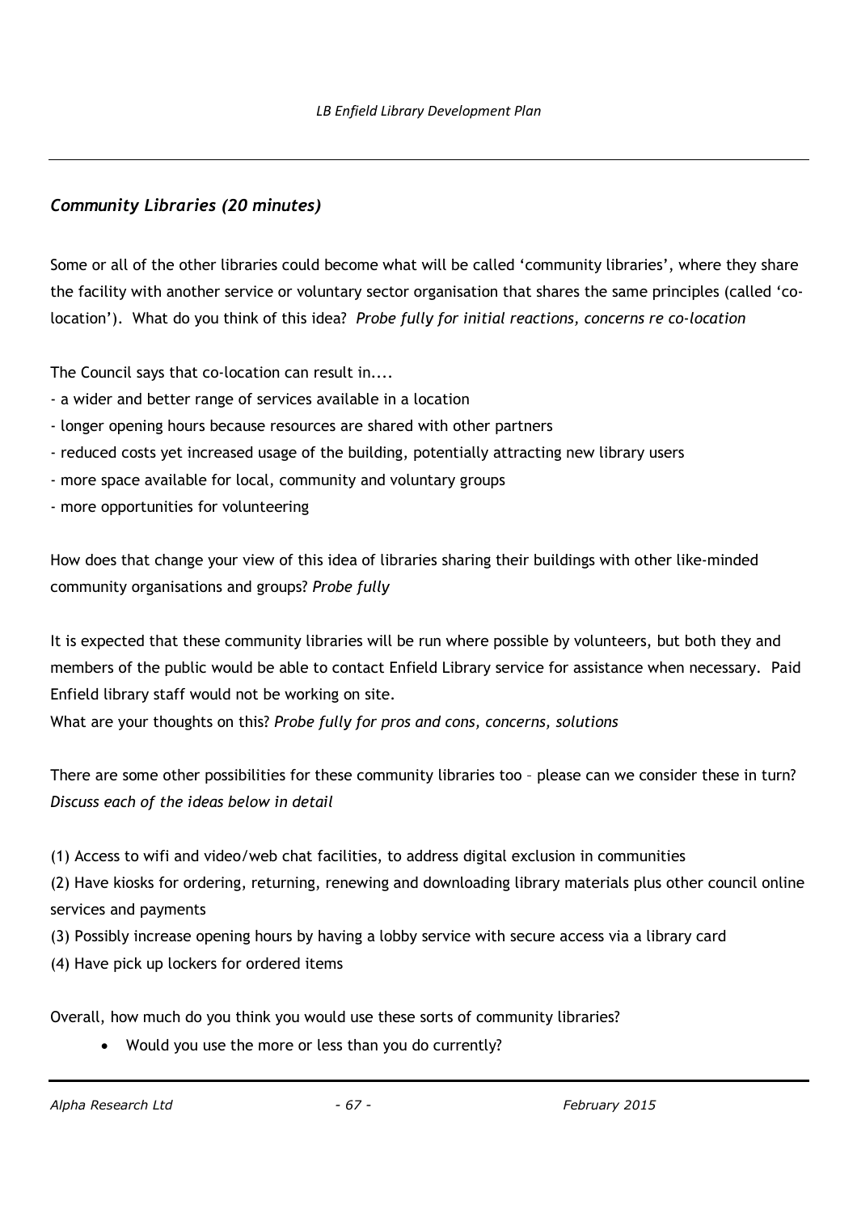### *Community Libraries (20 minutes)*

Some or all of the other libraries could become what will be called 'community libraries', where they share the facility with another service or voluntary sector organisation that shares the same principles (called 'co-location'). What do you think of this idea? *Probe fully for initial reactions, concerns re co-location*

The Council says that co-location can result in....

- a wider and better range of services available in a location
- longer opening hours because resources are shared with other partners
- reduced costs yet increased usage of the building, potentially attracting new library users
- more space available for local, community and voluntary groups
- more opportunities for volunteering

How does that change your view of this idea of libraries sharing their buildings with other like-minded community organisations and groups? *Probe fully*

It is expected that these community libraries will be run where possible by volunteers, but both they and members of the public would be able to contact Enfield Library service for assistance when necessary. Paid Enfield library staff would not be working on site.

What are your thoughts on this? *Probe fully for pros and cons, concerns, solutions*

There are some other possibilities for these community libraries too – please can we consider these in turn? *Discuss each of the ideas below in detail*

(1) Access to wifi and video/web chat facilities, to address digital exclusion in communities

(2) Have kiosks for ordering, returning, renewing and downloading library materials plus other council online services and payments

(3) Possibly increase opening hours by having a lobby service with secure access via a library card

(4) Have pick up lockers for ordered items

Overall, how much do you think you would use these sorts of community libraries?

- Would you use the more or less than you do currently?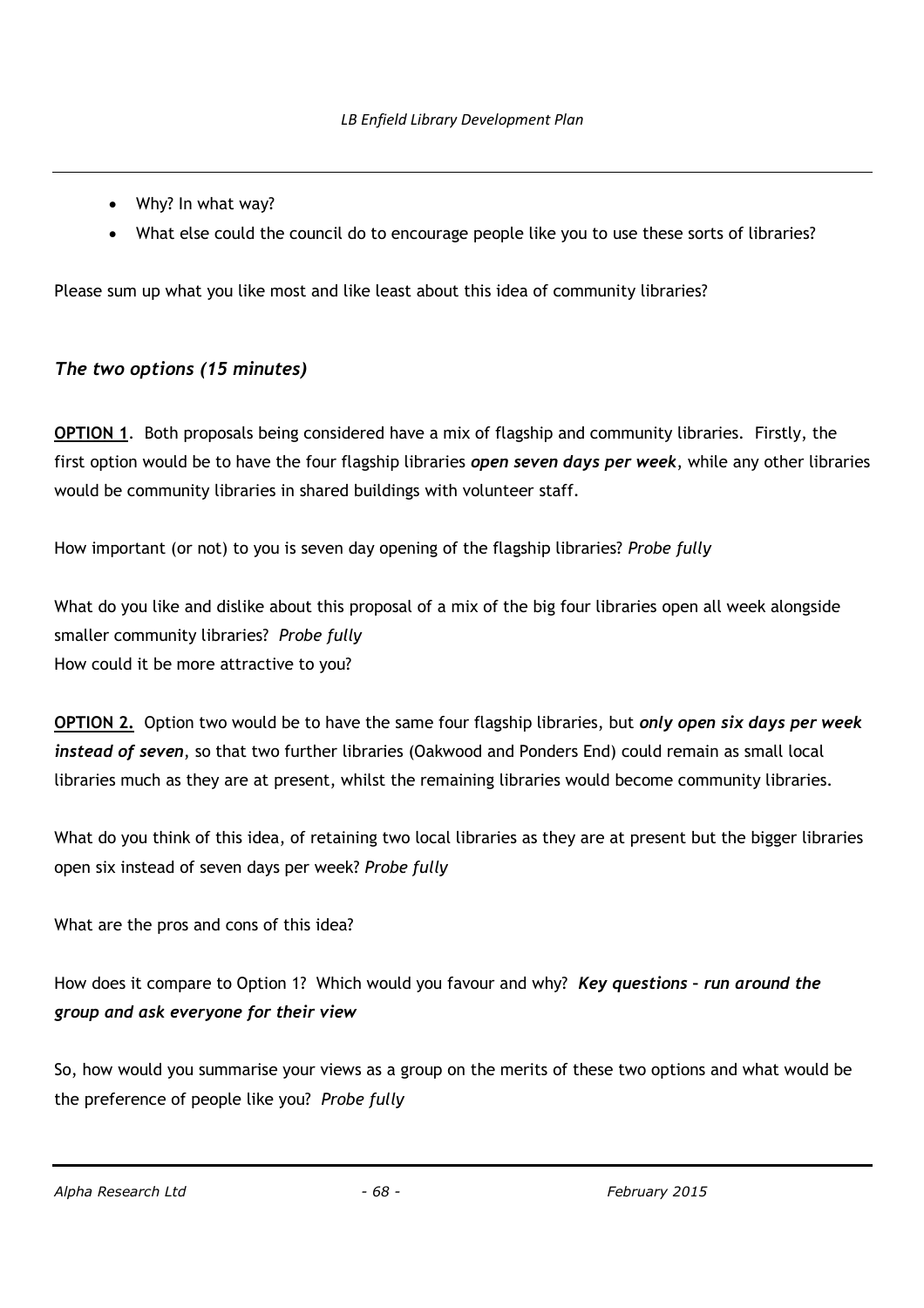- Why? In what way?
- What else could the council do to encourage people like you to use these sorts of libraries?

Please sum up what you like most and like least about this idea of community libraries?

### *The two options (15 minutes)*

**OPTION 1**. Both proposals being considered have a mix of flagship and community libraries. Firstly, the first option would be to have the four flagship libraries ***open seven days per week***, while any other libraries would be community libraries in shared buildings with volunteer staff.

How important (or not) to you is seven day opening of the flagship libraries? *Probe fully*

What do you like and dislike about this proposal of a mix of the big four libraries open all week alongside smaller community libraries? *Probe fully*
How could it be more attractive to you?

**OPTION 2.** Option two would be to have the same four flagship libraries, but ***only open six days per week instead of seven***, so that two further libraries (Oakwood and Ponders End) could remain as small local libraries much as they are at present, whilst the remaining libraries would become community libraries.

What do you think of this idea, of retaining two local libraries as they are at present but the bigger libraries open six instead of seven days per week? *Probe fully*

What are the pros and cons of this idea?

How does it compare to Option 1? Which would you favour and why? ***Key questions – run around the group and ask everyone for their view***

So, how would you summarise your views as a group on the merits of these two options and what would be the preference of people like you? *Probe fully*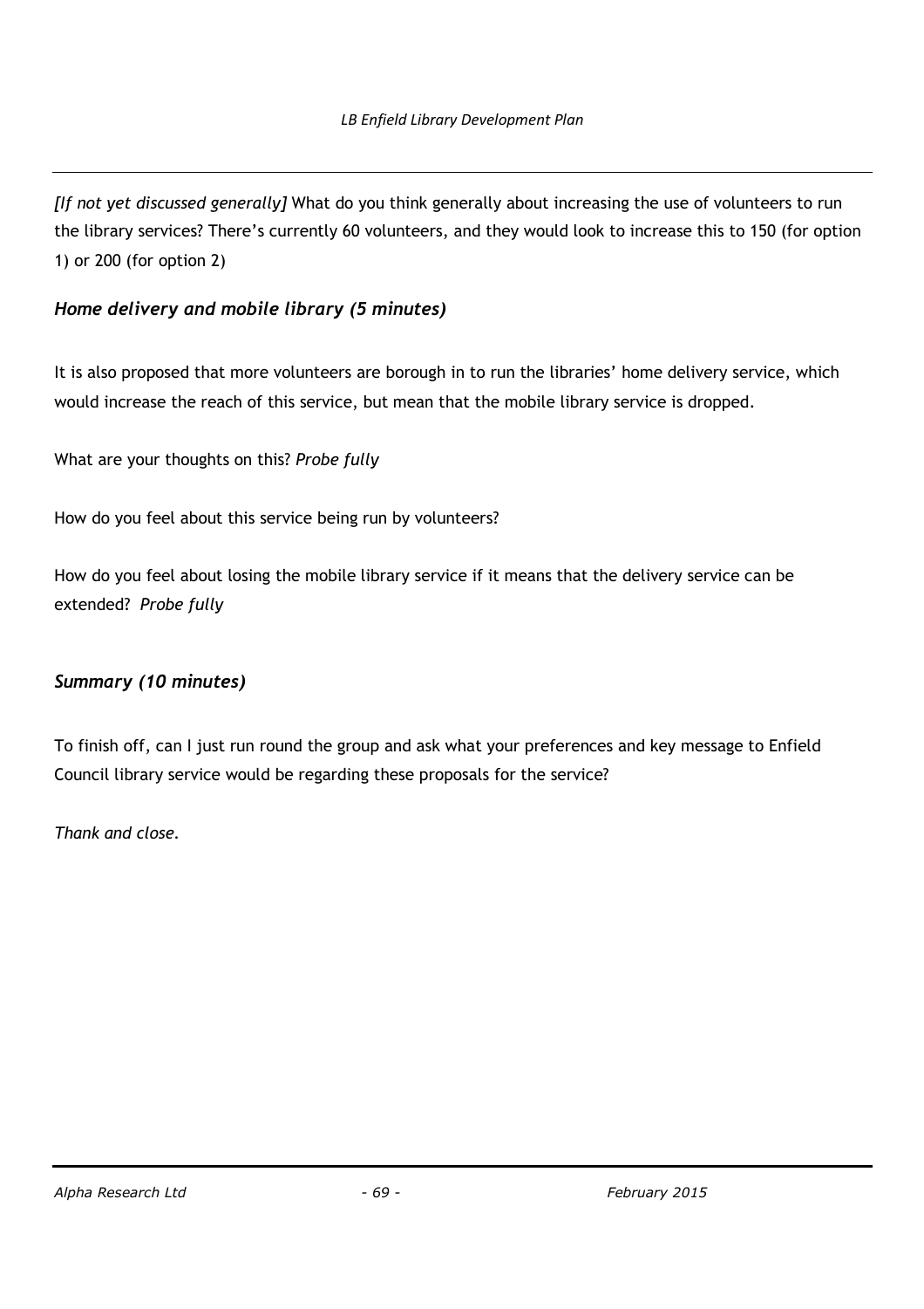*[If not yet discussed generally]* What do you think generally about increasing the use of volunteers to run the library services? There's currently 60 volunteers, and they would look to increase this to 150 (for option 1) or 200 (for option 2)

### *Home delivery and mobile library (5 minutes)*

It is also proposed that more volunteers are borough in to run the libraries' home delivery service, which would increase the reach of this service, but mean that the mobile library service is dropped.

What are your thoughts on this? *Probe fully*

How do you feel about this service being run by volunteers?

How do you feel about losing the mobile library service if it means that the delivery service can be extended? *Probe fully*

### *Summary (10 minutes)*

To finish off, can I just run round the group and ask what your preferences and key message to Enfield Council library service would be regarding these proposals for the service?

*Thank and close.*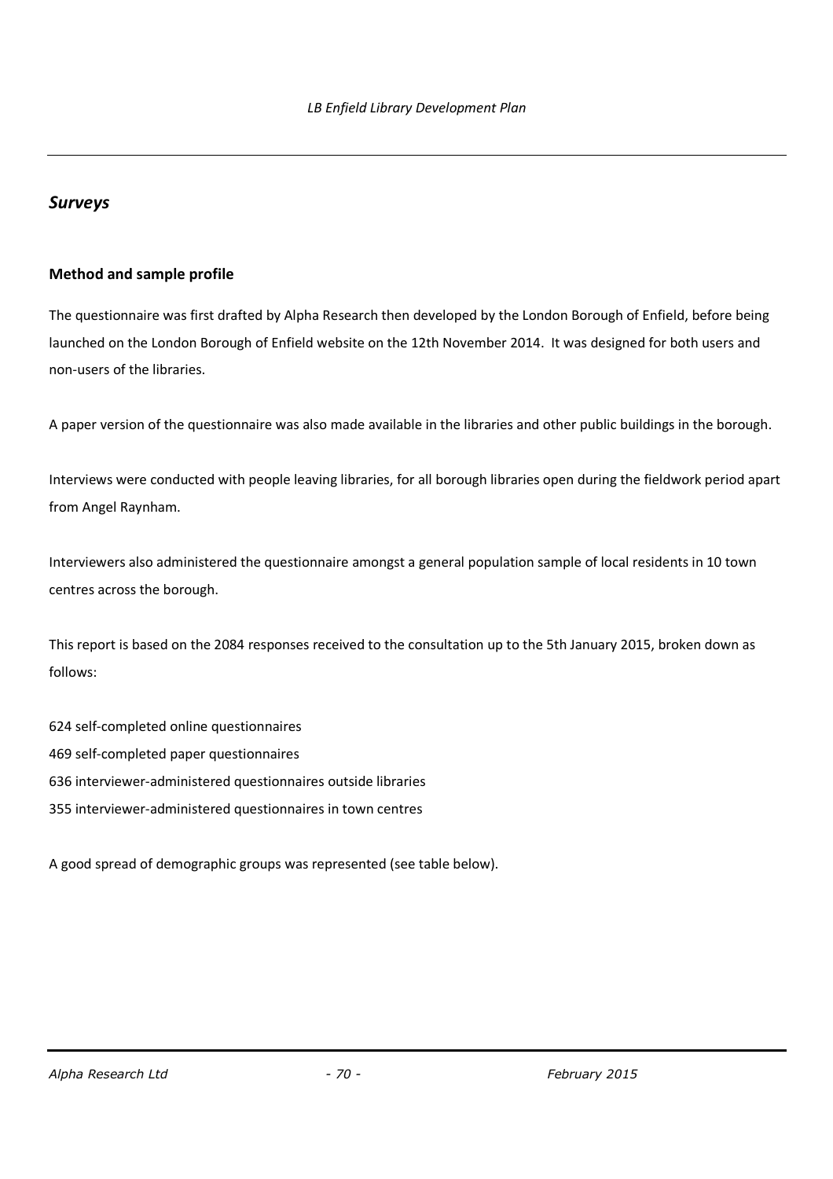## *Surveys*

### Method and sample profile

The questionnaire was first drafted by Alpha Research then developed by the London Borough of Enfield, before being launched on the London Borough of Enfield website on the 12th November 2014. It was designed for both users and non-users of the libraries.

A paper version of the questionnaire was also made available in the libraries and other public buildings in the borough.

Interviews were conducted with people leaving libraries, for all borough libraries open during the fieldwork period apart from Angel Raynham.

Interviewers also administered the questionnaire amongst a general population sample of local residents in 10 town centres across the borough.

This report is based on the 2084 responses received to the consultation up to the 5th January 2015, broken down as follows:

624 self-completed online questionnaires
469 self-completed paper questionnaires
636 interviewer-administered questionnaires outside libraries
355 interviewer-administered questionnaires in town centres

A good spread of demographic groups was represented (see table below).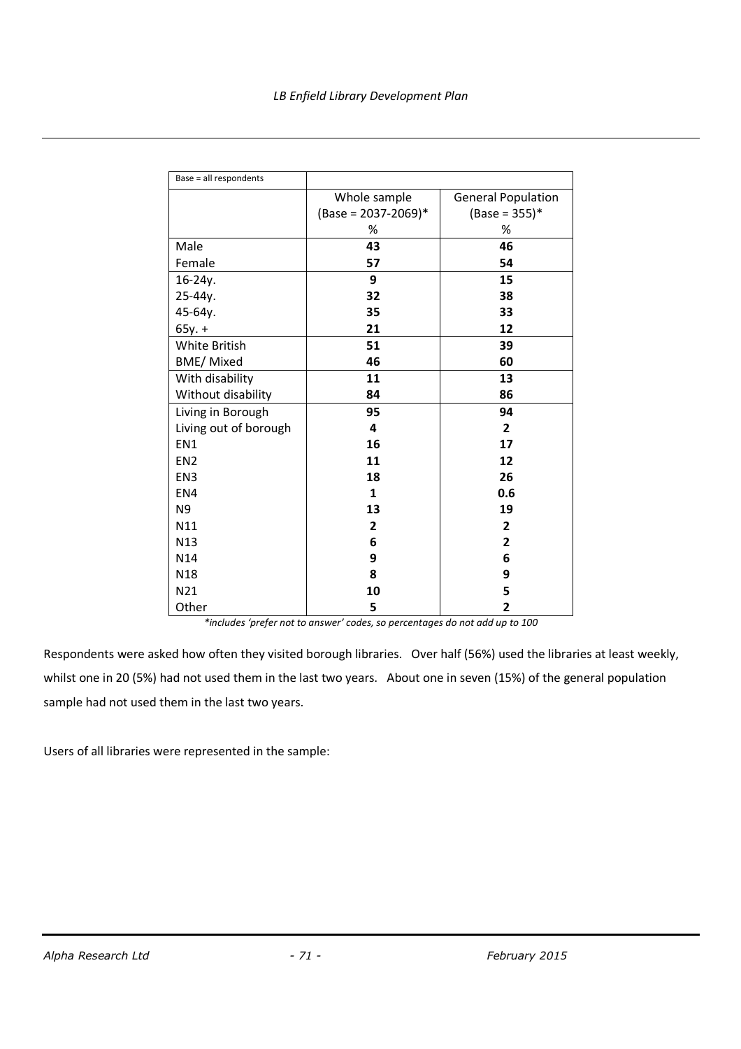| Base = all respondents | | |
|---|---|---|
| | Whole sample (Base = 2037-2069)* % | General Population (Base = 355)* % |
| Male | **43** | **46** |
| Female | **57** | **54** |
| 16-24y. | **9** | **15** |
| 25-44y. | **32** | **38** |
| 45-64y. | **35** | **33** |
| 65y. + | **21** | **12** |
| White British | **51** | **39** |
| BME/ Mixed | **46** | **60** |
| With disability | **11** | **13** |
| Without disability | **84** | **86** |
| Living in Borough | **95** | **94** |
| Living out of borough | **4** | **2** |
| EN1 | **16** | **17** |
| EN2 | **11** | **12** |
| EN3 | **18** | **26** |
| EN4 | **1** | **0.6** |
| N9 | **13** | **19** |
| N11 | **2** | **2** |
| N13 | **6** | **2** |
| N14 | **9** | **6** |
| N18 | **8** | **9** |
| N21 | **10** | **5** |
| Other | **5** | **2** |

*\*includes 'prefer not to answer' codes, so percentages do not add up to 100*

Respondents were asked how often they visited borough libraries. Over half (56%) used the libraries at least weekly, whilst one in 20 (5%) had not used them in the last two years. About one in seven (15%) of the general population sample had not used them in the last two years.

Users of all libraries were represented in the sample: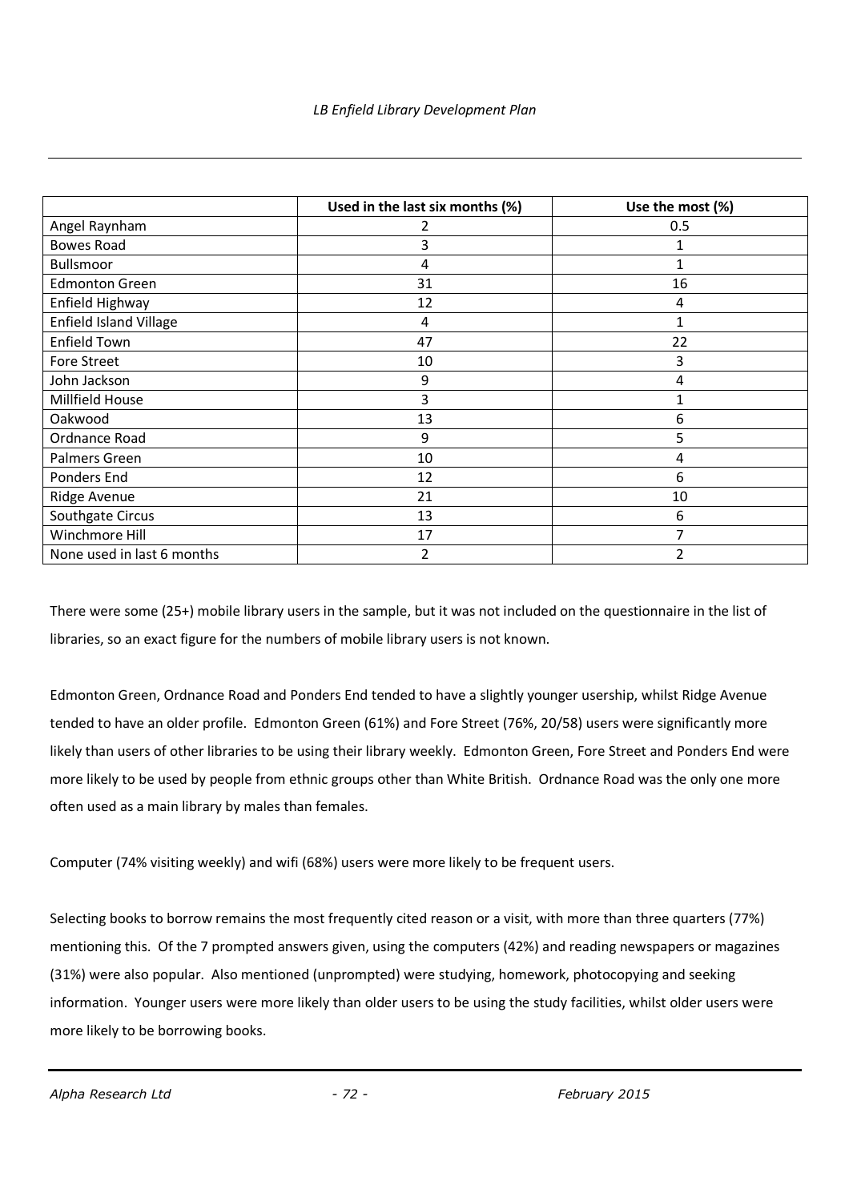| | Used in the last six months (%) | Use the most (%) |
|---|---|---|
| Angel Raynham | 2 | 0.5 |
| Bowes Road | 3 | 1 |
| Bullsmoor | 4 | 1 |
| Edmonton Green | 31 | 16 |
| Enfield Highway | 12 | 4 |
| Enfield Island Village | 4 | 1 |
| Enfield Town | 47 | 22 |
| Fore Street | 10 | 3 |
| John Jackson | 9 | 4 |
| Millfield House | 3 | 1 |
| Oakwood | 13 | 6 |
| Ordnance Road | 9 | 5 |
| Palmers Green | 10 | 4 |
| Ponders End | 12 | 6 |
| Ridge Avenue | 21 | 10 |
| Southgate Circus | 13 | 6 |
| Winchmore Hill | 17 | 7 |
| None used in last 6 months | 2 | 2 |

There were some (25+) mobile library users in the sample, but it was not included on the questionnaire in the list of libraries, so an exact figure for the numbers of mobile library users is not known.

Edmonton Green, Ordnance Road and Ponders End tended to have a slightly younger usership, whilst Ridge Avenue tended to have an older profile. Edmonton Green (61%) and Fore Street (76%, 20/58) users were significantly more likely than users of other libraries to be using their library weekly. Edmonton Green, Fore Street and Ponders End were more likely to be used by people from ethnic groups other than White British. Ordnance Road was the only one more often used as a main library by males than females.

Computer (74% visiting weekly) and wifi (68%) users were more likely to be frequent users.

Selecting books to borrow remains the most frequently cited reason or a visit, with more than three quarters (77%) mentioning this. Of the 7 prompted answers given, using the computers (42%) and reading newspapers or magazines (31%) were also popular. Also mentioned (unprompted) were studying, homework, photocopying and seeking information. Younger users were more likely than older users to be using the study facilities, whilst older users were more likely to be borrowing books.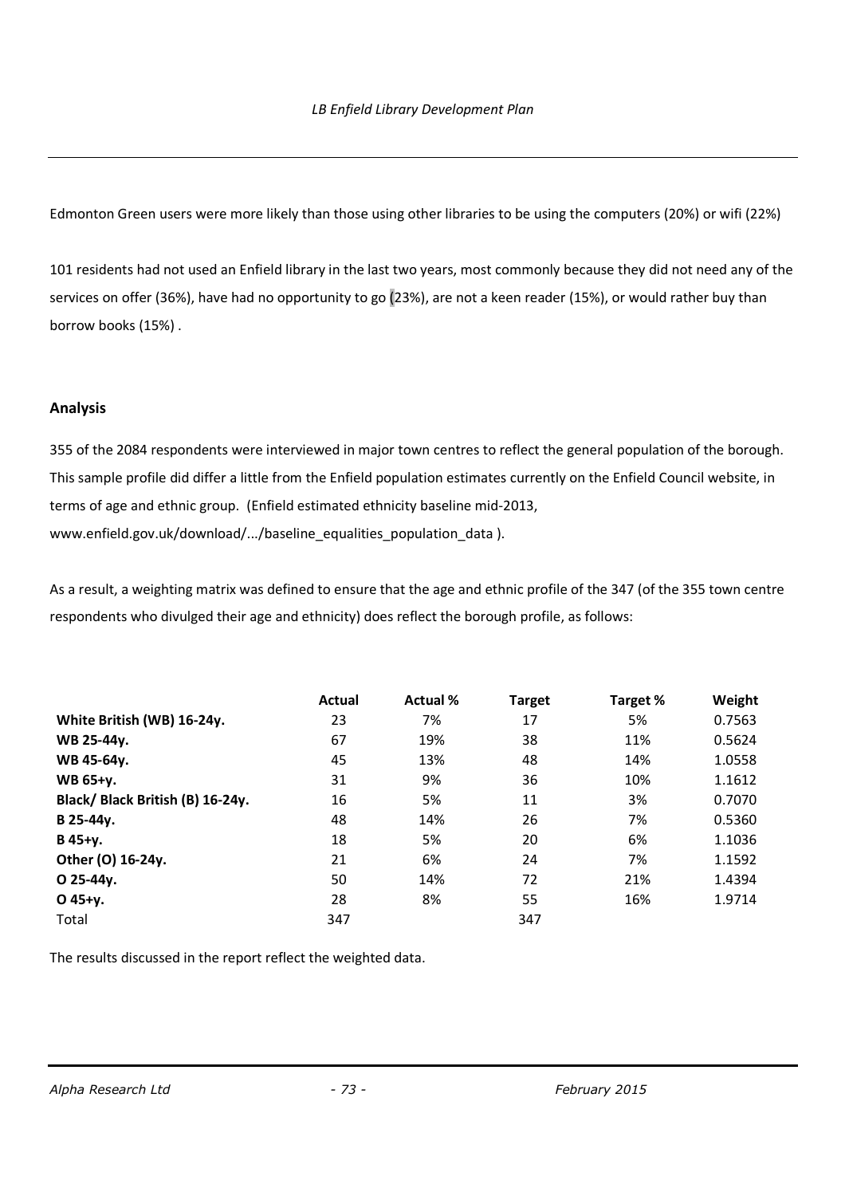Edmonton Green users were more likely than those using other libraries to be using the computers (20%) or wifi (22%)

101 residents had not used an Enfield library in the last two years, most commonly because they did not need any of the services on offer (36%), have had no opportunity to go (23%), are not a keen reader (15%), or would rather buy than borrow books (15%) .

## Analysis

355 of the 2084 respondents were interviewed in major town centres to reflect the general population of the borough. This sample profile did differ a little from the Enfield population estimates currently on the Enfield Council website, in terms of age and ethnic group. (Enfield estimated ethnicity baseline mid-2013, www.enfield.gov.uk/download/.../baseline_equalities_population_data ).

As a result, a weighting matrix was defined to ensure that the age and ethnic profile of the 347 (of the 355 town centre respondents who divulged their age and ethnicity) does reflect the borough profile, as follows:

| | Actual | Actual % | Target | Target % | Weight |
|---|---|---|---|---|---|
| **White British (WB) 16-24y.** | 23 | 7% | 17 | 5% | 0.7563 |
| **WB 25-44y.** | 67 | 19% | 38 | 11% | 0.5624 |
| **WB 45-64y.** | 45 | 13% | 48 | 14% | 1.0558 |
| **WB 65+y.** | 31 | 9% | 36 | 10% | 1.1612 |
| **Black/ Black British (B) 16-24y.** | 16 | 5% | 11 | 3% | 0.7070 |
| **B 25-44y.** | 48 | 14% | 26 | 7% | 0.5360 |
| **B 45+y.** | 18 | 5% | 20 | 6% | 1.1036 |
| **Other (O) 16-24y.** | 21 | 6% | 24 | 7% | 1.1592 |
| **O 25-44y.** | 50 | 14% | 72 | 21% | 1.4394 |
| **O 45+y.** | 28 | 8% | 55 | 16% | 1.9714 |
| Total | 347 | | 347 | | |

The results discussed in the report reflect the weighted data.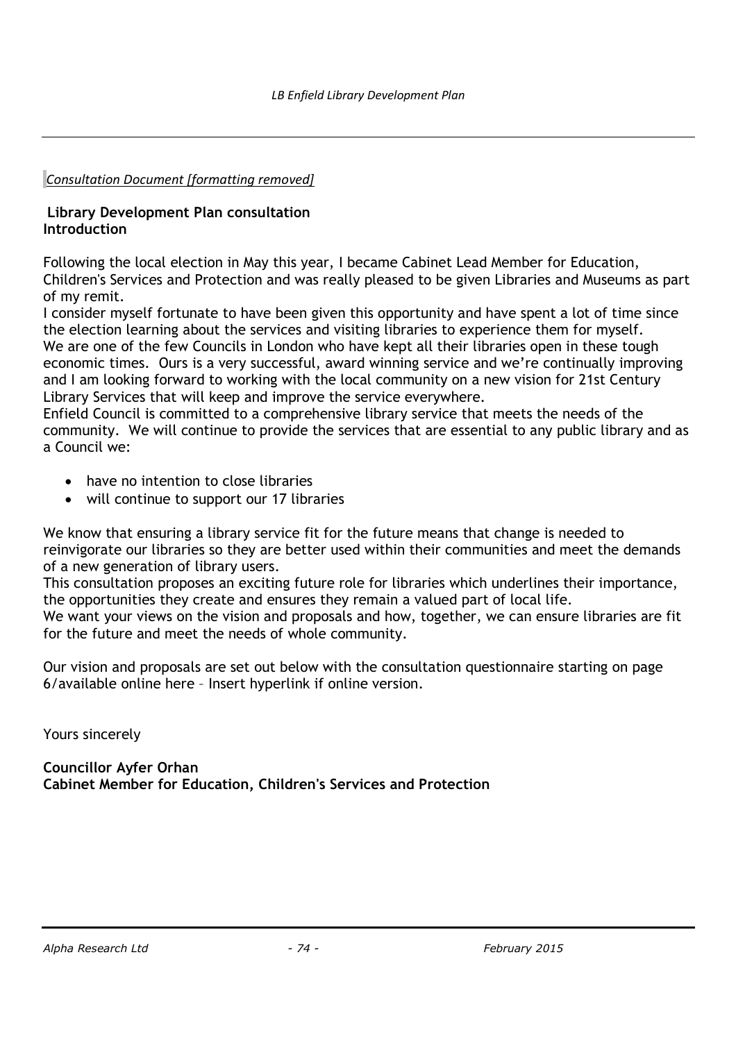*Consultation Document [formatting removed]*

**Library Development Plan consultation**
**Introduction**

Following the local election in May this year, I became Cabinet Lead Member for Education, Children's Services and Protection and was really pleased to be given Libraries and Museums as part of my remit.

I consider myself fortunate to have been given this opportunity and have spent a lot of time since the election learning about the services and visiting libraries to experience them for myself.

We are one of the few Councils in London who have kept all their libraries open in these tough economic times. Ours is a very successful, award winning service and we're continually improving and I am looking forward to working with the local community on a new vision for 21st Century Library Services that will keep and improve the service everywhere.

Enfield Council is committed to a comprehensive library service that meets the needs of the community. We will continue to provide the services that are essential to any public library and as a Council we:

- have no intention to close libraries
- will continue to support our 17 libraries

We know that ensuring a library service fit for the future means that change is needed to reinvigorate our libraries so they are better used within their communities and meet the demands of a new generation of library users.

This consultation proposes an exciting future role for libraries which underlines their importance, the opportunities they create and ensures they remain a valued part of local life.

We want your views on the vision and proposals and how, together, we can ensure libraries are fit for the future and meet the needs of whole community.

Our vision and proposals are set out below with the consultation questionnaire starting on page 6/available online here – Insert hyperlink if online version.

Yours sincerely

**Councillor Ayfer Orhan**
**Cabinet Member for Education, Children's Services and Protection**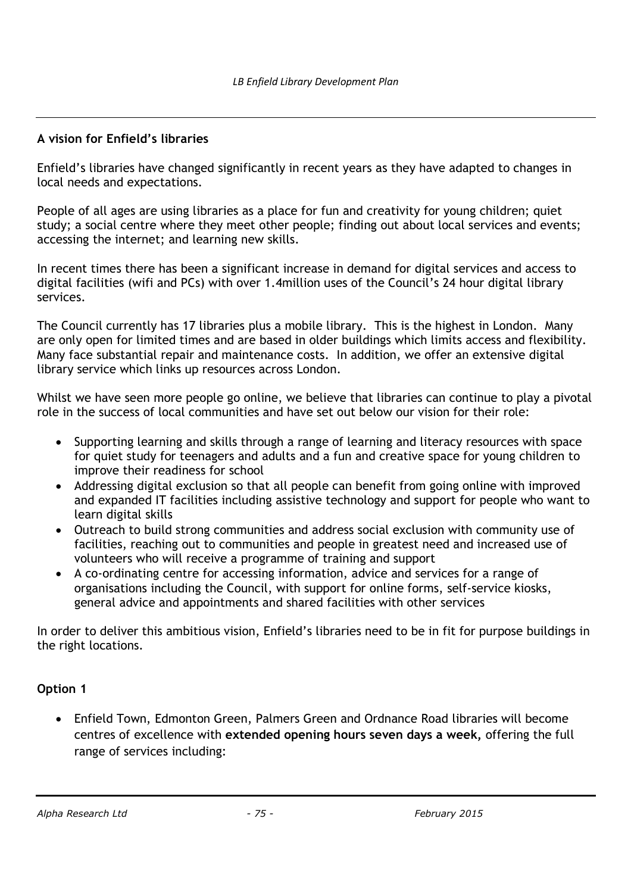**A vision for Enfield's libraries**

Enfield's libraries have changed significantly in recent years as they have adapted to changes in local needs and expectations.

People of all ages are using libraries as a place for fun and creativity for young children; quiet study; a social centre where they meet other people; finding out about local services and events; accessing the internet; and learning new skills.

In recent times there has been a significant increase in demand for digital services and access to digital facilities (wifi and PCs) with over 1.4million uses of the Council's 24 hour digital library services.

The Council currently has 17 libraries plus a mobile library. This is the highest in London. Many are only open for limited times and are based in older buildings which limits access and flexibility. Many face substantial repair and maintenance costs. In addition, we offer an extensive digital library service which links up resources across London.

Whilst we have seen more people go online, we believe that libraries can continue to play a pivotal role in the success of local communities and have set out below our vision for their role:

- Supporting learning and skills through a range of learning and literacy resources with space for quiet study for teenagers and adults and a fun and creative space for young children to improve their readiness for school
- Addressing digital exclusion so that all people can benefit from going online with improved and expanded IT facilities including assistive technology and support for people who want to learn digital skills
- Outreach to build strong communities and address social exclusion with community use of facilities, reaching out to communities and people in greatest need and increased use of volunteers who will receive a programme of training and support
- A co-ordinating centre for accessing information, advice and services for a range of organisations including the Council, with support for online forms, self-service kiosks, general advice and appointments and shared facilities with other services

In order to deliver this ambitious vision, Enfield's libraries need to be in fit for purpose buildings in the right locations.

**Option 1**

- Enfield Town, Edmonton Green, Palmers Green and Ordnance Road libraries will become centres of excellence with **extended opening hours seven days a week,** offering the full range of services including: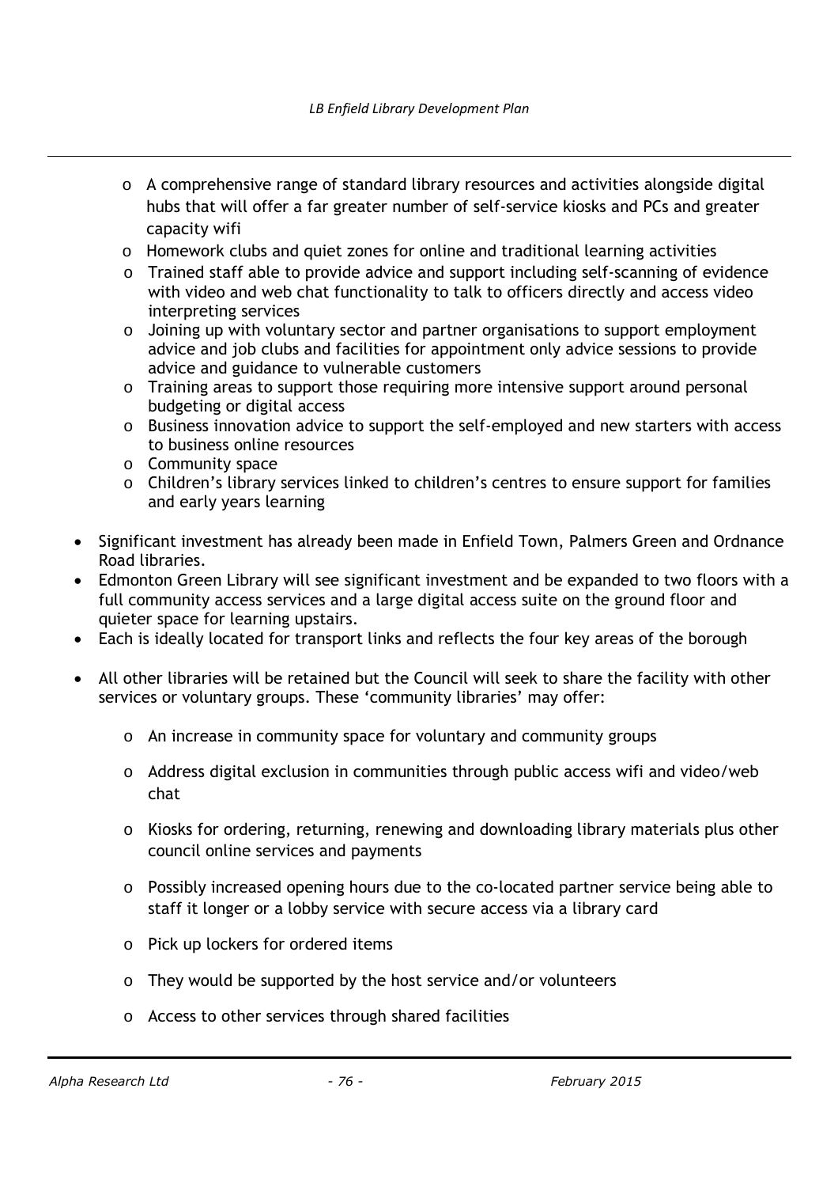- A comprehensive range of standard library resources and activities alongside digital hubs that will offer a far greater number of self-service kiosks and PCs and greater capacity wifi
   - Homework clubs and quiet zones for online and traditional learning activities
   - Trained staff able to provide advice and support including self-scanning of evidence with video and web chat functionality to talk to officers directly and access video interpreting services
   - Joining up with voluntary sector and partner organisations to support employment advice and job clubs and facilities for appointment only advice sessions to provide advice and guidance to vulnerable customers
   - Training areas to support those requiring more intensive support around personal budgeting or digital access
   - Business innovation advice to support the self-employed and new starters with access to business online resources
   - Community space
   - Children's library services linked to children's centres to ensure support for families and early years learning

- Significant investment has already been made in Enfield Town, Palmers Green and Ordnance Road libraries.
- Edmonton Green Library will see significant investment and be expanded to two floors with a full community access services and a large digital access suite on the ground floor and quieter space for learning upstairs.
- Each is ideally located for transport links and reflects the four key areas of the borough
- All other libraries will be retained but the Council will seek to share the facility with other services or voluntary groups. These 'community libraries' may offer:
   - An increase in community space for voluntary and community groups
   - Address digital exclusion in communities through public access wifi and video/web chat
   - Kiosks for ordering, returning, renewing and downloading library materials plus other council online services and payments
   - Possibly increased opening hours due to the co-located partner service being able to staff it longer or a lobby service with secure access via a library card
   - Pick up lockers for ordered items
   - They would be supported by the host service and/or volunteers
   - Access to other services through shared facilities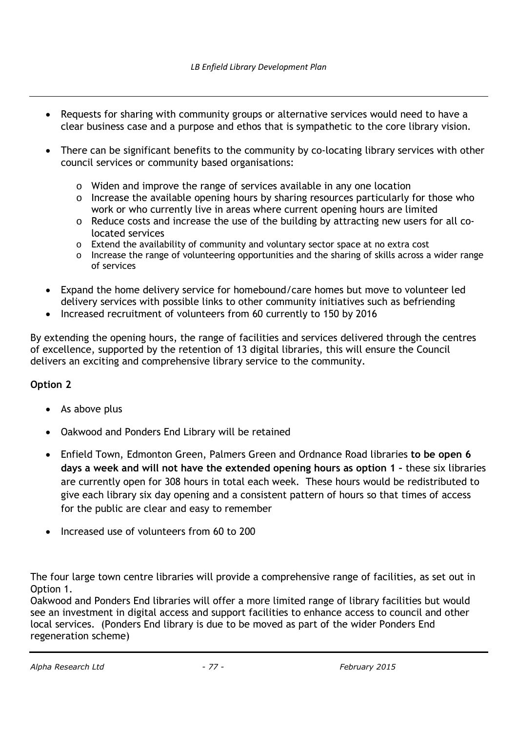- Requests for sharing with community groups or alternative services would need to have a clear business case and a purpose and ethos that is sympathetic to the core library vision.
- There can be significant benefits to the community by co-locating library services with other council services or community based organisations:
    - Widen and improve the range of services available in any one location
    - Increase the available opening hours by sharing resources particularly for those who work or who currently live in areas where current opening hours are limited
    - Reduce costs and increase the use of the building by attracting new users for all co-located services
    - Extend the availability of community and voluntary sector space at no extra cost
    - Increase the range of volunteering opportunities and the sharing of skills across a wider range of services
- Expand the home delivery service for homebound/care homes but move to volunteer led delivery services with possible links to other community initiatives such as befriending
- Increased recruitment of volunteers from 60 currently to 150 by 2016

By extending the opening hours, the range of facilities and services delivered through the centres of excellence, supported by the retention of 13 digital libraries, this will ensure the Council delivers an exciting and comprehensive library service to the community.

**Option 2**

- As above plus
- Oakwood and Ponders End Library will be retained
- Enfield Town, Edmonton Green, Palmers Green and Ordnance Road libraries **to be open 6 days a week and will not have the extended opening hours as option 1** – these six libraries are currently open for 308 hours in total each week. These hours would be redistributed to give each library six day opening and a consistent pattern of hours so that times of access for the public are clear and easy to remember
- Increased use of volunteers from 60 to 200

The four large town centre libraries will provide a comprehensive range of facilities, as set out in Option 1.

Oakwood and Ponders End libraries will offer a more limited range of library facilities but would see an investment in digital access and support facilities to enhance access to council and other local services. (Ponders End library is due to be moved as part of the wider Ponders End regeneration scheme)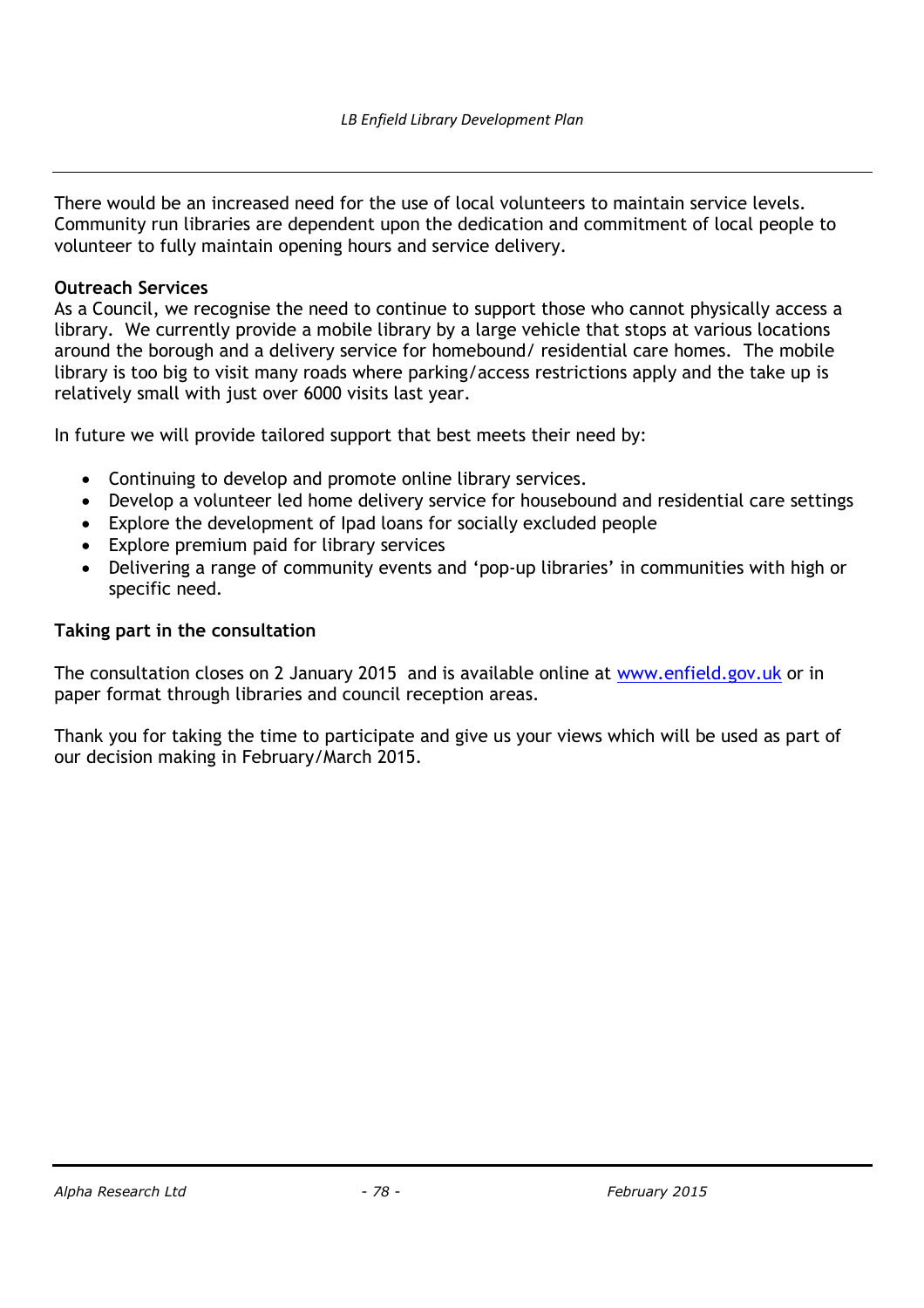There would be an increased need for the use of local volunteers to maintain service levels. Community run libraries are dependent upon the dedication and commitment of local people to volunteer to fully maintain opening hours and service delivery.

**Outreach Services**

As a Council, we recognise the need to continue to support those who cannot physically access a library. We currently provide a mobile library by a large vehicle that stops at various locations around the borough and a delivery service for homebound/ residential care homes. The mobile library is too big to visit many roads where parking/access restrictions apply and the take up is relatively small with just over 6000 visits last year.

In future we will provide tailored support that best meets their need by:

- Continuing to develop and promote online library services.
- Develop a volunteer led home delivery service for housebound and residential care settings
- Explore the development of Ipad loans for socially excluded people
- Explore premium paid for library services
- Delivering a range of community events and 'pop-up libraries' in communities with high or specific need.

**Taking part in the consultation**

The consultation closes on 2 January 2015 and is available online at www.enfield.gov.uk or in paper format through libraries and council reception areas.

Thank you for taking the time to participate and give us your views which will be used as part of our decision making in February/March 2015.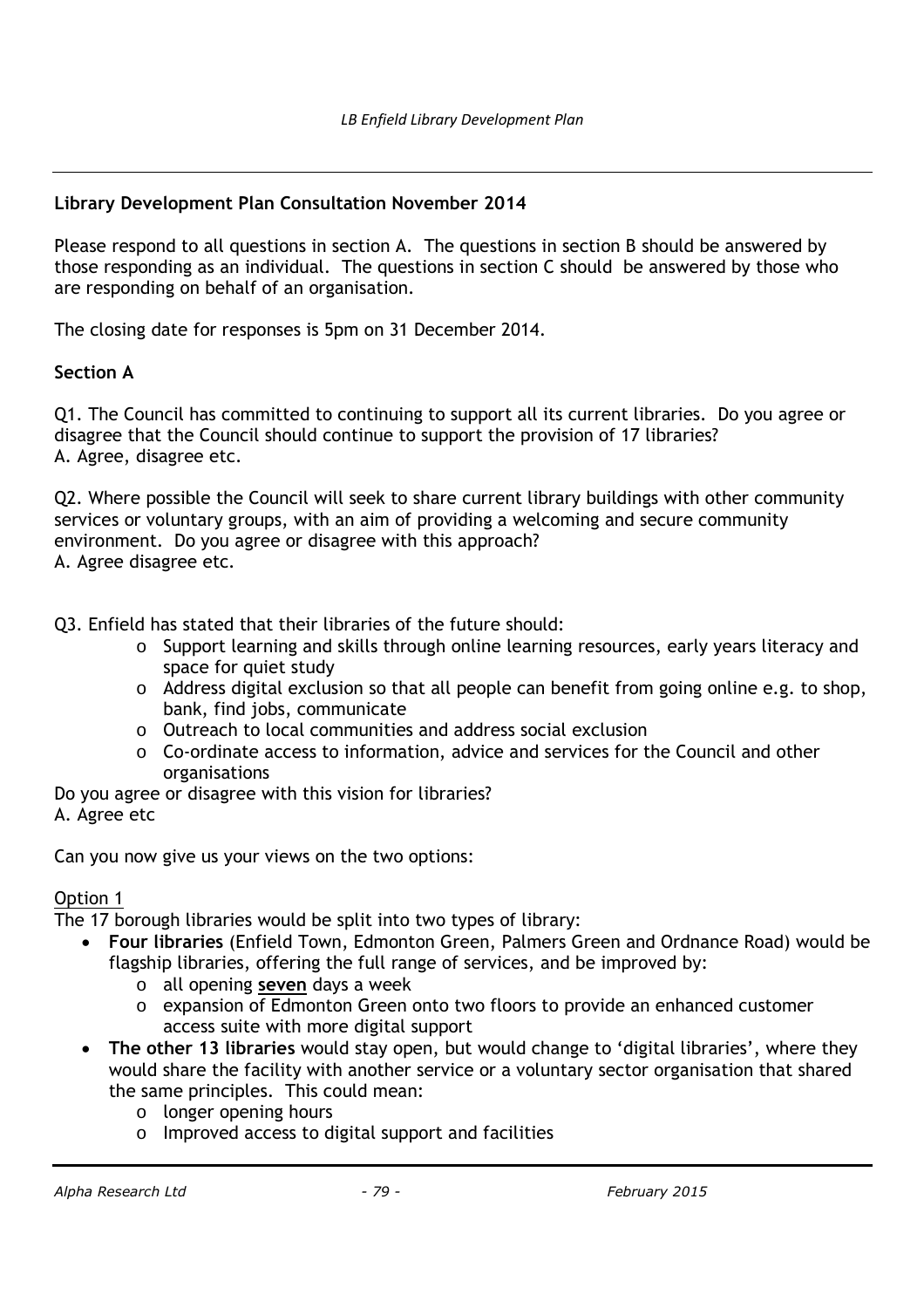**Library Development Plan Consultation November 2014**

Please respond to all questions in section A. The questions in section B should be answered by those responding as an individual. The questions in section C should be answered by those who are responding on behalf of an organisation.

The closing date for responses is 5pm on 31 December 2014.

**Section A**

Q1. The Council has committed to continuing to support all its current libraries. Do you agree or disagree that the Council should continue to support the provision of 17 libraries?
A. Agree, disagree etc.

Q2. Where possible the Council will seek to share current library buildings with other community services or voluntary groups, with an aim of providing a welcoming and secure community environment. Do you agree or disagree with this approach?
A. Agree disagree etc.

Q3. Enfield has stated that their libraries of the future should:

- Support learning and skills through online learning resources, early years literacy and space for quiet study
- Address digital exclusion so that all people can benefit from going online e.g. to shop, bank, find jobs, communicate
- Outreach to local communities and address social exclusion
- Co-ordinate access to information, advice and services for the Council and other organisations

Do you agree or disagree with this vision for libraries?
A. Agree etc

Can you now give us your views on the two options:

Option 1

The 17 borough libraries would be split into two types of library:

- **Four libraries** (Enfield Town, Edmonton Green, Palmers Green and Ordnance Road) would be flagship libraries, offering the full range of services, and be improved by:
    - all opening **seven** days a week
    - expansion of Edmonton Green onto two floors to provide an enhanced customer access suite with more digital support
- **The other 13 libraries** would stay open, but would change to 'digital libraries', where they would share the facility with another service or a voluntary sector organisation that shared the same principles. This could mean:
    - longer opening hours
    - Improved access to digital support and facilities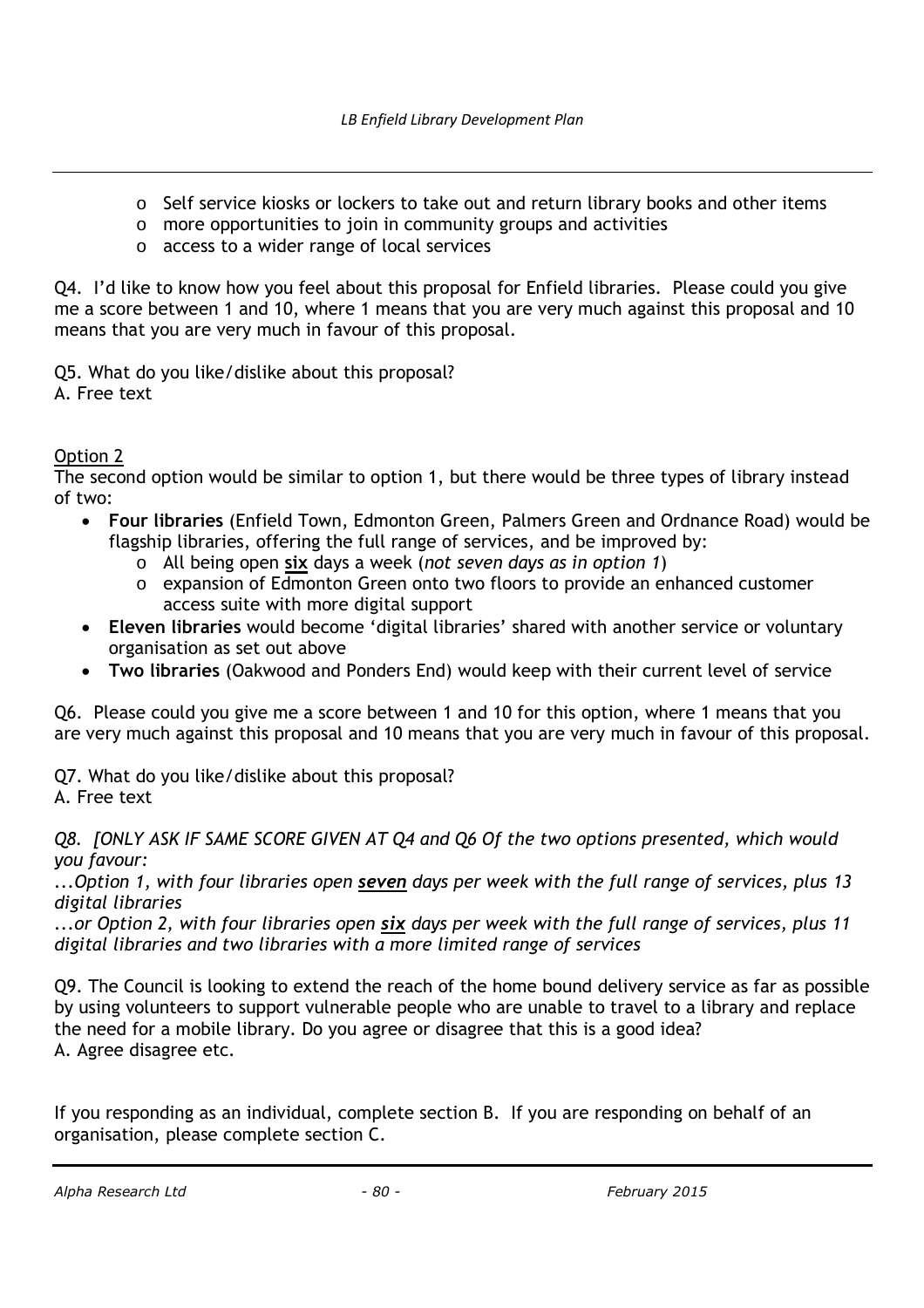- Self service kiosks or lockers to take out and return library books and other items
- more opportunities to join in community groups and activities
- access to a wider range of local services

Q4. I'd like to know how you feel about this proposal for Enfield libraries. Please could you give me a score between 1 and 10, where 1 means that you are very much against this proposal and 10 means that you are very much in favour of this proposal.

Q5. What do you like/dislike about this proposal?
A. Free text

Option 2

The second option would be similar to option 1, but there would be three types of library instead of two:

- **Four libraries** (Enfield Town, Edmonton Green, Palmers Green and Ordnance Road) would be flagship libraries, offering the full range of services, and be improved by:
    - All being open **six** days a week (*not seven days as in option 1*)
    - expansion of Edmonton Green onto two floors to provide an enhanced customer access suite with more digital support
- **Eleven libraries** would become 'digital libraries' shared with another service or voluntary organisation as set out above
- **Two libraries** (Oakwood and Ponders End) would keep with their current level of service

Q6. Please could you give me a score between 1 and 10 for this option, where 1 means that you are very much against this proposal and 10 means that you are very much in favour of this proposal.

Q7. What do you like/dislike about this proposal?
A. Free text

*Q8. [ONLY ASK IF SAME SCORE GIVEN AT Q4 and Q6 Of the two options presented, which would you favour:*

*...Option 1, with four libraries open **seven** days per week with the full range of services, plus 13 digital libraries*

*...or Option 2, with four libraries open **six** days per week with the full range of services, plus 11 digital libraries and two libraries with a more limited range of services*

Q9. The Council is looking to extend the reach of the home bound delivery service as far as possible by using volunteers to support vulnerable people who are unable to travel to a library and replace the need for a mobile library. Do you agree or disagree that this is a good idea?
A. Agree disagree etc.

If you responding as an individual, complete section B. If you are responding on behalf of an organisation, please complete section C.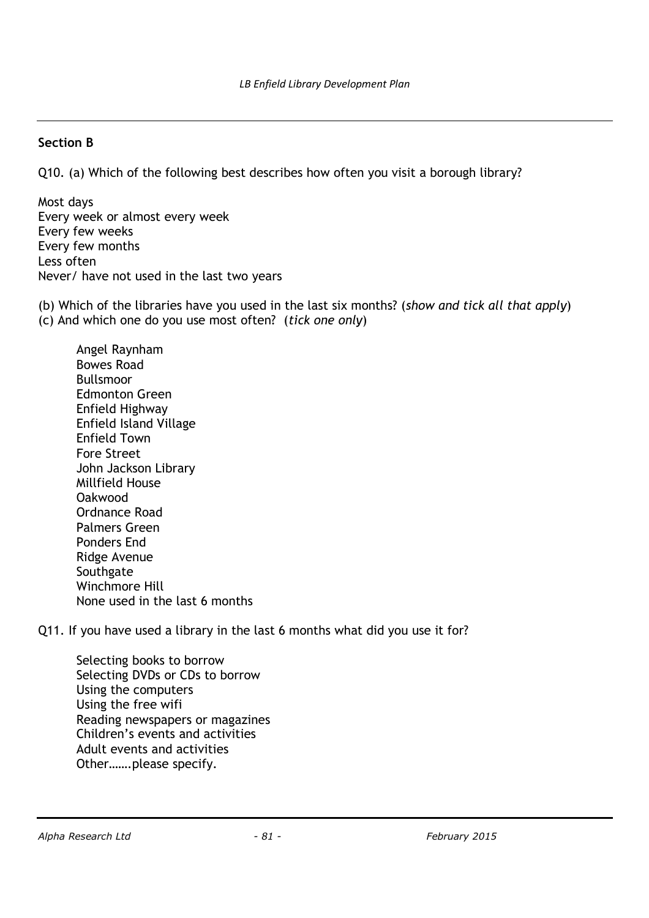## Section B

Q10. (a) Which of the following best describes how often you visit a borough library?

Most days
Every week or almost every week
Every few weeks
Every few months
Less often
Never/ have not used in the last two years

(b) Which of the libraries have you used in the last six months? (*show and tick all that apply*)
(c) And which one do you use most often? (*tick one only*)

Angel Raynham
Bowes Road
Bullsmoor
Edmonton Green
Enfield Highway
Enfield Island Village
Enfield Town
Fore Street
John Jackson Library
Millfield House
Oakwood
Ordnance Road
Palmers Green
Ponders End
Ridge Avenue
Southgate
Winchmore Hill
None used in the last 6 months

Q11. If you have used a library in the last 6 months what did you use it for?

Selecting books to borrow
Selecting DVDs or CDs to borrow
Using the computers
Using the free wifi
Reading newspapers or magazines
Children's events and activities
Adult events and activities
Other…….please specify.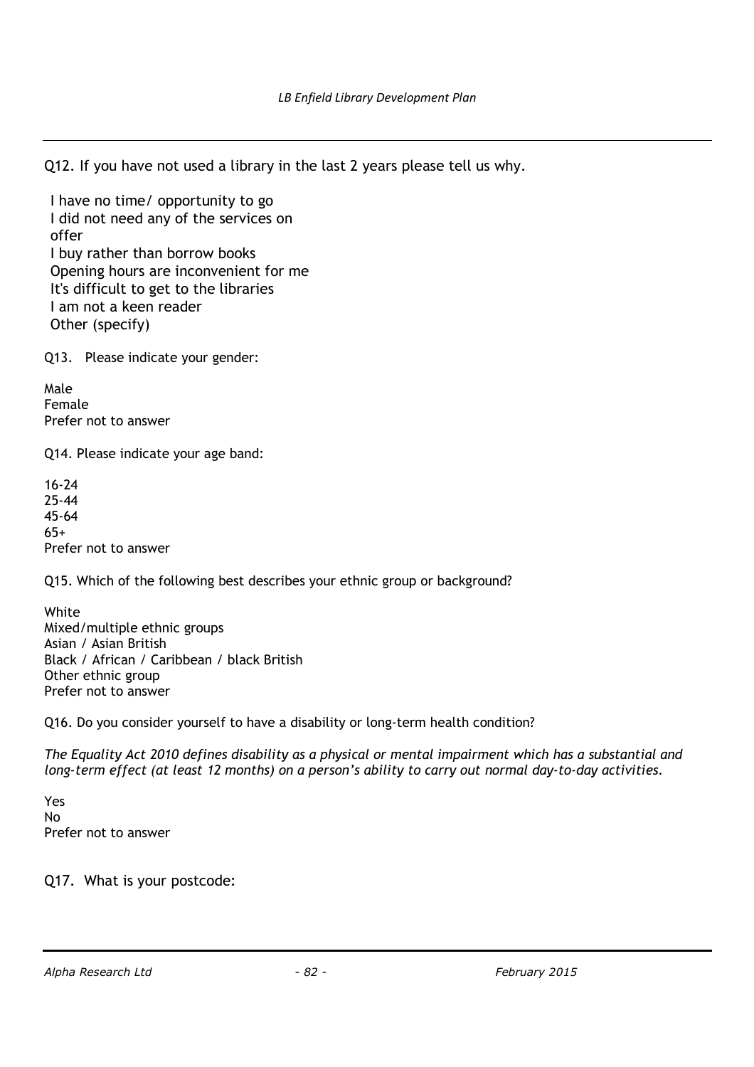Q12. If you have not used a library in the last 2 years please tell us why.

I have no time/ opportunity to go
I did not need any of the services on offer
I buy rather than borrow books
Opening hours are inconvenient for me
It's difficult to get to the libraries
I am not a keen reader
Other (specify)

Q13. Please indicate your gender:

Male
Female
Prefer not to answer

Q14. Please indicate your age band:

16-24
25-44
45-64
65+
Prefer not to answer

Q15. Which of the following best describes your ethnic group or background?

White
Mixed/multiple ethnic groups
Asian / Asian British
Black / African / Caribbean / black British
Other ethnic group
Prefer not to answer

Q16. Do you consider yourself to have a disability or long-term health condition?

*The Equality Act 2010 defines disability as a physical or mental impairment which has a substantial and long-term effect (at least 12 months) on a person's ability to carry out normal day-to-day activities.*

Yes
No
Prefer not to answer

Q17. What is your postcode: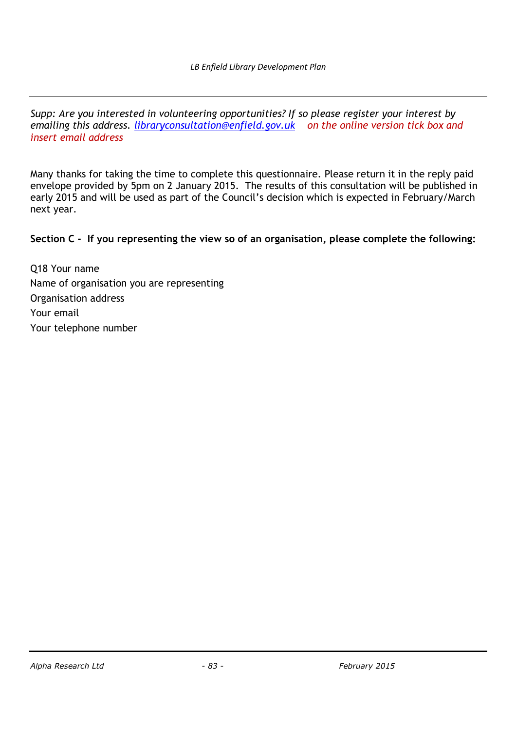*Supp: Are you interested in volunteering opportunities? If so please register your interest by emailing this address. libraryconsultation@enfield.gov.uk on the online version tick box and insert email address*

Many thanks for taking the time to complete this questionnaire. Please return it in the reply paid envelope provided by 5pm on 2 January 2015. The results of this consultation will be published in early 2015 and will be used as part of the Council's decision which is expected in February/March next year.

**Section C - If you representing the view so of an organisation, please complete the following:**

Q18 Your name
Name of organisation you are representing
Organisation address
Your email
Your telephone number